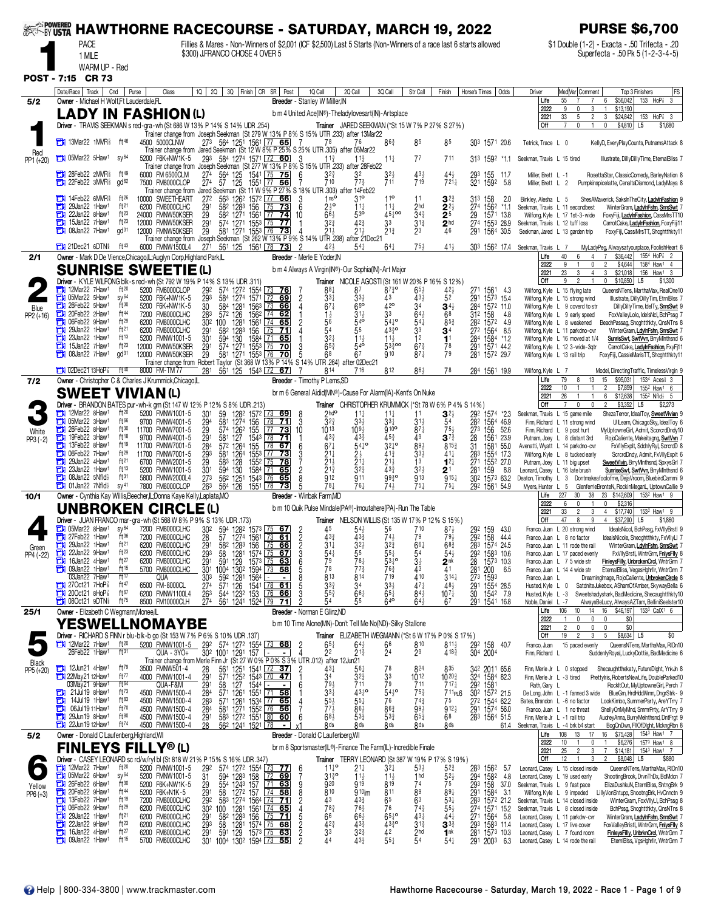# HAWTHORNE RACECOURSE - SATURDAY, MARCH 19, 2022

**PURSE $6,700**

**1** PACE 1 MILE WARM UP - Red

Fillies & Mares - Non-Winners of $2,001 (ICF $2,500) Last 5 Starts (Non-Winners of a race last 6 starts allowed $300) J.FRANCO CHOSE 4 OVER 5

$1 Double (1-2) - Exacta - .50 Trifecta - .20 Superfecta - .50 Pk 5 (1-2-3-4-5)

**POST - 7:15 CR 73**

---

## 1 — LADY IN FASHION (L) — 5/2 — Red PP1 (+20)

Owner - Michael H Wolf,Ft Lauderdale,FL | Breeder - Stanley W Miller,IN

b m 4 United Ace(IN®)-Theladylovesart(IN)-Artsplace

Driver - TRAVIS SEEKMAN s red-gra-wh (St 686 W 13% P 14% S 14% UDR .254) | Trainer JARED SEEKMAN (*St 15 W 7% P 27% S 27%)

| | Starts | W | P | S | Earnings | Best |
|---|---|---|---|---|---|---|
| Life | 55 | 7 | 7 | 6 | $56,042 | 153 HoP⅝ 3 |
| 2022 | 9 | 0 | 3 | 1 | $13,190 | |
| 2021 | 33 | 5 | 2 | 3 | $24,842 | 153 HoP⅝ 3 |
| Off | 7 | 0 | 1 | 0 | $4,810 | L5 $1,680 |

| Date/Race | Track Cnd | Purse Class | 1Q 2Q 3Q Finish | CR SR | Post | 1Q Call | 2Q Call | 3Q Call | Str Call | Finish | Horse's Times | Odds | Driver / Comment | Top 3 Finishers |
|---|---|---|---|---|---|---|---|---|---|---|---|---|---|---|
| Trainer change from Joseph Seekman (St 279 W 13% P 8% S 15% UTR .233) after 13Mar22 | | | | | | | | | | | | | | |
| 13Mar22 1MVR⅝ | ft46 | 4500 5000CLNW | 273 564 1251 1561 | 77 65 | 7 | 78 | 76 | 86¾ | 85 | 85 | 303 1571 | 20.6 | Tetrick, Trace L 0 | KellyD, EveryPlayCounts, PutnamsAttack 8 |
| Trainer change from Jared Seekman (St 12 W 8% P 25% S 25% UTR .305) after 05Mar22 | | | | | | | | | | | | | | |
| 05Mar22 5Haw1 | sy64 | 5200 F6K+NW1K-5 | 293 584 1274 1571 | 72 60 | 3 | 11½ | 11½ | 11¼ | 77 | 711 | 313 1592 | *1.1 | Seekman, Travis L 15 tired | Illustrate, DillyDillyTime, EternalBliss 7 |
| Trainer change from Joseph Seekman (St 277 W 13% P 8% S 15% UTR .233) after 28Feb22 | | | | | | | | | | | | | | |
| 28Feb22 2MVR⅝ | ft49 | 6000 FM 6500CLM | 274 564 125 1541 | 75 75 | 6 | 32¾ | 32 | 32½ | 43¼ | 44½ | 293 155 | 11.7 | Miller, Brett L -1 | RosettaStar, ClassicComedy, BarleyNation 8 |
| 22Feb22 3MVR⅝ | gd62 | 7500 FM8000CLOP | 274 57 125 1551 | 77 56 | 7 | 710 | 77¾ | 711 | 719 | 721¼ | 321 1592 | 5.8 | Miller, Brett L 2 | Pumpkinspicelatte, CenaltaDiamond, LadyMaya 8 |
| Trainer change from Jared Seekman (St 11 W 9% P 27% S 18% UTR .303) after 14Feb22 | | | | | | | | | | | | | | |
| 14Feb22 6MVR⅝ | ft26 | 10000 SWEETHEART | 272 563 1262 1572 | 77 66 | 3 | 1ns° | 31° | 11° | 11 | 32¾ | 313 158 | 2.0 | Binkley, Alesha L 5 | ShesAMaverick, SaksInTheCity, LadyInFashion 9 |
| 29Jan22 1Haw1 | ft21 | 6200 FM8000CLHC | 291 582 1283 156 | 75 73 | 6 | 2½° | 11¼ | 11¼ | 2hd | 22½ | 274 1562 | *1.1 | Seekman, Travis L 11 secondbest | WinterGram, LadyInFshn, SnrsSwt 7 |
| 22Jan22 8Haw1 | ft23 | 24000 FMNW50KSER | 29 582 1271 1561 | 77 74 | 10 | 66½ | 53° | 45½°° | 34¾ | 25 | 29 1571 | 13.8 | Wilfong, Kyle L 17 1st-3-wide | FoxyFiji, LadyInFashion, CassMrsTT10 |
| 15Jan22 7Haw1 | ft21 | 12000 FMNW50KSER | 291 574 1271 1553 | 75 77 | 1 | 32¾ | 42¾ | 33 | 31¾ | 2hd | 274 1553 | 28.9 | Seekman, Travis L 12 tuff loss | CarrotCake, LadyInFashion, FoxyFiji11 |
| 08Jan22 7Haw1 | gd31 | 12000 FMNW50KSER | 29 581 1271 1553 | 76 73 | 4 | 21½ | 21½ | 21¾ | 23 | 46 | 291 1564 | 30.5 | Seekman, Jared L 13 garden trip | FoxyFiji, CassiMrsTT, Shcghtthkty11 |
| Trainer change from Joseph Seekman (St 262 W 13% P 9% S 14% UTR .238) after 21Dec21 | | | | | | | | | | | | | | |
| 21Dec21 6DTN⅞ | ft43 | 6000 FMNW1500L4 | 271 561 125 1561 | 78 73 | 2 | 42½ | 54¼ | 64¼ | 75½ | 41½ | 303 1562 | 17.4 | Seekman, Travis L 7 | MyLadyPeg, Alwaysatyourplace, FoolishHeart 8 |

---

## 2 — SUNRISE SWEETIE (L) — 2/1 — Blue PP2 (+16)

Owner - Mark D De Vience,Chicago,IL;Auglyn Corp,Highland Park,IL | Breeder - Merle E Yoder,IN

b m 4 Always A Virgin(IN®)-Our Sophia(IN)-Art Major

Driver - KYLE WILFONG blk-s red-wh (St 792 W 19% P 14% S 13% UDR .311) | Trainer NICOLE AGOSTI (St 161 W 20% P 16% S 12%)

| | Starts | W | P | S | Earnings | Best |
|---|---|---|---|---|---|---|
| Life | 37 | 6 | 4 | 7 | $36,442 | 155⁴ HoP⅝ 2 |
| 2022 | 9 | 1 | 0 | 2 | $4,644 | 158⁴ Haw1 4 |
| 2021 | 23 | 3 | 4 | 3 | $21,018 | 156 Haw1 3 |
| Off | 9 | 2 | 1 | 0 | $10,850 | L5 $1,300 |

| Date/Race | Track Cnd | Purse Class | 1Q 2Q 3Q Finish | CR SR | Post | 1Q Call | 2Q Call | 3Q Call | Str Call | Finish | Horse's Times | Odds | Driver / Comment | Top 3 Finishers |
|---|---|---|---|---|---|---|---|---|---|---|---|---|---|---|
| 12Mar22 7Haw1 | ft20 | 5200 FMNW1001-5 | 292 574 1272 1554 | 73 76 | 7 | 88¼ | 87 | 87¾° | 65¾ | 42½ | 271 1561 | 4.3 | Wilfong, Kyle L 15 flying late | QueensNTens, MarthaMax, RealOne10 |
| 05Mar22 5Haw1 | sy64 | 5200 F6K+NW1K-5 | 293 584 1274 1571 | 72 69 | 2 | 33¼ | 33½ | 43 | 43½ | 52 | 291 1573 | 15.4 | Wilfong, Kyle L 15 strong wind | Illustrate, DillyDillyTm, EtrnlBliss 7 |
| 26Feb22 5Haw1 | ft30 | 5200 F6K+NW1K-5 | 30 584 1281 1563 | 73 66 | 4 | 67¼ | 65° | 42° | 34 | 34½ | 284 1572 | 11.0 | Wilfong, Kyle L 9 coverd to str | DillyDillyTime, IdelTy, SnrsSwt 9 |
| 20Feb22 9Haw1 | ft44 | 7200 FM8000CLHC | 283 572 126 1562 | 74 62 | 1 | 1½ | 31½ | 33 | 64½ | 68 | 312 158 | 4.8 | Wilfong, Kyle L 9 early speed | FoxValleyLolo, IdelsNcl, BchPssg 7 |
| 06Feb22 9Haw1 | ft29 | 6200 FM8000CLHC | 302 100 1281 1561 | 74 65 | 2 | 56 | 54° | 54½° | 54¼ | 85¾ | 282 1572 | 4.9 | Wilfong, Kyle L 8 weakened | BeachPassag, Shcghtthkty, QnsNTns 8 |
| 29Jan22 1Haw1 | ft21 | 6200 FM8000CLHC | 291 582 1283 156 | 75 71 | 4 | 54 | 55 | 43¾°° | 33 | 34 | 272 1564 | 8.5 | Wilfong, Kyle L 11 parkdno-cvr | WinterGram, LdyInFshn, SnrsSwt 7 |
| 23Jan22 1Haw1 | ft13 | 5200 FMNW1001-5 | 301 594 130 1584 | 71 65 | 1 | 32¼ | 11½ | 11½ | 12 | 11 | 284 1584 | *1.2 | Wilfong, Kyle L 16 moved at 1/4 | SunrisSwt, SwtVvn, BrryMlnthsnd 6 |
| 15Jan22 7Haw1 | ft21 | 12000 FMNW50KSER | 291 574 1271 1553 | 75 70 | 3 | 65¾ | 54° | 53¾°° | 67¾ | 78 | 291 1571 | 44.2 | Wilfong, Kyle L 12 3-wide-3qtr | CarrotCake, LadyInFashion, FxyFj11 |
| 08Jan22 7Haw1 | gd31 | 12000 FMNW50KSER | 29 581 1271 1553 | 76 70 | 5 | 68 | 67 | 910 | 87¼ | 79 | 281 1572 | 29.7 | Wilfong, Kyle L 13 rail trip | FoxyFiji, CassieMarisTT, Shcghtthkty11 |
| Trainer change from Robert Taylor (St 368 W 13% P 14% S 14% UTR .264) after 02Dec21 | | | | | | | | | | | | | | |
| 02Dec21 13HoP⅞ | ft40 | 8000 FM-TM 77 | 281 561 125 1543 | 72 67 | 7 | 814 | 716 | 812 | 86½ | 78 | 284 1561 | 19.9 | Wilfong, Kyle L 7 | Model, DirectingTraffic, TimelessVirgin 9 |

---

## 3 — SWEET VIVIAN (L) — 7/2 — White PP3 (-2)

Owner - Christopher C & Charles J Krummick,Chicago,IL | Breeder - Timothy P Lems,SD

br m 6 General Aidid(MN®)-Cause For Alarm(IA)-Kent's On Nuke

Driver - BRANDON BATES pur-wh-k grn (St 147 W 12% P 12% S 8% UDR .213) | Trainer CHRISTOPHER KRUMMICK (*St 78 W 6% P 4% S 14%)

| | Starts | W | P | S | Earnings | Best |
|---|---|---|---|---|---|---|
| Life | 79 | 8 | 13 | 15 | $95,031 | 153⁴ Aces⅝ 3 |
| 2022 | 10 | 1 | 1 | 2 | $7,859 | 155² Haw1 6 |
| 2021 | 26 | 1 | 1 | 6 | $12,638 | 155² Nfld⅝ 5 |
| Off | 7 | 0 | 0 | 2 | $3,352 | L5 $2,273 |

| Date/Race | Track Cnd | Purse Class | 1Q 2Q 3Q Finish | CR SR | Post | 1Q Call | 2Q Call | 3Q Call | Str Call | Finish | Horse's Times | Odds | Driver / Comment | Top 3 Finishers |
|---|---|---|---|---|---|---|---|---|---|---|---|---|---|---|
| 12Mar22 8Haw1 | ft20 | 5200 FMNW1001-5 | 301 59 1282 1572 | 73 69 | 8 | 2hd° | 11½ | 11¼ | 11¼ | 32½ | 292 1574 | *2.3 | Seekman, Travis L 15 game mile | ShezaTerror, IdealToy, SweetVivian 9 |
| 05Mar22 3Haw1 | ft66 | 9700 FMNW4001-5 | 294 581 1274 156 | 78 71 | 3 | 32¾ | 33½ | 33¼ | 31½ | 54 | 282 1564 | 46.9 | Finn, Richard L 11 strong wind | UllLearn, ChicagoSky, IdealToy 6 |
| 26Feb22 8Haw1 | ft30 | 11700 FMNW7001-5 | 29 574 1262 155 | 77 73 | 10 | 1013 | 109½ | 910° | 87¼ | 75½ | 273 156 | 52.6 | Finn, Richard L 9 post hurt | MyUptowneGirl, Admit, ScorcrdDndy10 |
| 19Feb22 3Haw1 | ft18 | 9700 FMNW4001-5 | 291 581 127 1543 | 78 71 | 1 | 43¾ | 43¾ | 45¾ | 49 | 37¾ | 28 1561 | 23.9 | Putnam, Joey L 8 distant 3rd | RojoCaliente, Makeitagng, SwtVvn 7 |
| 13Feb22 8Haw1 | ft19 | 11700 FMNW7001-5 | 284 572 1264 155 | 78 67 | 6 | 67¼ | 54¹° | 32¹° | 89½ | 815¾ | 31 1581 | 55.0 | Avenatti, Wyatt L 14 parkdno-cvr | FxVllyExplt, SddnlyRyl, ScrcrdD 8 |
| 06Feb22 7Haw1 | ft29 | 11700 FMNW7001-5 | 293 581 1264 1553 | 77 73 | 3 | 21¼ | 2½ | 41¾ | 33½ | 41¼ | 283 1554 | 17.3 | Wilfong, Kyle L 8 tucked early | ScrcrdDndy, Admit, FxVllyExplt 6 |
| 29Jan22 4Haw1 | ft21 | 6700 FMNW2001-5 | 29 583 128 1552 | 75 78 | 7 | 21½ | 21½ | 21½ | 13 | 12¼ | 271 1552 | 27.0 | Putnam, Joey L 11 big upset | SweetVivin, BrryMlnthsnd, SpnxysGrl 7 |
| 23Jan22 1Haw1 | ft13 | 5200 FMNW1001-5 | 301 594 130 1584 | 71 65 | 2 | 21¾ | 32¾ | 43¾ | 32½ | 21 | 281 159 | 8.8 | Leonard, Casey L 16 late brush | SunriseSwt, SwtVvn, BrryMlnthsnd 6 |
| 08Jan22 5Nfld⅝ | ft31 | 5800 FMNW2000L4 | 273 562 1251 1543 | 76 65 | 8 | 912 | 911 | 99³° | 913 | 915¼ | 302 1573 | 63.2 | Deaton, Timothy L 3 | Dontmakeafoolofme, DejaVroom, BluebirdCammi 9 |
| 01Jan22 7Nfld⅝ | sy41 | 7800 FM8000CLOP | 263 564 126 1551 | 78 73 | 5 | 78¼ | 76¼ | 74½ | 75¼ | 75¼ | 292 1561 | 54.9 | Myers, Hunter L 5 | GlenferrieBronteN, RockinMeganL, UptownCallie 9 |

---

## 4 — UNBROKEN CIRCLE (L) — 10/1 — Green PP4 (-22)

Owner - Cynthia Kay Willis,Beecher,IL;Donna Kaye Kelly,Laplata,MO | Breeder - Winbak Farm,MD

b m 10 Quik Pulse Mindale(PA®)-Imoutahere(PA)-Run The Table

Driver - JUAN FRANCO mar-gra-wh (St 568 W 8% P 9% S 13% UDR .173) | Trainer NELSON WILLIS (St 135 W 17% P 12% S 15%)

| | Starts | W | P | S | Earnings | Best |
|---|---|---|---|---|---|---|
| Life | 227 | 30 | 38 | 23 | $142,609 | 153² Haw1 9 |
| 2022 | 6 | 0 | 1 | 0 | $2,316 | |
| 2021 | 33 | 2 | 3 | 4 | $17,740 | 153² Haw1 9 |
| Off | 47 | 8 | 9 | 4 | $37,290 | L5 $1,860 |

| Date/Race | Track Cnd | Purse Class | 1Q 2Q 3Q Finish | CR SR | Post | 1Q Call | 2Q Call | 3Q Call | Str Call | Finish | Horse's Times | Odds | Driver / Comment | Top 3 Finishers |
|---|---|---|---|---|---|---|---|---|---|---|---|---|---|---|
| 05Mar22 8Haw1 | sy64 | 7200 FM8000CLOP | 302 594 1282 1573 | 75 67 | 2 | 45 | 54½ | 56 | 710 | 87½ | 292 159 | 43.0 | Franco, Juan L 20 strong wind | IdealsNicol, BchPssg, FxVllyBrstl 9 |
| 27Feb22 1Haw1 | ft36 | 7200 FM8000CLHC | 28 57 1274 1561 | 73 61 | 2 | 43¾ | 43¾ | 74½ | 79 | 79½ | 292 158 | 44.4 | Franco, Juan L 8 no factor | IdealsNicole, Shecghtthkty, FxVllyL 7 |
| 29Jan22 1Haw1 | ft21 | 6200 FM8000CLHC | 291 582 1283 156 | 75 73 | 2 | 31¼ | 32½ | 32¾ | 66¼ | 69¾ | 283 1574 | 24.5 | Franco, Juan L 11 rode the rail | WinterGram, LdyInFshn, SnrsSwt 7 |
| 22Jan22 9Haw1 | ft23 | 6200 FM8000CLHC | 293 58 1281 1574 | 75 67 | 3 | 54¼ | 55 | 55¼ | 54 | 54½ | 292 1583 | 10.6 | Franco, Juan L 17 paced evenly | FxVllyBrstl, WntrGrm, FnlysFlly 8 |
| 16Jan22 4Haw1 | ft27 | 6200 FM8000CLHC | 291 591 129 1573 | 75 63 | 6 | 79 | 78½ | 53¼° | 3¾ | 2nk | 28 1573 | 10.3 | Franco, Juan L 7 5 wide str | FinleysFilly, UnbrokenCrcl, WntrGrm 7 |
| 09Jan22 1Haw1 | ft15 | 5700 FM6000CLHC | 301 1004 1302 1594 | 73 58 | 5 | 78 | 77¾ | 76¾ | 43 | 41 | 281 200 | 6.5 | Franco, Juan L 14 4 wide str | EternalBliss, VegasHghrllr, WntrGrm 7 |
| 03Jan22 7Haw1 | ft17 | QUA | 303 592 1281 1564 | - - | 3 | 813 | 814 | 719 | 410 | 314¼ | 273 1593 | | Franco, Juan L | DreamingImage, RojoCaliente, UnbrokenCircle 8 |
| 27Oct21 7HoP⅞ | ft47 | 6500 FM-8000CL | 274 571 126 1541 | 78 61 | 5 | 33¾ | 34 | 33½ | 47¼ | 48½ | 291 1554 | 28.5 | Husted, Kyle L 0 | Satchnite,Jukebox, AShamOfAmber, SkywayBella 6 |
| 20Oct21 8HoP⅞ | ft67 | 6200 FMNW1100L4 | 263 544 1232 153 | 76 66 | 3 | 55¾ | 66½ | 65¼ | 84½ | 107¼ | 30 1542 | 7.9 | Husted, Kyle L -3 | Sweetshadyshark, BadMedicine, Shecaughtthkty10 |
| 08Oct21 9DTN⅞ | ft75 | 8500 FM10000CLH | 274 561 1241 1524 | 79 71 | 2 | 54 | 55 | 64° | 64½ | 67 | 291 1541 | 16.8 | Noble, Daniel L -7 | AlwaysBeLucy, AlwaysAZTam, BelliniSeelster10 |

---

## 5 — YESWELLNOMAYBE — 25/1 — Black PP5 (+20)

Owner - Elizabeth C Wegmann,Monee,IL | Breeder - Norman E Glinz,ND

b m 10 Time Alone(MN)-Don't Tell Me No(ND)-Silky Stallone

Driver - RICHARD S FINN r blu-blk-b go (St 153 W 7% P 6% S 10% UDR .137) | Trainer ELIZABETH WEGMANN (*St 6 W 17% P 0% S 17%)

| | Starts | W | P | S | Earnings | Best |
|---|---|---|---|---|---|---|
| Life | 106 | 10 | 14 | 16 | $46,197 | 153³ CalX1 6 |
| 2022 | 1 | 0 | 0 | 0 | $0 | |
| 2021 | 2 | 0 | 0 | 0 | $0 | |
| Off | 19 | 2 | 3 | 5 | $8,634 | L5 $0 |

| Date/Race | Track Cnd | Purse Class | 1Q 2Q 3Q Finish | CR SR | Post | 1Q Call | 2Q Call | 3Q Call | Str Call | Finish | Horse's Times | Odds | Driver / Comment | Top 3 Finishers |
|---|---|---|---|---|---|---|---|---|---|---|---|---|---|---|
| 12Mar22 7Haw1 | ft20 | 5200 FMNW1001-5 | 292 574 1272 1554 | 73 68 | 2 | 65¼ | 64½ | 66 | 810 | 811¾ | 292 158 | 40.7 | Franco, Juan 15 paced evenly | QueensNTens, MarthaMax, RlOn10 |
| 26Feb22 1Haw1 | ft31 | QUA - 3YO+ | 302 1001 1291 157 | - - | 4 | 22 | 21¾ | 24 | 29 | 418¾ | 304 2004 | | Finn, Richard L | SuddenlyRoyal, LuckyDottie, BadMedicine 6 |
| Trainer change from Merle Finn Jr (St 27 W 0% P 0% S 3% UTR .012) after 12Jun21 | | | | | | | | | | | | | | |
| 12Jun21 4Haw1 | ft79 | 3500 FMNW501-4 | 28 561 1251 1541 | 72 37 | 2 | 43¼ | 56¼ | 78 | 824 | 835 | 342 2011 | 65.6 | Finn, Merle Jr L 0 stopped | Shecaughtthekaty, FutureDlght, YnkJn 8 |
| 22May21 12Haw1 | ft77 | 4000 FMNW1001-4 | 291 571 1252 1543 | 70 47 | 1 | 34 | 32¾ | 33 | 1012 | 1020¾ | 324 1584 | 82.3 | Finn, Merle Jr L -3 tired | Prettylris, RobertsNewLife, DoubleParked10 |
| 03May21 9Haw1 | ft64 | QUA-F&M | 291 58 127 1544 | - - | 6 | 79½ | 711 | 79 | 711 | 717¾ | 291 1581 | | Rath, Gary L | RockItOut, MyUptowneGirl, Perch 7 |
| 21Jul19 8Haw1 | ft73 | 4500 FMNW1500-4 | 284 571 1261 1551 | 71 58 | 1 | 33¼ | 43¹° | 54²° | 75¾ | 711PL6 | 302 1572 | 21.5 | De Long, John L -1 fanned 3 wide | BlueGm, HrdHddWmn, DngrStrk - 9 |
| 14Jul19 1Haw1 | ft83 | 4500 FMNW1500-4 | 283 571 1261 1534 | 77 65 | 4 | 55½ | 55¼ | 76 | 74¾ | 75 | 272 1544 | 62.2 | Bates, Brandon L -6 no factor | LookKimbo, SummerParty, AryTTrry 7 |
| 06Jul19 11Haw1 | ft70 | 4500 FMNW1500-4 | 284 581 1271 1552 | 76 56 | 7 | 77½ | 86½ | 86¾ | 99½ | 912½ | 291 1574 | 56.0 | Franco, Juan L 1 no threat | ShellyOnMyMnd, SmmrPrty, ArYTrry 9 |
| 29Jun19 8Haw1 | ft80 | 4500 FMNW1500-4 | 291 583 1272 1551 | 80 60 | 6 | 68½ | 53¾ | 53¾ | 65¾ | 68 | 283 1564 | 51.5 | Finn, Merle Jr L -1 rail trip | AudreyAnna, BurryMelnthsnd, DntFrgt 9 |
| 22Jun19 12Haw1 | ft74 | 4500 FMNW1500-4 | 28 562 1241 1521 | 78 - | x1 | 8ds | 8ds | 8ds | 8ds | 8ds | | 61.4 | Seekman, Travis L -4 brk b4 start | BogOnDwn, FllOfDlght, MckngRbn 8 |

---

## 6 — FINLEYS FILLY® (L) — 5/2 — Yellow PP6 (+3)

Owner - Donald C Laufenberg,Highland,WI | Breeder - Donald C Laufenberg,WI

br m 8 Sportsmaster(IL®)-Finance The Farm(IL)-Incredible Finale

Driver - CASEY LEONARD sc rd/w/ryl bl (St 818 W 21% P 15% S 16% UDR .347) | Trainer TERRY LEONARD (St 387 W 19% P 17% S 19%)

| | Starts | W | P | S | Earnings | Best |
|---|---|---|---|---|---|---|
| Life | 108 | 13 | 17 | 16 | $75,428 | 154³ Haw1 7 |
| 2022 | 10 | 1 | 0 | 1 | $6,276 | 157³ Haw1 8 |
| 2021 | 25 | 2 | 3 | 7 | $14,181 | 154³ Haw1 7 |
| Off | 12 | 1 | 3 | 2 | $8,048 | L5 $880 |

| Date/Race | Track Cnd | Purse Class | 1Q 2Q 3Q Finish | CR SR | Post | 1Q Call | 2Q Call | 3Q Call | Str Call | Finish | Horse's Times | Odds | Driver / Comment | Top 3 Finishers |
|---|---|---|---|---|---|---|---|---|---|---|---|---|---|---|
| 12Mar22 7Haw1 | ft20 | 5200 FMNW1001-5 | 292 574 1272 1554 | 73 77 | 6 | 11½° | 21½ | 32¼ | 32¼ | 52¾ | 283 1562 | 5.7 | Leonard, Casey L 15 closed inside | QueensNTens, MarthaMax, RlOn10 |
| 05Mar22 6Haw1 | sy64 | 5200 FMNW1001-5 | 31 594 1283 158 | 72 69 | 7 | 31³° | 11½ | 11½ | 1hd | 52½ | 294 1582 | 4.8 | Leonard, Casey L 19 used early | ShootingBrook, DrvnThDx, BdMdcn 7 |
| 26Feb22 6Haw1 | ft30 | 5200 F6K+NW1K-5 | 29 554 1243 157 | 71 63 | 9 | 920 | 919 | 819 | 74 | 75 | 293 158 | 37.0 | Seekman, Travis L 9 fast pace | ElizaBushkaN, EternlBlss, ShtngBrk 9 |
| 20Feb22 9Haw1 | ft44 | 5200 F6K+N1K-5 | 291 58 1272 157 | 74 58 | 8 | 810 | 910m | 811 | 89 | 89¼ | 291 1584 | 3.1 | Wilfong, Kyle L 9 impeded | LillyVonShtupp, ShootngBrk, HvCnnctn 9 |
| 13Feb22 7Haw1 | ft19 | 7200 FM8000CLHC | 292 583 1273 1564 | 74 71 | 2 | 43 | 43¾ | 65 | 63 | 53¼ | 283 1572 | 21.2 | Seekman, Travis L 14 closed inside | WinterGram, FoxVllyLl, BchPssg 8 |
| 06Feb22 9Haw1 | ft29 | 6200 FM8000CLHC | 302 100 1281 1561 | 74 65 | 4 | 78¾ | 76¾ | 76 | 74¾ | 55½ | 274 1571 | 15.2 | Seekman, Travis L 8 closed inside | BchPssg, Shcghtthkty, QnsNTns 8 |
| 29Jan22 1Haw1 | ft21 | 6200 FM8000CLHC | 291 582 1283 156 | 75 71 | 5 | 66 | 66¼ | 65¼° | 65¾ | 55¼ | 271 1564 | 5.8 | Leonard, Casey L 11 parkdw-cvr | WinterGram, LdyInFshn, SnrsSwt 7 |
| 22Jan22 9Haw1 | ft23 | 6200 FM8000CLHC | 293 58 1281 1574 | 75 68 | 2 | 42¾ | 43½ | 43¾° | 31¾ | 33¾ | 293 1583 | 11.4 | Leonard, Casey L 17 live cover | FoxValleyBrstl, WntrGrm, FnlysFlly 8 |
| 16Jan22 4Haw1 | ft27 | 6200 FM8000CLHC | 291 591 129 1573 | 75 63 | 2 | 33 | 32¾ | 42 | 2hd | 1nk | 281 1573 | 10.3 | Leonard, Casey L 7 found room | FinleysFilly, UnbrknCrcl, WntrGrm 7 |
| 09Jan22 1Haw1 | ft15 | 5700 FM6000CLHC | 301 1004 1302 1594 | 73 55 | 2 | 44 | 43½ | 55¼ | 54 | 54¼ | 291 2003 | 6.3 | Leonard, Casey L 14 rode the rail | EternlBlss, VgsHghrllr, WntrGrm 7 |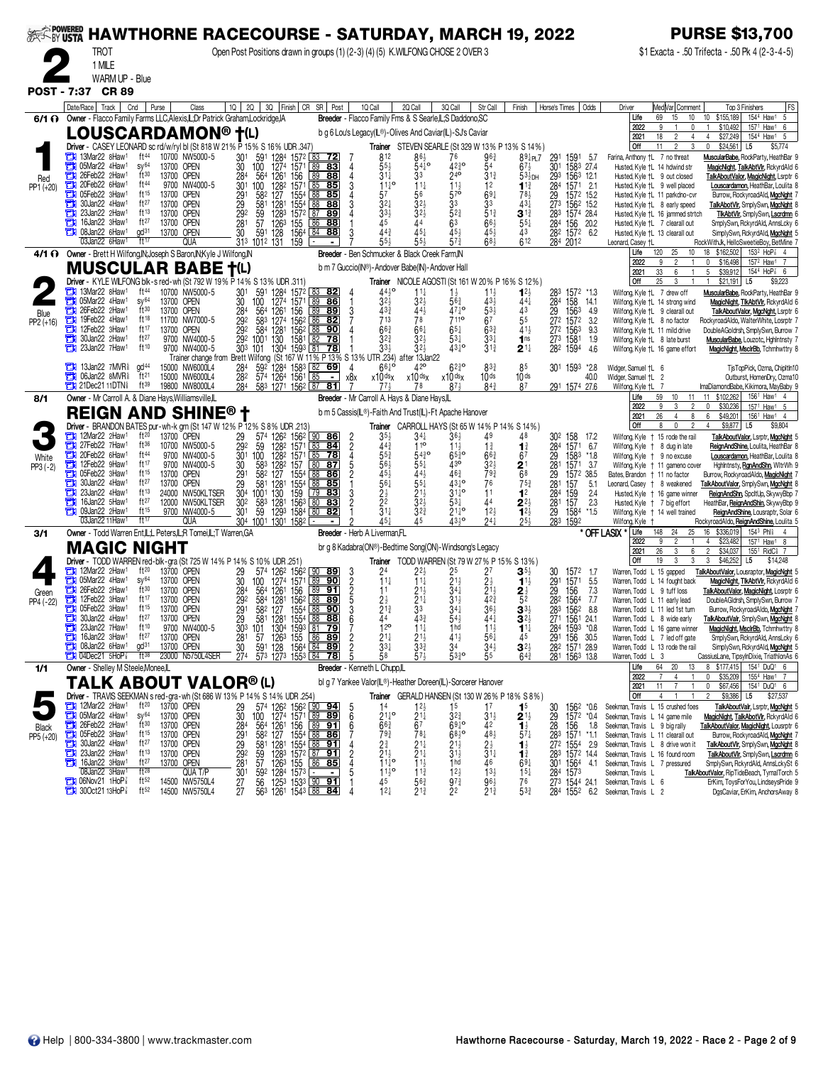# HAWTHORNE RACECOURSE - SATURDAY, MARCH 19, 2022

**PURSE $13,700**

**2** TROT — 1 MILE — WARM UP - Blue

Open Post Positions drawn in groups (1) (2-3) (4) (5) K.WILFONG CHOSE 2 OVER 3

$1 Exacta - .50 Trifecta - .50 Pk 4 (2-3-4-5)

**POST - 7:37 CR 89**

---

## 1 — LOUSCARDAMON® †(L) — 6/1 — Red PP1 (+20)

Owner - Flacco Family Farms LLC,Alexis,IL;Dr Patrick Graham,Lockridge,IA
Breeder - Flacco Family Fms & S Searle,IL;S Daddono,SC
b g 6 Lou's Legacy(IL®)-Olives And Caviar(IL)-SJ's Caviar
Driver - CASEY LEONARD sc rd/w/ryl bl (St 818 W 21% P 15% S 16% UDR .347)
Trainer STEVEN SEARLE (St 329 W 13% P 13% S 14%)

| | Starts | W | P | S | Earnings | Best |
|---|---|---|---|---|---|---|
| Life | 69 | 15 | 10 | 10 | $155,189 | 1:54⁴ Haw1 5 |
| 2022 | 9 | 1 | 0 | 1 | $10,492 | 1:57¹ Haw1 6 |
| 2021 | 18 | 2 | 4 | 4 | $27,249 | 1:54⁴ Haw1 5 |
| Off | 11 | 2 | 3 | 0 | $24,561 | L5 $5,774 |

| Date/Race | Track | Cnd | Purse | Class | 1Q | 2Q | 3Q | Finish | CR | SR | Post | 1Q Call | 2Q Call | 3Q Call | Str Call | Finish | Horse's Times | Odds | Driver | Comment | Top 3 Finishers | FS |
|---|---|---|---|---|---|---|---|---|---|---|---|---|---|---|---|---|---|---|---|---|---|---|
| 13Mar22 8Haw1 | ft44 | | 10700 | NW5000-5 | 30¹ | 59¹ | 128⁴ | 157² | 83 | 72 | 7 | 8¹² | 8⁶½ | 7⁶ | 9⁶¾ | 8⁹¼PL7 | 29¹ 159¹ | 5.7 | Farina, Anthony †L | 7 no threat | MuscularBabe, RockParty, HeathBar | 9 |
| 05Mar22 4Haw1 | sy64 | | 13700 | OPEN | 30 | 100 | 127⁴ | 157¹ | 89 | 83 | 4 | 5⁵½ | 5⁴½° | 4²¾° | 5⁴ | 6⁷½ | 30¹ 158³ | 27.4 | Husted, Kyle †L | 14 hdwind str | MagicNight, TalkAbtVlr, RckyrdAld | 6 |
| 26Feb22 2Haw1 | ft30 | | 13700 | OPEN | 28⁴ | 56⁴ | 126¹ | 156 | 89 | 88 | 4 | 3¹¼ | 3³ | 2⁴° | 3¹¾ | 5³½DH | 29³ 156³ | 12.1 | Husted, Kyle †L | 9 out closed | TalkAboutValor, MagicNight, Lsrptr | 6 |
| 20Feb22 6Haw1 | ft44 | | 9700 | NW4000-5 | 30¹ | 100 | 128² | 157¹ | 85 | 85 | 3 | 1¹½° | 1¹¼ | 1¹½ | 1² | 1¹¾ | 28⁴ 157¹ | 2.1 | Husted, Kyle †L | 9 well placed | Louscardamon, HeathBar, Loulita | 8 |
| 05Feb22 3Haw1 | ft15 | | 13700 | OPEN | 29¹ | 58² | 127 | 155⁴ | 88 | 85 | 4 | 5⁷ | 5⁶ | 5⁷° | 6⁹¼ | 7⁸½ | 29 157² | 15.2 | Husted, Kyle †L | 11 parkdno-cvr | Burrow, RockyroadAld, MgcNght | 7 |
| 30Jan22 4Haw1 | ft27 | | 13700 | OPEN | 29 | 58¹ | 128¹ | 155⁴ | 88 | 88 | 3 | 3²½ | 3²½ | 3³ | 3³ | 4³¼ | 27³ 156² | 15.2 | Husted, Kyle †L | 8 early speed | TalkAbotVlr, SmplySwn, MgcNght | 8 |
| 23Jan22 2Haw1 | ft13 | | 13700 | OPEN | 29² | 59 | 128³ | 157² | 87 | 89 | 4 | 3³½ | 3²½ | 5²¾ | 5¹¾ | 3¹¾ | 28³ 157⁴ | 28.4 | Husted, Kyle †L | 16 jammed strtch | TlkAbtVlr, SmplySwn, Lscrdmn | 6 |
| 16Jan22 3Haw1 | ft27 | | 13700 | OPEN | 28¹ | 57 | 126³ | 155 | 86 | 88 | 1 | 4⁵ | 4⁴ | 6³ | 6⁶½ | 5⁵¼ | 28⁴ 156 | 20.2 | Husted, Kyle †L | 7 clearall out | SmplySwn, RckyrdAld, AnnsLcky | 6 |
| 08Jan22 6Haw1 | gd31 | | 13700 | OPEN | 30 | 59¹ | 128 | 156⁴ | 84 | 88 | 3 | 4⁴¾ | 4⁵½ | 4⁵½ | 4⁵½ | 4³ | 28² 157² | 6.2 | Husted, Kyle †L | 13 clearall out | SimplySwn, RckyrdAld, MgcNght | 5 |
| 03Jan22 6Haw1 | ft17 | | | QUA | 31³ | 101² | 131 | 159 | - | - | 7 | 5⁵½ | 5⁵½ | 5⁷¾ | 6⁸½ | 6¹² | 28⁴ 201² | | Leonard, Casey †L | | RockWithJk, HelloSweetieBoy, BetMine | 7 |

---

## 2 — MUSCULAR BABE †(L) — 4/1 — Blue PP2 (+16)

Owner - Brett H Wilfong,IN;Joseph S Baron,IN;Kyle J Wilfong,IN
Breeder - Ben Schmucker & Black Creek Farm,IN
b m 7 Guccio(IN®)-Andover Babe(IN)-Andover Hall
Driver - KYLE WILFONG blk-s red-wh (St 792 W 19% P 14% S 13% UDR .311)
Trainer NICOLE AGOSTI (St 161 W 20% P 16% S 12%)

| | Starts | W | P | S | Earnings | Best |
|---|---|---|---|---|---|---|
| Life | 120 | 25 | 10 | 18 | $162,502 | 1:53² HoP⅞ 4 |
| 2022 | 9 | 2 | 1 | 0 | $16,498 | 1:57² Haw1 7 |
| 2021 | 33 | 6 | 1 | 5 | $39,912 | 1:54⁴ HoP⅞ 6 |
| Off | 25 | 3 | 1 | 1 | $21,191 | L5 $9,223 |

| Date/Race | Track | Cnd | Purse | Class | 1Q | 2Q | 3Q | Finish | CR | SR | Post | 1Q Call | 2Q Call | 3Q Call | Str Call | Finish | Horse's Times | Odds | Driver | Comment | Top 3 Finishers | FS |
|---|---|---|---|---|---|---|---|---|---|---|---|---|---|---|---|---|---|---|---|---|---|---|
| 13Mar22 8Haw1 | ft44 | | 10700 | NW5000-5 | 30¹ | 59¹ | 128⁴ | 157² | 83 | 82 | 4 | 4⁴½° | 1¹¼ | 1½ | 1¹½ | 1²½ | 28³ 157² | *1.3 | Wilfong, Kyle †L | 7 drew off | MuscularBabe, RockParty, HeathBar | 9 |
| 05Mar22 4Haw1 | sy64 | | 13700 | OPEN | 30 | 100 | 127⁴ | 157¹ | 89 | 86 | 1 | 3²½ | 3²½ | 5⁶¾ | 4³½ | 4⁴¼ | 28⁴ 158 | 14.1 | Wilfong, Kyle †L | 14 strong wind | MagicNight, TlkAbtVlr, RckyrdAld | 6 |
| 26Feb22 2Haw1 | ft30 | | 13700 | OPEN | 28⁴ | 56⁴ | 126¹ | 156 | 89 | 89 | 3 | 4³¾ | 4⁴½ | 4⁷½° | 5³½ | 4³ | 29 156³ | 4.9 | Wilfong, Kyle †L | 9 clearall out | TalkAboutValor, MgcNght, Lsrptr | 6 |
| 19Feb22 5Haw1 | ft18 | | 11700 | NW7000-5 | 29² | 58³ | 127⁴ | 156² | 86 | 82 | 7 | 7¹³ | 7⁸ | 7¹¹° | 6⁷ | 5⁵ | 27² 157² | 3.2 | Wilfong, Kyle †L | 8 no factor | RockyroadAldo, WalterWhite, Losrptr | 7 |
| 12Feb22 3Haw1 | ft17 | | 13700 | OPEN | 29² | 58⁴ | 128¹ | 156² | 88 | 90 | 4 | 6⁶¾ | 6⁶¼ | 6⁵¼ | 6³¾ | 4¹½ | 27² 156³ | 9.3 | Wilfong, Kyle †L | 11 mild drive | DoubleAGoldrsh, SmplySwn, Burrow | 7 |
| 30Jan22 2Haw1 | ft27 | | 9700 | NW4000-5 | 29² | 100¹ | 130 | 158¹ | 82 | 78 | 1 | 3²¾ | 3²½ | 5³¼ | 3³¼ | 1ns | 27³ 158¹ | 1.9 | Wilfong, Kyle †L | 8 late burst | MuscularBabe, Louzotc, HghIntnsty | 7 |
| 23Jan22 7Haw1 | ft10 | | 9700 | NW4000-5 | 30³ | 101 | 130⁴ | 159³ | 81 | 78 | 1 | 3³½ | 3²½ | 4³½° | 3¹¾ | 2¹¼ | 28² 159⁴ | 4.6 | Wilfong, Kyle †L | 16 game effort | MagicNight, MsclrBb, Tchmhwttry | 8 |

Trainer change from Brett Wilfong (St 167 W 11% P 13% S 13% UTR .234) after 13Jan22

| Date/Race | Track | Cnd | Purse | Class | 1Q | 2Q | 3Q | Finish | CR | SR | Post | 1Q Call | 2Q Call | 3Q Call | Str Call | Finish | Horse's Times | Odds | Driver | Comment | Top 3 Finishers | FS |
|---|---|---|---|---|---|---|---|---|---|---|---|---|---|---|---|---|---|---|---|---|---|---|
| 13Jan22 7MVR⅝ | gd44 | | 15000 | NW6000L4 | 28⁴ | 59² | 128⁴ | 158³ | 82 | 69 | 4 | 6⁶½° | 4²° | 6²¾° | 8³¾ | 8⁵ | 30¹ 159³ | *2.8 | Widger, Samuel †L | 6 | TjsTopPick, Ozma, ChipItIn | 10 |
| 06Jan22 8MVR⅝ | ft21 | | 15000 | NW6000L4 | 28² | 57⁴ | 126⁴ | 156¹ | 85 | - | x8x | x10dsx | x10dsx | x10dsx | 10ds | 10ds | | 40.0 | Widger, Samuel †L | 2 | Outburst, HomerDry, Ozma | 10 |
| 21Dec21 11DTN⅝ | ft39 | | 19800 | NW8000L4 | 28⁴ | 58³ | 127¹ | 156² | 87 | 81 | 7 | 7⁷½ | 7⁸ | 8⁷½ | 8⁴¾ | 8⁷ | 29¹ 157⁴ | 27.6 | Wilfong, Kyle †L | 7 | ImaDiamondBabe, Kikimora, MayBaby | 9 |

---

## 3 — REIGN AND SHINE® † — 8/1 — White PP3 (-2)

Owner - Mr Carroll A. & Diane Hays,Williamsville,IL
Breeder - Mr Carroll A. Hays & Diane Hays,IL
b m 5 Cassis(IL®)-Faith And Trust(IL)-Ft Apache Hanover
Driver - BRANDON BATES pur-wh-k grn (St 147 W 12% P 12% S 8% UDR .213)
Trainer CARROLL HAYS (St 65 W 14% P 14% S 14%)

| | Starts | W | P | S | Earnings | Best |
|---|---|---|---|---|---|---|
| Life | 59 | 10 | 11 | 11 | $102,262 | 1:56¹ Haw1 4 |
| 2022 | 9 | 3 | 2 | 0 | $30,236 | 1:57¹ Haw1 5 |
| 2021 | 26 | 4 | 8 | 6 | $49,201 | 1:56¹ Haw1 4 |
| Off | 8 | 0 | 2 | 4 | $9,877 | L5 $9,804 |

| Date/Race | Track | Cnd | Purse | Class | 1Q | 2Q | 3Q | Finish | CR | SR | Post | 1Q Call | 2Q Call | 3Q Call | Str Call | Finish | Horse's Times | Odds | Driver | Comment | Top 3 Finishers | FS |
|---|---|---|---|---|---|---|---|---|---|---|---|---|---|---|---|---|---|---|---|---|---|---|
| 12Mar22 2Haw1 | ft20 | | 13700 | OPEN | 29 | 57⁴ | 126² | 156² | 90 | 86 | 2 | 3⁵½ | 3⁴¼ | 3⁶½ | 4⁹ | 4⁸ | 30² 158 | 17.2 | Wilfong, Kyle † | 15 rode the rail | TalkAboutValor, Lsrptr, MgcNght | 5 |
| 27Feb22 7Haw1 | ft36 | | 10700 | NW5000-5 | 29² | 59 | 128² | 157¹ | 83 | 84 | 2 | 4⁴¾ | 1¹° | 1¹½ | 1¾ | 1¾ | 28⁴ 157¹ | 6.7 | Wilfong, Kyle † | 8 dug in late | ReignAndShine, Loulita, HeathBar | 8 |
| 20Feb22 6Haw1 | ft44 | | 9700 | NW4000-5 | 30¹ | 100 | 128² | 157¹ | 85 | 78 | 4 | 5⁵¾ | 5⁴¾° | 6⁵¾° | 6⁶¾ | 6⁷ | 29 158³ | *1.8 | Wilfong, Kyle † | 9 no excuse | Louscardamon, HeathBar, Loulita | 8 |
| 12Feb22 9Haw1 | ft17 | | 9700 | NW4000-5 | 30 | 58³ | 128² | 157 | 80 | 87 | 5 | 5⁶½ | 5⁵½ | 4³° | 3²½ | 2¹ | 28¹ 157¹ | 3.7 | Wilfong, Kyle † | 11 gameno cover | HghIntnsty, RgnAndShn, WltrWh | 9 |
| 05Feb22 3Haw1 | ft15 | | 13700 | OPEN | 29¹ | 58² | 127 | 155⁴ | 88 | 86 | 2 | 4⁵½ | 4⁴½ | 4⁶¾ | 7⁹¾ | 6⁸ | 29 157² | 38.5 | Bates, Brandon † | 11 no factor | Burrow, RockyroadAldo, MagicNight | 7 |
| 30Jan22 4Haw1 | ft27 | | 13700 | OPEN | 29 | 58¹ | 128¹ | 155⁴ | 88 | 85 | 1 | 5⁶¼ | 5⁵½ | 4³½° | 7⁶ | 7⁵¾ | 28¹ 157 | 5.1 | Leonard, Casey † | 8 weakened | TalkAboutValor, SmplySwn, MgcNght | 8 |
| 23Jan22 4Haw1 | ft13 | | 24000 | NW50KLTSER | 30⁴ | 100¹ | 130 | 159 | 79 | 83 | 3 | 2½ | 2¹½ | 3¹½° | 1¹ | 1² | 28⁴ 159 | 2.4 | Husted, Kyle † | 16 game winner | ReignAndShn, SpcltUp, SkywyBbp | 7 |
| 16Jan22 5Haw1 | ft27 | | 12000 | NW50KLTSER | 30² | 58³ | 128¹ | 156³ | 80 | 83 | 2 | 2² | 3²½ | 5³¼ | 4⁴ | 2²½ | 28¹ 157 | 2.3 | Husted, Kyle † | 7 big effort | HeathBar, ReignAndShin, SkywyBbp | 9 |
| 09Jan22 2Haw1 | ft15 | | 9700 | NW4000-5 | 30¹ | 59 | 129³ | 158⁴ | 80 | 82 | 1 | 3¹¼ | 3²¾ | 2¹½° | 1²½ | 1²½ | 29 158⁴ | *1.5 | Wilfong, Kyle † | 14 well trained | ReignAndShine, Lousraptr, Solar | 6 |
| 03Jan22 11Haw1 | ft17 | | | QUA | 30⁴ | 100¹ | 130¹ | 158² | - | - | 1 | 4⁵½ | 4⁵ | 4³½° | 2⁴¼ | 2⁵½ | 28³ 159² | | Wilfong, Kyle † | | RockyroadAldo, ReignAndShine, Loulita | 5 |

---

## 4 — MAGIC NIGHT — 3/1 — Green PP4 (-22)

Owner - Todd Warren Ent,LL Peters,IL;R Tomei,IL;T Warren,GA
Breeder - Herb A Liverman,FL
br g 8 Kadabra(ON®)-Bedtime Song(ON)-Windsong's Legacy
Driver - TODD WARREN red-blk-gra (St 725 W 14% P 14% S 10% UDR .251)
Trainer TODD WARREN (St 79 W 27% P 15% S 13%)

\* OFF LASIX \*

| | Starts | W | P | S | Earnings | Best |
|---|---|---|---|---|---|---|
| Life | 148 | 24 | 25 | 16 | $336,019 | 1:54³ Phl⅝ 4 |
| 2022 | 9 | 2 | 1 | 4 | $23,482 | 1:57¹ Haw1 8 |
| 2021 | 26 | 3 | 6 | 2 | $34,037 | 1:55¹ RidC⅝ 7 |
| Off | 19 | 3 | 3 | 3 | $46,252 | L5 $14,248 |

| Date/Race | Track | Cnd | Purse | Class | 1Q | 2Q | 3Q | Finish | CR | SR | Post | 1Q Call | 2Q Call | 3Q Call | Str Call | Finish | Horse's Times | Odds | Driver | Comment | Top 3 Finishers | FS |
|---|---|---|---|---|---|---|---|---|---|---|---|---|---|---|---|---|---|---|---|---|---|---|
| 12Mar22 2Haw1 | ft20 | | 13700 | OPEN | 29 | 57⁴ | 126² | 156² | 90 | 89 | 3 | 2⁴ | 2²½ | 2⁵ | 2⁷ | 3⁵½ | 30 157² | 1.7 | Warren, Todd L | 15 gapped | TalkAboutValor, Lousraptor, MagicNight | 5 |
| 05Mar22 4Haw1 | sy64 | | 13700 | OPEN | 30 | 100 | 127⁴ | 157¹ | 89 | 90 | 2 | 1¹¼ | 1¹½ | 2¹½ | 2½ | 1¹½ | 29¹ 157¹ | 5.5 | Warren, Todd L | 14 fought back | MagicNight, TlkAbtVlr, RckyrdAld | 6 |
| 26Feb22 2Haw1 | ft30 | | 13700 | OPEN | 28⁴ | 56⁴ | 126¹ | 156 | 89 | 91 | 2 | 1¹ | 2¹½ | 3⁴¼ | 2¹½ | 2½ | 29 156 | 7.3 | Warren, Todd L | 9 tuff loss | TalkAboutValor, MagicNight, Losrptr | 6 |
| 12Feb22 3Haw1 | ft17 | | 13700 | OPEN | 29² | 58⁴ | 128¹ | 156² | 88 | 89 | 5 | 2½ | 2¹¼ | 3¹½ | 4²¾ | 5² | 28² 156⁴ | 7.7 | Warren, Todd L | 11 early lead | DoubleAGldrsh, SmplySwn, Burrow | 7 |
| 05Feb22 3Haw1 | ft15 | | 13700 | OPEN | 29¹ | 58² | 127 | 155⁴ | 88 | 90 | 3 | 2¹¾ | 3³ | 3⁴¼ | 3⁶½ | 3³½ | 28³ 156² | 8.8 | Warren, Todd L | 11 led 1st turn | Burrow, RockyroadAld, MgcNght | 7 |
| 30Jan22 4Haw1 | ft27 | | 13700 | OPEN | 29 | 58¹ | 128¹ | 155⁴ | 88 | 88 | 6 | 4⁴ | 4³¾ | 5⁴½ | 4⁴¼ | 3²½ | 27¹ 156¹ | 24.1 | Warren, Todd L | 8 wide early | TalkAbotVlr, SmplySwn, MgcNght | 8 |
| 23Jan22 7Haw1 | ft10 | | 9700 | NW4000-5 | 30³ | 101 | 130⁴ | 159³ | 81 | 79 | 1 | 1²° | 1¹¼ | 1hd | 1¹½ | 1¹¼ | 28⁴ 159³ | *0.8 | Warren, Todd L | 16 game winner | MagicNight, MsclrBb, Tchmhwttry | 8 |
| 16Jan22 3Haw1 | ft27 | | 13700 | OPEN | 28¹ | 57 | 126³ | 155 | 86 | 89 | 2 | 2¹½ | 2¹½ | 4¹½ | 5⁶½ | 4⁵ | 29¹ 156 | 30.5 | Warren, Todd L | 7 led off gate | SmplySwn, RckyrdAld, AnnsLcky | 6 |
| 08Jan22 6Haw1 | gd31 | | 13700 | OPEN | 30 | 59¹ | 128 | 156⁴ | 84 | 89 | 2 | 3³¼ | 3³½ | 3⁴ | 3⁴½ | 3²½ | 28² 157¹ | 28.9 | Warren, Todd L | 13 rode the rail | SimplySwn, RckyrdAld, MgcNght | 5 |
| 04Dec21 5HoP⅞ | ft38 | | 23000 | NS750L4SER | 27⁴ | 57³ | 127³ | 155³ | 84 | 78 | 5 | 5⁸ | 5⁷½ | 5³½° | 5⁵ | 6⁴¾ | 28¹ 156³ | 13.8 | Warren, Todd L | 3 | CassiusLane, TipsyInDixie, TriathionAs | 6 |

---

## 5 — TALK ABOUT VALOR® (L) — 1/1 — Black PP5 (+20)

Owner - Shelley M Steele,Monee,IL
Breeder - Kenneth L Chupp,IL
bl g 7 Yankee Valor(IL®)-Heather Doreen(IL)-Sorcerer Hanover
Driver - TRAVIS SEEKMAN s red-gra-wh (St 686 W 13% P 14% S 14% UDR .254)
Trainer GERALD HANSEN (St 130 W 26% P 18% S 8%)

| | Starts | W | P | S | Earnings | Best |
|---|---|---|---|---|---|---|
| Life | 64 | 20 | 13 | 8 | $177,415 | 1:54¹ DuQ¹ 6 |
| 2022 | 7 | 4 | 1 | 0 | $35,209 | 1:55⁴ Haw1 7 |
| 2021 | 11 | 7 | 1 | 0 | $67,456 | 1:54¹ DuQ¹ 6 |
| Off | 4 | 1 | 1 | 2 | $9,386 | L5 $27,537 |

| Date/Race | Track | Cnd | Purse | Class | 1Q | 2Q | 3Q | Finish | CR | SR | Post | 1Q Call | 2Q Call | 3Q Call | Str Call | Finish | Horse's Times | Odds | Driver | Comment | Top 3 Finishers | FS |
|---|---|---|---|---|---|---|---|---|---|---|---|---|---|---|---|---|---|---|---|---|---|---|
| 12Mar22 2Haw1 | ft20 | | 13700 | OPEN | 29 | 57⁴ | 126² | 156² | 90 | 94 | 5 | 1⁴ | 1²½ | 1⁵ | 1⁷ | 1⁵ | 30 156² | *0.6 | Seekman, Travis L | 15 crushed foes | TalkAboutValr, Lsrptr, MgcNght | 5 |
| 05Mar22 4Haw1 | sy64 | | 13700 | OPEN | 30 | 100 | 127⁴ | 157¹ | 89 | 89 | 6 | 2¹½° | 2¹½ | 3²¾ | 3¹½ | 2¹½ | 29 157² | *0.4 | Seekman, Travis L | 14 game mile | MagicNight, TalkAbotVlr, RckyrdAld | 6 |
| 26Feb22 2Haw1 | ft30 | | 13700 | OPEN | 28⁴ | 56⁴ | 126¹ | 156 | 89 | 91 | 6 | 6⁶¾ | 6⁷ | 6⁹½° | 4² | 1½ | 28 156 | 1.8 | Seekman, Travis L | 9 big rally | TalkAboutValor, MagicNight, Lousrptr | 6 |
| 05Feb22 3Haw1 | ft15 | | 13700 | OPEN | 29¹ | 58² | 127 | 155⁴ | 88 | 86 | 7 | 7⁹¾ | 7⁸½ | 6⁸½° | 4⁸½ | 5⁷½ | 28³ 157¹ | *1.1 | Seekman, Travis L | 11 clearall out | Burrow, RockyroadAld, MgcNght | 7 |
| 30Jan22 4Haw1 | ft27 | | 13700 | OPEN | 29 | 58¹ | 128¹ | 155⁴ | 88 | 91 | 4 | 2³ | 2¹½ | 2¹½ | 2½ | 1³ | 27² 155⁴ | 2.9 | Seekman, Travis L | 8 drive won it | TalkAbotVlr, SmplySwn, MgcNght | 8 |
| 23Jan22 2Haw1 | ft13 | | 13700 | OPEN | 29² | 59 | 128³ | 157² | 87 | 91 | 2 | 2¹½ | 2¹½ | 3¹½ | 3¹¼ | 1¾ | 28³ 157² | 14.4 | Seekman, Travis L | 16 found room | TalkAbotVlr, SmplySwn, Lscrdmn | 6 |
| 16Jan22 3Haw1 | ft27 | | 13700 | OPEN | 28¹ | 57 | 126³ | 155 | 86 | 85 | 4 | 1¹½° | 1hd | 1hd | 4⁶ | 6⁹½ | 30¹ 156⁴ | 4.1 | Seekman, Travis L | 7 pressured | SmplySwn, RckyrdAld, AnnsLcky | 6 |
| 08Jan22 5Haw1 | ft28 | | | QUA T/P | 30¹ | 59² | 128⁴ | 157³ | - | - | 5 | 1¹½° | 1¹¾ | 1²½ | 1³½ | 1⁵¼ | 28⁴ 157³ | | Seekman, Travis L | | TalkAboutValor, RipTideBeach, TymalTorch | 5 |
| 06Nov21 1HoP⅞ | ft52 | | 14500 | NW5750L4 | 27 | 56 | 125³ | 153³ | 90 | 91 | 1 | 4⁵ | 5⁶¾ | 9⁷¾ | 9⁶½ | 7⁶ | 27³ 154⁴ | 24.1 | Seekman, Travis L | 6 | ErKim, ToysForYou, LindseysPride | 9 |
| 30Oct21 13HoP⅞ | ft52 | | 14500 | NW5750L4 | 27 | 56³ | 126¹ | 154³ | 88 | 84 | 4 | 1²¼ | 2¹¾ | 2² | 2¹¾ | 5³¾ | 28⁴ 155² | 6.2 | Seekman, Travis L | 2 | DgsCaviar, ErKim, AnchorsAway | 8 |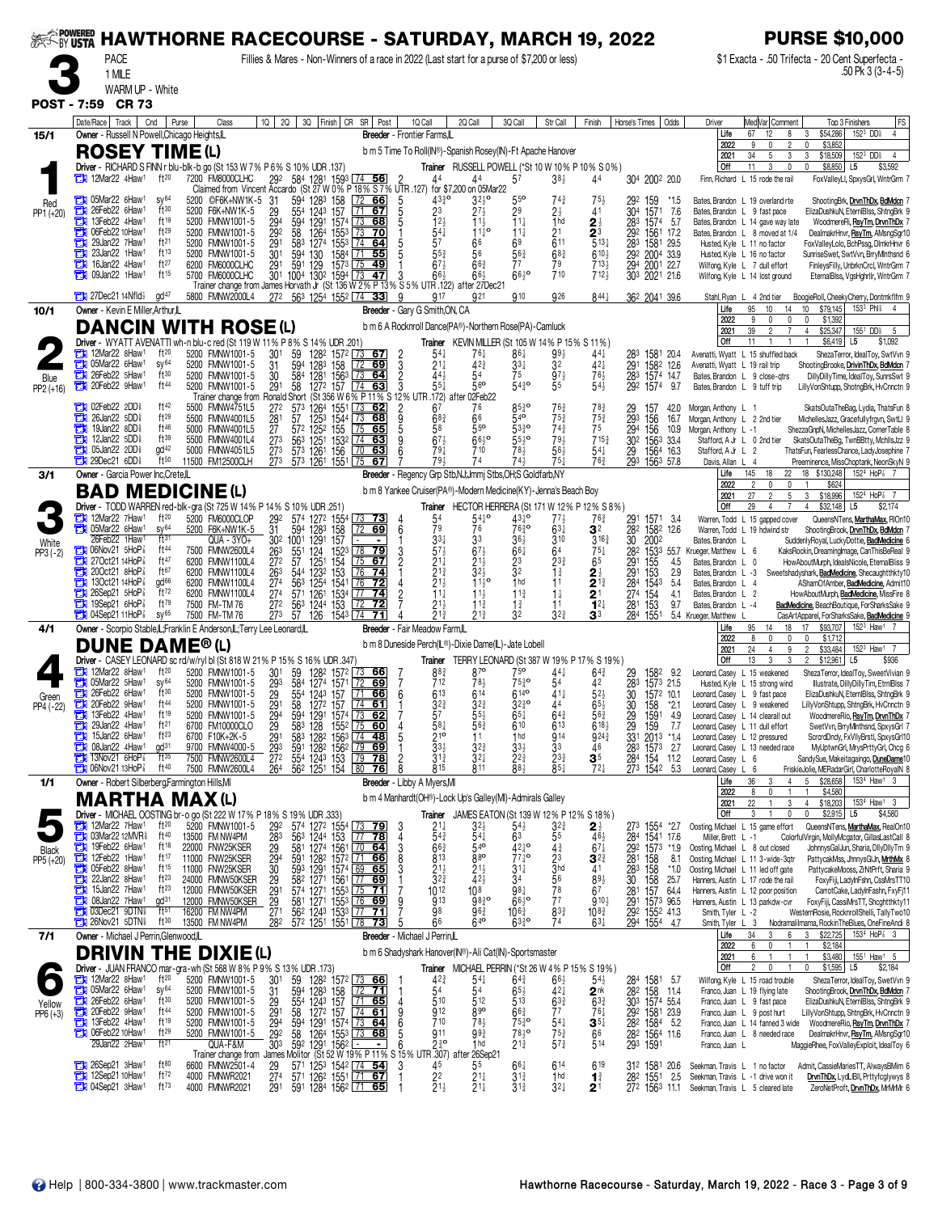# HAWTHORNE RACECOURSE - SATURDAY, MARCH 19, 2022

**PURSE $10,000**

**3** PACE — 1 MILE — WARM UP - White

Fillies & Mares - Non-Winners of a race in 2022 (Last start for a purse of $7,200 or less)

$1 Exacta - .50 Trifecta - 20 Cent Superfecta - .50 Pk 3 (3-4-5)

**POST - 7:59 CR 73**

---

## 1 — ROSEY TIME (L) — 15/1 — Red — PP1 (+20)

Owner - Russell N Powell,Chicago Heights,IL
Breeder - Frontier Farms,IL
b m 5 Time To Roll(IN®)-Spanish Rosey(IN)-Ft Apache Hanover
Driver - RICHARD S FINN r blu-blk-b go (St 153 W 7% P 6% S 10% UDR .137)
Trainer RUSSELL POWELL (*St 10 W 10% P 10% S 0%)

| | Sts | W | P | S | Earnings | Best |
|---|---|---|---|---|---|---|
| Life | 67 | 12 | 8 | 3 | $54,286 | 152³ DD⅝ 4 |
| 2022 | 9 | 0 | 2 | 0 | $3,852 | |
| 2021 | 34 | 5 | 3 | 3 | $18,509 | 152³ DD⅝ 4 |
| Off | 11 | 3 | 0 | 0 | $8,850 | L5 $3,592 |

| Date/Race | Track | Cnd | Purse | Class | Finish | Post | Horse's Time | Odds | Driver | Comment | Top 3 Finishers |
|---|---|---|---|---|---|---|---|---|---|---|---|
| 12Mar22 4Haw¹ | ft20 | | 7200 | FM8000CLHC | 4⁴ | 2 | 30⁴ 200² | 20.0 | Finn, Richard L | 15 rode the rail | FoxValleyLl, SpxysGrl, WntrGrn 7 |
| | | | | Claimed from Vincent Accardo (St 27 W 0% P 18% S 7% UTR .127) for $7,200 on 05Mar22 | | | | | | | |
| 05Mar22 6Haw¹ | sy64 | | 5200 | ©F6K+NW1K-5 | 7⁵½ | 5 | 29² 159 | *1.5 | Bates, Brandon L | 19 overland rte | ShootingBrk, DrvnThDx, BdMdcn 7 |
| 26Feb22 6Haw¹ | ft30 | | 5200 | F6K+NW1K-5 | 4¹ | 5 | 30⁴ 157¹ | 7.6 | Bates, Brandon L | 19 fast pace | ElizaDushkuN, EternlBlss, ShtngBrk 9 |
| 13Feb22 4Haw¹ | ft19 | | 5200 | FMNW1001-5 | 2½ | 5 | 28³ 157⁴ | 5.7 | Bates, Brandon L | 14 gave way late | WoodmereRi, RsyTm, DrvnThDx 7 |
| 06Feb22 10Haw¹ | ft29 | | 5200 | FMNW1001-5 | 2³ | 1 | 29² 156¹ | 17.2 | Bates, Brandon L | 8 moved at 1/4 | DealmakrHnvr, RsyTm, AMsngSgr10 |
| 29Jan22 7Haw¹ | ft21 | | 5200 | FMNW1001-5 | 5¹³½ | 1 | 28³ 158¹ | 29.5 | Husted, Kyle L | 11 no factor | FoxValleyLolo, BchPssg, DlmkrHnvr 6 |
| 23Jan22 1Haw¹ | ft13 | | 5200 | FMNW1001-5 | 6¹⁰½ | 5 | 29² 200⁴ | 33.9 | Husted, Kyle L | 16 no factor | SunriseSwet, SwtVvn, BrryMnthsnd 6 |
| 16Jan22 4Haw¹ | ft27 | | 6200 | FM6000CLHC | 7¹³½ | 5 | 29⁴ 200¹ | 22.7 | Wilfong, Kyle L | 7 dull effort | FinleysFilly, UnbrknCrcl, WntrGrn 7 |
| 09Jan22 1Haw¹ | ft15 | | 5700 | FM6000CLHC | 7¹²½ | 3 | 30³ 202¹ | 21.6 | Wilfong, Kyle L | 14 lost ground | EternalBlss, VgsHghrllr, WntrGrn 7 |
| | | | | Trainer change from James Horvath Jr (St 136 W 2% P 13% S 5% UTR .122) after 27Dec21 | | | | | | | |
| 27Dec21 14Nfld⅝ | gd47 | | 5800 | FMNW2000L4 | 8⁴⁴½ | 9 | 36² 204¹ | 39.6 | Stahl, Ryan L | 4 2nd tier | BoogieRoll, CheekyCherry, Dontmkfllm 9 |

## 2 — DANCIN WITH ROSE (L) — 10/1 — Blue — PP2 (+16)

Owner - Kevin E Miller,Arthur,IL
Breeder - Gary G Smith,ON, CA
b m 6 A Rocknroll Dance(PA®)-Northern Rose(PA)-Camluck
Driver - WYATT AVENATTI wh-n blu-c red (St 119 W 11% P 8% S 14% UDR .201)
Trainer KEVIN MILLER (St 105 W 14% P 15% S 11%)

| | Sts | W | P | S | Earnings | Best |
|---|---|---|---|---|---|---|
| Life | 95 | 10 | 14 | 10 | $79,145 | 153³ Phl⅝ 4 |
| 2022 | 9 | 0 | 0 | 0 | $1,392 | |
| 2021 | 39 | 2 | 7 | 4 | $25,347 | 155¹ DD⅝ 5 |
| Off | 11 | 1 | 1 | 1 | $6,419 | L5 $1,092 |

| Date/Race | Track | Cnd | Purse | Class | Finish | Post | Horse's Time | Odds | Driver | Comment | Top 3 Finishers |
|---|---|---|---|---|---|---|---|---|---|---|---|
| 12Mar22 8Haw¹ | ft20 | | 5200 | FMNW1001-5 | 4⁴½ | 2 | 28³ 158¹ | 20.4 | Avenatti, Wyatt L | 15 shuffled back | ShezaTerror, IdealToy, SwtVvn 9 |
| 05Mar22 6Haw¹ | sy64 | | 5200 | FMNW1001-5 | 4²½ | 3 | 29¹ 158² | 12.6 | Avenatti, Wyatt L | 19 rail trip | ShootingBrook, DrivinThDx, BdMdcn 7 |
| 26Feb22 5Haw¹ | ft30 | | 5200 | FMNW1001-5 | 7⁶½ | 5 | 28³ 157⁴ | 14.7 | Bates, Brandon L | 9 close-qtrs | DillyDillyTime, IdealToy, SunrsSwt 9 |
| 20Feb22 9Haw¹ | ft44 | | 5200 | FMNW1001-5 | 5⁴½ | 3 | 29² 157⁴ | 9.7 | Bates, Brandon L | 9 tuff trip | LillyVonShtupp, ShtngBrk, HvCnnctn 9 |
| | | | | Trainer change from Ronald Short (St 356 W 6% P 11% S 12% UTR .172) after 02Feb22 | | | | | | | |
| 02Feb22 2DD⅝ | ft42 | | 5500 | FMNW4751L5 | 7⁸¾ | 2 | 29 157 | 42.0 | Morgan, Anthony L | 1 | SkatsOutaTheBag, Lydia, ThatsFun 8 |
| 26Jan22 5DD⅝ | ft29 | | 5500 | FMNW4001L5 | 7⁵¾ | 6 | 29³ 156 | 16.7 | Morgan, Anthony L | 2 2nd tier | MichellesJazz, Gracefullyfrgvn, SwtLl 9 |
| 19Jan22 8DD⅝ | ft46 | | 5000 | FMNW4001L5 | 7⁵ | 5 | 29⁴ 156 | 10.9 | Morgan, Anthony L | -1 | ShezzaGrpN, MichellesJazz, CornerTable 8 |
| 12Jan22 5DD⅝ | ft39 | | 5500 | FMNW4001L4 | 7¹⁵³ | 9 | 30² 156³ | 33.4 | Stafford, A Jr L | 0 2nd tier | SkatsOutaTheBg, TwnBBtty, MchllsJzz 9 |
| 05Jan22 2DD⅝ | gd42 | | 5000 | FMNW4051L5 | 5⁴½ | 6 | 29 156⁴ | 16.3 | Stafford, A Jr L | 2 | ThatsFun, FearlessChance, LadyJosephine 7 |
| 29Dec21 6DD⅝ | ft50 | | 11500 | FM12500CLH | 7⁶³ | 9 | 29³ 156³ | 57.8 | Davis, Allan L | 4 | Preeminence, MissChoptank, NeonSkyN 9 |

## 3 — BAD MEDICINE (L) — 3/1 — White — PP3 (-2)

Owner - Garcia Power Inc,Crete,IL
Breeder - Regency Grp Stb,NJ;Jmmj Stbs,OH;S Goldfarb,NY
b m 8 Yankee Cruiser(PA®)-Modern Medicine(KY)-Jenna's Beach Boy
Driver - TODD WARREN red-blk-gra (St 725 W 14% P 14% S 10% UDR .251)
Trainer HECTOR HERRERA (St 171 W 12% P 12% S 8%)

| | Sts | W | P | S | Earnings | Best |
|---|---|---|---|---|---|---|
| Life | 145 | 18 | 22 | 18 | $130,248 | 152⁴ HoP⅞ 7 |
| 2022 | 2 | 0 | 0 | 1 | $624 | |
| 2021 | 27 | 2 | 5 | 3 | $18,996 | 152⁴ HoP⅞ 7 |
| Off | 29 | 4 | 7 | 4 | $32,148 | L5 $2,174 |

| Date/Race | Track | Cnd | Purse | Class | Finish | Post | Horse's Time | Odds | Driver | Comment | Top 3 Finishers |
|---|---|---|---|---|---|---|---|---|---|---|---|
| 12Mar22 7Haw¹ | ft20 | | 5200 | FM6000CLOP | 7⁶³ | 4 | 29¹ 157¹ | 3.4 | Warren, Todd L | 15 gapped cover | QueensNTens, MarthaMax, RlOn10 |
| 05Mar22 6Haw¹ | sy64 | | 5200 | F6K+NW1K-5 | 3² | 6 | 28² 158² | 12.6 | Warren, Todd L | 19 hdwind str | ShootingBrook, DrvnThDx, BdMdcn 7 |
| 26Feb22 1Haw¹ | ft31 | | | QUA - 3YO+ | 3¹⁶³ | | 30 200² | | Bates, Brandon L | | SuddenlyRoyal, LuckyDottie, BadMedicine 6 |
| 06Nov21 5HoP⅞ | ft44 | | 7500 | FMNW2600L4 | 7⁵½ | 3 | 28² 153³ | 55.7 | Krueger, Matthew L | 6 | KaksRockin, Dreamingimage, CanThisBeReal 9 |
| 27Oct21 14HoP⅞ | ft47 | | 6200 | FMNW1100L4 | 6⁵ | 2 | 29¹ 155 | 4.5 | Bates, Brandon L | 0 | HowAboutMurph, IdealsNicole, EternalBliss 9 |
| 20Oct21 8HoP⅞ | ft67 | | 6200 | FMNW1100L4 | 2¾ | 2 | 29¹ 153 | 2.9 | Bates, Brandon L | -3 | Sweetshadyshark, BadMedicine, Shecaughtthkty10 |
| 13Oct21 14HoP⅞ | gd66 | | 6200 | FMNW1100L4 | 2¹³ | 4 | 28⁴ 154³ | 5.4 | Bates, Brandon L | 4 | AShamOfAmber, BadMedicine, Admit10 |
| 26Sep21 5HoP⅞ | ft72 | | 6200 | FMNW1100L4 | 2¹ | 2 | 27⁴ 154 | 4.1 | Bates, Brandon L | 2 | HowAboutMurph, BadMedicine, MissFire 8 |
| 19Sep21 6HoP⅞ | ft79 | | 7500 | FM-TM 76 | 1²½ | 1 | 28¹ 153 | 9.7 | Bates, Brandon L | -4 | BadMedicine, BeachBoutique, ForSharksSake 9 |
| 04Sep21 11HoP⅞ | sy65 | | 7500 | FM-TM 76 | 3³ | 4 | 28⁴ 155¹ | 5.4 | Krueger, Matthew L | | CasArtApparel, ForSharksSake, BadMedicine 9 |

## 4 — DUNE DAME® (L) — 4/1 — Green — PP4 (-22)

Owner - Scorpio Stable,IL;Franklin E Anderson,IL;Terry Lee Leonard,IL
Breeder - Fair Meadow Farm,IL
b m 8 Duneside Perch(IL®)-Dixie Dame(IL)-Jate Lobell
Driver - CASEY LEONARD sc rd-w/ryl bl (St 818 W 21% P 15% S 16% UDR .347)
Trainer TERRY LEONARD (St 387 W 19% P 17% S 19%)

| | Sts | W | P | S | Earnings | Best |
|---|---|---|---|---|---|---|
| Life | 95 | 14 | 18 | 17 | $93,707 | 152³ Haw¹ 7 |
| 2022 | 8 | 0 | 0 | 0 | $1,712 | |
| 2021 | 24 | 4 | 9 | 2 | $33,484 | 152³ Haw¹ 7 |
| Off | 13 | 3 | 3 | 2 | $12,961 | L5 $936 |

| Date/Race | Track | Cnd | Purse | Class | Finish | Post | Horse's Time | Odds | Driver | Comment | Top 3 Finishers |
|---|---|---|---|---|---|---|---|---|---|---|---|
| 12Mar22 8Haw¹ | ft20 | | 5200 | FMNW1001-5 | 6⁴¾ | 7 | 29 158² | 9.2 | Leonard, Casey L | 15 weakened | ShezaTerror, IdealToy, SweetVivian 9 |
| 05Mar22 5Haw¹ | sy64 | | 5200 | FMNW1001-5 | 4² | 7 | 28³ 157³ | 21.5 | Husted, Kyle L | 19 strong wind | Illustrate, DillyDillyTm, EtrnlBlss 7 |
| 26Feb22 6Haw¹ | ft30 | | 5200 | FMNW1001-5 | 5²½ | 6 | 30 157² | 10.1 | Leonard, Casey L | 9 fast pace | ElizaDushkuN, EternlBlss, ShtngBrk 9 |
| 20Feb22 9Haw¹ | ft44 | | 5200 | FMNW1001-5 | 6⁵½ | 2 | 30 158 | *2.1 | Leonard, Casey L | 9 weakened | LillyVonShtupp, ShtngBrk, HvCnnctn 9 |
| 13Feb22 4Haw¹ | ft19 | | 5200 | FMNW1001-5 | 5⁶¾ | 7 | 29 159¹ | 4.9 | Leonard, Casey L | 14 clearall out | WoodmereRio, RsyTm, DrvnThDx 7 |
| 29Jan22 4Haw¹ | ft21 | | 6700 | FM10000CLO | 6¹⁸½ | 4 | 29 159 | 7.7 | Leonard, Casey L | 11 dull effort | SwetVvn, BrryMnthsnd, SpxysGrl 7 |
| 15Jan22 6Haw¹ | ft23 | | 6700 | F10K+2K-5 | 9²⁴³ | 5 | 33¹ 201³ | *1.4 | Leonard, Casey L | 12 pressured | ScrcrdDndy, FxVllyBrstl, SpxysGrl10 |
| 08Jan22 4Haw¹ | gd31 | | 9700 | FMNW4000-5 | 4⁶ | 3 | 28³ 157³ | 2.7 | Leonard, Casey L | 13 needed race | MyUptwnGrl, MrysPrttyGrl, Chcg 6 |
| 13Nov21 6HoP⅞ | ft35 | | 7500 | FMNW2600L4 | 3⁵ | 2 | 28⁴ 154 | 11.2 | Leonard, Casey L | 6 | SandySue, Makeitagainge, DuneDame10 |
| 06Nov21 13HoP⅞ | ft40 | | 7500 | FMNW2600L4 | 7²½ | 8 | 27³ 154² | 5.3 | Leonard, Casey L | 6 | FriskieJolie, MERadarGirl, CharlotteRoyalN 8 |

## 5 — MARTHA MAX (L) — 1/1 — Black — PP5 (+20)

Owner - Robert Silberberg,Farmington Hills,MI
Breeder - Libby A Myers,MI
b m 4 Manhardt(OH®)-Lock Up's Galley(MI)-Admirals Galley
Driver - MICHAEL OOSTING br-o go (St 222 W 17% P 18% S 19% UDR .333)
Trainer JAMES EATON (St 139 W 12% P 12% S 18%)

| | Sts | W | P | S | Earnings | Best |
|---|---|---|---|---|---|---|
| Life | 36 | 3 | 4 | 5 | $28,658 | 153⁴ Haw¹ 3 |
| 2022 | 8 | 0 | 1 | 1 | $4,580 | |
| 2021 | 22 | 1 | 3 | 4 | $18,203 | 153⁴ Haw¹ 3 |
| Off | 3 | 1 | 1 | 0 | $2,915 | L5 $4,580 |

| Date/Race | Track | Cnd | Purse | Class | Finish | Post | Horse's Time | Odds | Driver | Comment | Top 3 Finishers |
|---|---|---|---|---|---|---|---|---|---|---|---|
| 12Mar22 7Haw¹ | ft20 | | 5200 | FMNW1001-5 | 2½ | 3 | 27³ 155⁴ | *2.7 | Oosting, Michael L | 15 game effort | QueensNTens, MarthaMax, RealOn10 |
| 03Mar22 12MVR⅝ | ft40 | | 13500 | FM NW4PM | 4⁶½ | 1 | 28⁴ 154¹ | 17.6 | Miller, Brett L | -1 | ColorfulVirgin, MollyMcgator, GillasLastCall 8 |
| 19Feb22 6Haw¹ | ft18 | | 22000 | FNW25KSER | 6⁷½ | 3 | 29² 157³ | *1.9 | Oosting, Michael L | 8 out closed | JohnnysGalJun, Sharia, DillyDllyTm 9 |
| 12Feb22 1Haw¹ | ft17 | | 11000 | FNW25KSER | 3²¾ | 6 | 28¹ 158 | 8.1 | Oosting, Michael L | 11 3-wide-3qtr | PattycakMss, JhnnysGlJn, MrthMx 8 |
| 05Feb22 8Haw¹ | ft15 | | 11000 | FNW25KSER | 4¹ | 1 | 28³ 158 | *1.0 | Oosting, Michael L | 11 led off gate | PattycakeMoss, ZrntPrft, Sharia 9 |
| 22Jan22 8Haw¹ | ft23 | | 24000 | FMNW50KSER | 8⁹½ | 2 | 30 158 | 25.7 | Hanners, Austin L | 17 rode the rail | FoxyFiji, LadyInFshn, CssMrsTT10 |
| 15Jan22 7Haw¹ | ft23 | | 12000 | FMNW50KSER | 6⁷ | 7 | 28¹ 157 | 64.4 | Hanners, Austin L | 12 poor position | CarrotCake, LadyInFashn, FxyFj11 |
| 08Jan22 7Haw¹ | gd31 | | 12000 | FMNW50KSER | 9¹⁰½ | 9 | 29¹ 157³ | 96.5 | Hanners, Austin L | 13 parkdw-cvr | FoxyFiji, CassiMrsTT, Shcghtthkty11 |
| 03Dec21 9DTN⅝ | ft51 | | 16200 | FM NW4PM | 10⁸³ | 7 | 29² 155² | 41.3 | Smith, Tyler L | -2 | WesternRosie, RocknrollShelli, TallyTwo10 |
| 26Nov21 5DTN⅝ | ft30 | | 13500 | FM NW4PM | 6³½ | 5 | 29⁴ 155⁴ | 4.7 | Smith, Tyler L | 3 | NodramalilmamaA, RockinTheBlues, OneFineAndi 8 |

## 6 — DRIVIN THE DIXIE (L) — 7/1 — Yellow — PP6 (+3)

Owner - Michael J Perrin,Glenwood,IL
Breeder - Michael J Perrin,IL
b m 6 Shadyshark Hanover(IN®)-Ali Cat(IN)-Sportsmaster
Driver - JUAN FRANCO mar-gra-wh (St 568 W 8% P 9% S 13% UDR .173)
Trainer MICHAEL PERRIN (*St 26 W 4% P 15% S 19%)

| | Sts | W | P | S | Earnings | Best |
|---|---|---|---|---|---|---|
| Life | 34 | 3 | 6 | 3 | $22,725 | 153⁴ HoP⅞ 4 |
| 2022 | 6 | 0 | 1 | 1 | $2,184 | |
| 2021 | 6 | 1 | 1 | 1 | $3,480 | 155¹ Haw¹ 5 |
| Off | 2 | 0 | 1 | 0 | $1,595 | L5 $2,184 |

| Date/Race | Track | Cnd | Purse | Class | Finish | Post | Horse's Time | Odds | Driver | Comment | Top 3 Finishers |
|---|---|---|---|---|---|---|---|---|---|---|---|
| 12Mar22 8Haw¹ | ft20 | | 5200 | FMNW1001-5 | 5⁴½ | 1 | 28⁴ 158¹ | 5.7 | Wilfong, Kyle L | 15 road trouble | ShezaTerror, IdealToy, SwetVvn 9 |
| 05Mar22 6Haw¹ | sy64 | | 5200 | FMNW1001-5 | 2nk | 1 | 28² 158 | 11.4 | Franco, Juan L | 19 flying late | ShootingBrook, DrvnThDx, BdMdcn 7 |
| 26Feb22 5Haw¹ | ft30 | | 5200 | FMNW1001-5 | 6³¾ | 5 | 30³ 157⁴ | 55.4 | Franco, Juan L | 9 fast pace | ElizaDushkuN, EternlBlss, ShtngBrk 9 |
| 20Feb22 9Haw¹ | ft44 | | 5200 | FMNW1001-5 | 7⁶¼ | 9 | 29² 158¹ | 23.9 | Franco, Juan L | 9 post hurt | LillyVonShtupp, ShtngBrk, HvCnnctn 9 |
| 13Feb22 4Haw¹ | ft19 | | 5200 | FMNW1001-5 | 3⁵½ | 6 | 28² 158⁴ | 5.2 | Franco, Juan L | 14 fanned 3 wide | WoodmereRio, RsyTm, DrvnThDx 7 |
| 06Feb22 10Haw¹ | ft29 | | 5200 | FMNW1001-5 | 6⁶ | 5 | 28² 156⁴ | 11.6 | Franco, Juan L | 8 needed race | DealmakrHnvr, RsyTm, AMsngSgr10 |
| 29Jan22 2Haw¹ | ft21 | | | QUA-F&M | 5¹⁴ | 6 | 29³ 159¹ | | Franco, Juan L | | MaggiePhee, FoxValleyExploit, IdealToy 6 |
| | | | | Trainer change from James Mollitor (St 52 W 19% P 11% S 15% UTR .307) after 26Sep21 | | | | | | | |
| 26Sep21 3Haw¹ | ft80 | | 6600 | FMNW2501-4 | 6¹⁹ | 3 | 31² 158¹ | 20.6 | Seekman, Travis L | 1 no factor | Admit, CassieMariesTT, AlwaysBMim 6 |
| 12Sep21 10Haw¹ | ft72 | | 4000 | FMNWR2021 | 1¾ | 2 | 28² 155¹ | 2.5 | Seekman, Travis L | -1 drive won it | DrvnThDx, LydLBll, Prttyfcglywys 8 |
| 04Sep21 3Haw¹ | ft73 | | 4000 | FMNWR2021 | 2¹ | 1 | 27² 156³ | 11.1 | Seekman, Travis L | 5 cleared late | ZeroNetProft, DrvnThDx, MrMrMr 6 |

Help | 800-334-3800 | www.trackmaster.com — Hawthorne Racecourse - Saturday, March 19, 2022 - Race 3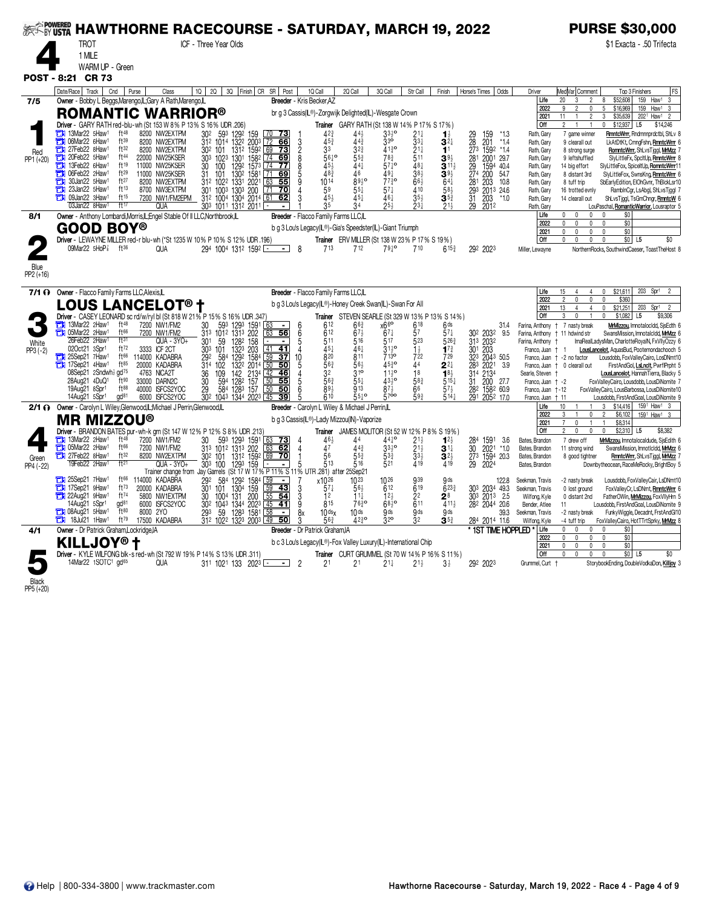# HAWTHORNE RACECOURSE - SATURDAY, MARCH 19, 2022

**PURSE $30,000**

**4** TROT — ICF - Three Year Olds — 1 MILE — WARM UP - Green — $1 Exacta - .50 Trifecta

**POST - 8:21 CR 73**

---

## 1 — ROMANTIC WARRIOR® — 7/5 — Red — PP1 (+20)

Owner - Bobby L Beggs,Marengo,IL;Gary A Rath,Marengo,IL
Breeder - Kris Becker,AZ
br g 3 Cassis(IL®)-Zorgwijk Delighted(IL)-Wesgate Crown
Driver - GARY RATH red-blu-wh (St 153 W 8% P 13% S 16% UDR .206)
Trainer GARY RATH (St 138 W 14% P 17% S 17%)

| Life | 20 | 3 | 2 | 8 | $52,608 | 159 Haw1 3 |
|---|---|---|---|---|---|---|
| 2022 | 9 | 2 | 0 | 5 | $16,969 | 159 Haw1 3 |
| 2021 | 11 | 1 | 2 | 3 | $35,639 | 2021 Haw1 2 |
| Off | 2 | 1 | 1 | 0 | $12,937 | L5 $14,246 |

| Date/Race | Track | Cnd | Purse | Class | 1Q | 2Q | 3Q | Finish | CR | SR | Post | 1Q Call | 2Q Call | 3Q Call | Str Call | Finish | Horse's Times | Odds | Driver | Comment | Top 3 Finishers | FS |
|---|---|---|---|---|---|---|---|---|---|---|---|---|---|---|---|---|---|---|---|---|---|---|
| 13Mar22 5Haw1 | | ft48 | 8200 | NW2EXTPM | 30[2] | 59[3] | 129[2] | 159 | 70 | 73 | 1 | 4 2¾ | 4 4½ | 3 3¾o | 2 1½ | 1 ½ | 29 159 | *1.3 | Rath, Gary | 7 game winner | RmntcWrrr, Rndmnnprdctbl, ShLv | 8 |
| 06Mar22 6Haw1 | | ft39 | 8200 | NW2EXTPM | 31[2] | 101[4] | 132[2] | 200[3] | 72 | 66 | 3 | 4 5¾ | 4 4¾ | 3 3o | 3 3½ | 3 2½ | 28 201 | *1.4 | Rath, Gary | 9 clearall out | LkAtDtKt, CrnngFshn, RmntcWrrr | 6 |
| 27Feb22 8Haw1 | | ft32 | 8200 | NW2EXTPM | 30[2] | 101 | 131[2] | 159[2] | 69 | 73 | 2 | 3 3 | 3 2¾ | 4 1¾o | 2 1½ | 1 1 | 27[3] 159[2] | *1.4 | Rath, Gary | 8 strong surge | RomntcWrrr, ShLvsTjggl, MrMzz | 7 |
| 20Feb22 5Haw1 | | ft44 | 22000 | NW25KSER | 30[3] | 102[3] | 130[1] | 158[2] | 74 | 69 | 8 | 5 6¼o | 5 5¾ | 7 8¾ | 5 11 | 3 9½ | 28[1] 200[1] | 29.7 | Rath, Gary | 9 leftshuffled | SlyLittleFx, SpcltUp, RmntcWrrr | 8 |
| 13Feb22 6Haw1 | | ft19 | 11000 | NW25KSER | 30 | 100 | 129[2] | 157[3] | 74 | 77 | 8 | 4 5½ | 4 4¼ | 5 7¼o | 4 8½ | 3 11½ | 29 159[4] | 40.4 | Rath, Gary | 14 big effort | SlyLittleFox, SpiceItUp, RomntcWrrr | 11 |
| 06Feb22 2Haw1 | | ft29 | 11000 | NW25KSER | 31 | 101 | 130[2] | 158[1] | 71 | 69 | 5 | 4 8¾ | 4 6 | 4 9¾ | 3 8½ | 3 9½ | 27[4] 200 | 54.7 | Rath, Gary | 8 distant 3rd | SlyLittleFox, SwnsKng, RmntcWrrr | 6 |
| 30Jan22 5Haw1 | | ft27 | 8200 | NW2EXTPM | 31[2] | 102[2] | 133[1] | 202[1] | 63 | 55 | 9 | 10 14 | 8 9½o | 7 7¾o | 6 6½ | 6 4¼ | 28[1] 203 | 10.8 | Rath, Gary | 8 tuff trip | SbEarlyEdition, ElOhGvnr, ThBlcklLsr | 10 |
| 23Jan22 5Haw1 | | ft13 | 8700 | NW3EXTPM | 30[1] | 100[3] | 130[3] | 200 | 71 | 70 | 4 | 5 9 | 5 5½ | 5 7¼ | 4 10 | 5 8½ | 29[3] 201[3] | 24.6 | Rath, Gary | 16 trotted evnly | RamblnCgr, LsAbgl, ShLvsTjggl | 7 |
| 09Jan22 3Haw1 | | ft15 | 7200 | NW1/FM2EPM | 31[2] | 100[4] | 130[4] | 201[4] | 61 | 62 | 3 | 4 5½ | 4 5¼ | 4 6¼ | 3 5½ | 3 5¾ | 31 203 | *1.0 | Rath, Gary | 14 clearall out | ShLvsTjggl, TsGmChngr, RmntcW | 6 |
| 03Jan22 8Haw1 | | ft17 | | QUA | 30[3] | 101[1] | 131[2] | 201[1] | - | - | 1 | 3 5 | 3 4 | 2 5¾ | 2 3¼ | 2 1½ | 29 201[2] | | Rath, Gary | | LouPaschal, RomanticWarrior, Lousraptor | 5 |

---

## 2 — GOOD BOY® — 8/1 — Blue — PP2 (+16)

Owner - Anthony Lombardi,Morris,IL;Engel Stable Of Il LLC,Northbrook,IL
Breeder - Flacco Family Farms LLC,IL
b g 3 Lou's Legacy(IL®)-Gia's Speedster(IL)-Giant Triumph
Driver - LEWAYNE MILLER red-r blu-wh (*St 1235 W 10% P 10% S 12% UDR .196)
Trainer ERV MILLER (St 138 W 23% P 17% S 19%)

| Life | 0 | 0 | 0 | 0 | $0 | |
|---|---|---|---|---|---|---|
| 2022 | 0 | 0 | 0 | 0 | $0 | |
| 2021 | 0 | 0 | 0 | 0 | $0 | |
| Off | 0 | 0 | 0 | 0 | $0 | L5 $0 |

| Date/Race | Track | Cnd | Purse | Class | 1Q | 2Q | 3Q | Finish | CR | SR | Post | 1Q Call | 2Q Call | 3Q Call | Str Call | Finish | Horse's Times | Odds | Driver | Comment | Top 3 Finishers | FS |
|---|---|---|---|---|---|---|---|---|---|---|---|---|---|---|---|---|---|---|---|---|---|---|
| 09Mar22 5HoP⅞ | | ft36 | | QUA | 29[4] | 100[4] | 131[2] | 159[2] | - | - | 8 | 7 13 | 7 12 | 7 9¼o | 7 10 | 6 15¾ | 29[2] 202[3] | | Miller, Lewayne | | NorthernRocks, SouthwindCaeser, ToastTheHost | 8 |

---

## 3 — LOUS LANCELOT® † — 7/1 ⓘ — White — PP3 (-2)

Owner - Flacco Family Farms LLC,Alexis,IL
Breeder - Flacco Family Farms LLC,IL
b g 3 Lou's Legacy(IL®)-Honey Creek Swan(IL)-Swan For All
Driver - CASEY LEONARD sc rd/w/ryl bl (St 818 W 21% P 15% S 16% UDR .347)
Trainer STEVEN SEARLE (St 329 W 13% P 13% S 14%)

| Life | 15 | 4 | 4 | 0 | $21,611 | 203 Spr1 2 |
|---|---|---|---|---|---|---|
| 2022 | 2 | 0 | 0 | 0 | $360 | |
| 2021 | 13 | 4 | 4 | 0 | $21,251 | 203 Spr1 2 |
| Off | 3 | 0 | 1 | 0 | $1,082 | L5 $9,306 |

| Date/Race | Track | Cnd | Purse | Class | 1Q | 2Q | 3Q | Finish | CR | SR | Post | 1Q Call | 2Q Call | 3Q Call | Str Call | Finish | Horse's Times | Odds | Driver | Comment | Top 3 Finishers | FS |
|---|---|---|---|---|---|---|---|---|---|---|---|---|---|---|---|---|---|---|---|---|---|---|
| 13Mar22 2Haw1 | | ft48 | 7200 | NW1/FM2 | 30 | 59[3] | 129[3] | 159[1] | 63 | - | 6 | 6 12 | 6 6¾ | x6 6o | 6 18 | 6 ds | | 31.4 | Farina, Anthony † | 7 nasty break | MrMizzou, Imnotalocldd, SjsEdth | 6 |
| 05Mar22 2Haw1 | | ft66 | 7200 | NW1/FM2 | 31[3] | 101[2] | 131[3] | 202 | 63 | 56 | 6 | 6 12 | 6 7½ | 6 7¼ | 5 7 | 5 7¼ | 30[2] 203[2] | 9.5 | Farina, Anthony † | 11 hdwind str | SwansMission, ImnotaIcldd, MrMzz | 6 |
| 26Feb22 2Haw1 | | ft31 | | QUA - 3YO+ | 30[1] | 59 | 128[2] | 158 | - | - | 5 | 5 11 | 5 16 | 5 17 | 5 23 | 5 26¾ | 31[3] 203[2] | | Farina, Anthony † | | ImaRealLadysMan, CharlotteRoyalN, FxVllyOzzy | 6 |
| 02Oct21 3Spr1 | | ft72 | 3333 | ICF 2CT | 30[3] | 101 | 132[3] | 203 | 41 | 41 | 4 | 4 5½ | 4 6½ | 3 1½o | 1 ½ | 1 ¾ | 30[1] 203 | | Franco, Juan † | 1 | LousLancelot, AquasBud, Pootemondachooch | 5 |
| 25Sep21 7Haw1 | | ft66 | 114000 | KADABRA | 29[2] | 58[4] | 129[2] | 158[4] | 59 | 37 | 10 | 8 20 | 8 11 | 7 13o | 7 22 | 7 29 | 32[3] 204[3] | 50.5 | Franco, Juan † | -2 no factor | Lousdobb, FoxValleyCairo, LosDNmt | 10 |
| 17Sep21 4Haw1 | | ft85 | 20000 | KADABRA | 31[4] | 102 | 132[2] | 201[4] | 50 | 50 | 5 | 5 6¾ | 5 6½ | 4 5¾o | 4 4 | 2 2½ | 28[3] 202[1] | 3.9 | Franco, Juan † | 0 clearall out | FirstAndGol, LsLnclt, PwrflPrpht | 5 |
| 08Sep21 2Sndwh½ | | gd75 | 4763 | NICA2T | 36 | 109 | 142 | 213[4] | 42 | 46 | 4 | 3 2 | 3 1o | 1 1½o | 1 8 | 1 8½ | 31[4] 213[4] | | Searle, Steven † | | LousLancelot, HannahTierra, Blacky | 5 |
| 28Aug21 4DuQ1 | | ft90 | 33000 | DARN2C | 30 | 59[4] | 128[2] | 157 | 50 | 55 | 5 | 5 6¾ | 5 5½ | 4 3¾o | 5 8¾ | 5 15¼ | 31 200 | 27.7 | Franco, Juan † | -2 | FoxValleyCairo, Lousdobb, LousDiNomite | 7 |
| 19Aug21 8Spr1 | | ft88 | 40000 | ISFCS2YOC | 29 | 58[4] | 128[3] | 157 | 50 | 50 | 6 | 8 9½ | 9 13 | 8 7½ | 6 6 | 5 7½ | 28[2] 158[2] | 60.9 | Franco, Juan † | -12 | FoxValleyCairo, LousBarbossa, LousDiNomite | 10 |
| 14Aug21 5Spr1 | | gd81 | 6000 | ISFCS2YOC | 30[2] | 104[3] | 134[4] | 202[3] | 45 | 39 | 5 | 6 10 | 5 5½o | 5 7oo | 5 9¾ | 5 14¾ | 29[1] 205[2] | 17.0 | Franco, Juan † | 11 | Lousdobb, FirstAndGoal, LousDiNomite | 9 |

---

## 4 — MR MIZZOU® — 2/1 ⓘ — Green — PP4 (-22)

Owner - Carolyn L Wiley,Glenwood,IL;Michael J Perrin,Glenwood,IL
Breeder - Carolyn L Wiley & Michael J Perrin,IL
b g 3 Cassis(IL®)-Lady Mizzou(IN)-Vaporize
Driver - BRANDON BATES pur-wh-k grn (St 147 W 12% P 12% S 8% UDR .213)
Trainer JAMES MOLITOR (St 52 W 12% P 8% S 19%)

| Life | 10 | 1 | 1 | 3 | $14,416 | 159[1] Haw1 3 |
|---|---|---|---|---|---|---|
| 2022 | 3 | 1 | 0 | 2 | $6,102 | 159[1] Haw1 3 |
| 2021 | 7 | 0 | 1 | 1 | $8,314 | |
| Off | 2 | 0 | 0 | 0 | $2,310 | L5 $8,382 |

| Date/Race | Track | Cnd | Purse | Class | 1Q | 2Q | 3Q | Finish | CR | SR | Post | 1Q Call | 2Q Call | 3Q Call | Str Call | Finish | Horse's Times | Odds | Driver | Comment | Top 3 Finishers | FS |
|---|---|---|---|---|---|---|---|---|---|---|---|---|---|---|---|---|---|---|---|---|---|---|
| 13Mar22 2Haw1 | | ft48 | 7200 | NW1/FM2 | 30 | 59[3] | 129[3] | 159[1] | 63 | 73 | 4 | 4 6½ | 4 4 | 4 4¼o | 2 1½ | 1 2½ | 28[4] 159[1] | 3.6 | Bates, Brandon | 7 drew off | MrMizzou, Imnotalocaldude, SjsEdith | 6 |
| 05Mar22 2Haw1 | | ft66 | 7200 | NW1/FM2 | 31[3] | 101[2] | 131[3] | 202 | 63 | 62 | 4 | 4 7 | 4 4¾ | 3 3¾o | 2 1½ | 3 1¼ | 30 202[1] | *1.0 | Bates, Brandon | 11 strong wind | SwansMission, ImnotIcldd, MrMzz | 6 |
| 27Feb22 8Haw1 | | ft32 | 8200 | NW2EXTPM | 30[2] | 101 | 131[2] | 159[2] | 69 | 70 | 1 | 5 6 | 5 5¾ | 5 3¾ | 3 3½ | 3 2½ | 27[3] 159[4] | 20.3 | Bates, Brandon | 8 good tightner | RmntcWrrr, ShLvsTjggl, MrMzz | 7 |
| 19Feb22 2Haw1 | | ft21 | | QUA - 3YO+ | 30[3] | 100 | 129[3] | 159 | - | - | 5 | 5 13 | 5 16 | 5 21 | 4 19 | 4 19 | 29 202[4] | | Bates, Brandon | | Downbytheocean, RaceMeRocky, BrightBoy | 5 |

Trainer change from Jay Garrels (St 17 W 17% P 11% S 11% UTR .281) after 25Sep21

| Date/Race | Track | Cnd | Purse | Class | 1Q | 2Q | 3Q | Finish | CR | SR | Post | 1Q Call | 2Q Call | 3Q Call | Str Call | Finish | Horse's Times | Odds | Driver | Comment | Top 3 Finishers | FS |
|---|---|---|---|---|---|---|---|---|---|---|---|---|---|---|---|---|---|---|---|---|---|---|
| 25Sep21 7Haw1 | | ft66 | 114000 | KADABRA | 29[2] | 58[4] | 129[2] | 158[4] | 59 | - | 7 | x10 26 | 10 23 | 10 26 | 9 39 | 9 ds | | 122.8 | Seekman, Travis | -2 nasty break | Lousdobb, FoxValleyCair, LsDNmt | 10 |
| 17Sep21 9Haw1 | | ft73 | 20000 | KADABRA | 30[1] | 101 | 130[4] | 159 | 59 | 43 | 3 | 5 7½ | 5 6½ | 6 12 | 6 19 | 6 23¾ | 30[3] 203[4] | 49.3 | Seekman, Travis | 0 lost ground | FoxValleyCr, LsDNmt, RmntcWrrr | 6 |
| 22Aug21 9Haw1 | | ft74 | 5800 | NW1EXTPM | 30 | 100[4] | 131 | 200 | 55 | 54 | 3 | 1 2 | 1 1½ | 1 2½ | 2 2 | 2 8 | 30[3] 201[3] | 2.5 | Wilfong, Kyle | 0 distant 2nd | FatherOWin, MrMizzou, FoxVllyHrn | 5 |
| 14Aug21 5Spr1 | | gd81 | 6000 | ISFCS2YOC | 30[2] | 104[3] | 134[4] | 202[3] | 45 | 41 | 9 | 8 15 | 7 6¾o | 6 8¾o | 6 11 | 4 11½ | 28[2] 204[4] | 20.6 | Bender, Atlee | 11 | Lousdobb, FirstAndGoal, LousDiNomite | 9 |
| 08Aug21 5Haw1 | | ft80 | 8000 | 2YO | 29[3] | 59 | 128[3] | 158[1] | 58 | - | 8x | 10 dsx | 10 ds | 9 ds | 9 ds | 9 ds | | 39.3 | Seekman, Travis | -2 nasty break | FunkyWiggle, Decadnt, FrstAndGl | 10 |
| 18Jul21 1Haw1 | | ft79 | 17500 | KADABRA | 31[2] | 102[2] | 132[3] | 200[3] | 49 | 50 | 3 | 5 6¾ | 4 2¾o | 3 2o | 3 2 | 3 5¾ | 28[4] 201[4] | 11.6 | Wilfong, Kyle | -4 tuff trip | FoxValleyCairo, HotTTrtSprky, MrMzz | 8 |

\* 1ST TIME HOPPLED \*

---

## 5 — KILLJOY® † — 4/1 — Black — PP5 (+20)

Owner - Dr Patrick Graham,Lockridge,IA
Breeder - Dr Patrick Graham,IA
b c 3 Lou's Legacy(IL®)-Fox Valley Luxury(IL)-International Chip
Driver - KYLE WILFONG blk-s red-wh (St 792 W 19% P 14% S 13% UDR .311)
Trainer CURT GRUMMEL (St 70 W 14% P 16% S 11%)

| Life | 0 | 0 | 0 | 0 | $0 | |
|---|---|---|---|---|---|---|
| 2022 | 0 | 0 | 0 | 0 | $0 | |
| 2021 | 0 | 0 | 0 | 0 | $0 | |
| Off | 0 | 0 | 0 | 0 | $0 | L5 $0 |

| Date/Race | Track | Cnd | Purse | Class | 1Q | 2Q | 3Q | Finish | CR | SR | Post | 1Q Call | 2Q Call | 3Q Call | Str Call | Finish | Horse's Times | Odds | Driver | Comment | Top 3 Finishers | FS |
|---|---|---|---|---|---|---|---|---|---|---|---|---|---|---|---|---|---|---|---|---|---|---|
| 14Mar22 1SOTC1 | | gd65 | | QUA | 31[1] | 102[1] | 133 | 202[3] | - | - | 2 | 2 1 | 2 1 | 2 1¼ | 2 1½ | 3 ½ | 29[2] 202[3] | | Grummel, Curt † | | StorybookEnding, DoubleVodkaDon, Killjoy | 3 |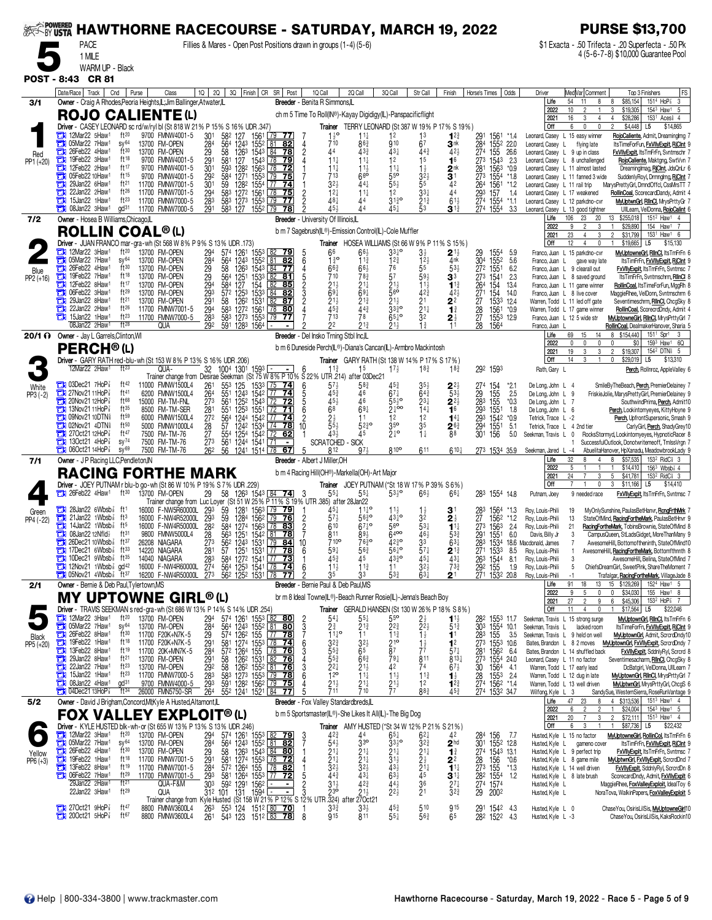# HAWTHORNE RACECOURSE - SATURDAY, MARCH 19, 2022

**PURSE $13,700**

**5** PACE 1 MILE WARM UP - Black

Fillies & Mares - Open Post Positions drawn in groups (1-4) (5-6)

$1 Exacta - .50 Trifecta - .20 Superfecta - .50 Pk 4 (5-6-7-8) $10,000 Guarantee Pool

**POST - 8:43 CR 81**

---

## 1 — ROJO CALIENTE (L) — 3/1 — Red — PP1 (+20)

Owner - Craig A Rhodes,Peoria Heights,IL;Jim Ballinger,Atwater,IL
Breeder - Benita R Simmons,IL
ch m 5 Time To Roll(IN®)-Kayay Digidigy(IL)-Panspacificflight
Driver - CASEY LEONARD sc rd/w/ryl bl (St 818 W 21% P 15% S 16% UDR .347)
Trainer TERRY LEONARD (St 387 W 19% P 17% S 19%)

| | Starts | W | P | S | Earnings | Record |
|---|---|---|---|---|---|---|
| Life | 54 | 11 | 8 | 8 | $85,154 | 1514 HoP⅞ 3 |
| 2022 | 10 | 2 | 1 | 3 | $19,305 | 1543 Haw1 5 |
| 2021 | 16 | 3 | 4 | 4 | $28,286 | 1531 Aces⅞ 4 |
| Off | 6 | 0 | 0 | 2 | $4,448 | L5 $14,865 |

| Date/Race | Trk | Cnd | Purse | Class | 1Q | 2Q | 3Q | Finish | CR | SR | Post | 1Q Call | 2Q Call | 3Q Call | Str Call | Finish | Horse's Times | Odds | Driver | Med/Var/Comment | Top 3 Finishers | FS |
|---|---|---|---|---|---|---|---|---|---|---|---|---|---|---|---|---|---|---|---|---|---|---|
| 12Mar22 5Haw1 | | ft20 | 9700 | FMNW4001-5 | 301 | 582 | 127 | 1561 | 79 | 77 | 7 | 1½o | 11½ | 12 | 13 | 12¾ | 291 1561 | *1.4 | Leonard, Casey | L 15 easy winner | RojoCaliente, Admit, Dreamingimg | 7 |
| 05Mar22 7Haw1 | | sy64 | 13700 | FM-OPEN | 284 | 564 | 1243 | 1552 | 81 | 82 | 4 | 710 | 86¾ | 910 | 67 | 3nk | 284 1552 | 22.0 | Leonard, Casey | L flying late | ItsTimeForFun, FxVllyExplt, RlClnt | 9 |
| 26Feb22 4Haw1 | | ft30 | 13700 | FM-OPEN | 29 | 58 | 1263 | 1543 | 84 | 78 | 2 | 44 | 43¾ | 43¼ | 44¾ | 42½ | 274 155 | 26.6 | Leonard, Casey | L 9 up in class | FxVllyExplt, ItsTmFrFn, Synmschr | 7 |
| 19Feb22 3Haw1 | | ft18 | 9700 | FMNW4001-5 | 291 | 581 | 127 | 1543 | 78 | 79 | 4 | 11¼ | 11¼ | 12 | 15 | 16 | 273 1543 | 2.3 | Leonard, Casey | L 8 unchallenged | RojoCaliente, Maktgng, SwtVvn | 7 |
| 12Feb22 2Haw1 | | ft17 | 9700 | FMNW4001-5 | 301 | 593 | 1282 | 1563 | 78 | 72 | 1 | 11¼ | 11½ | 11¼ | 1½ | 2nk | 281 1563 | *0.9 | Leonard, Casey | L 11 almost lasted | Dreamingimag, RjClnt, JdsQnLr | 6 |
| 05Feb22 10Haw1 | | ft15 | 9700 | FMNW4001-5 | 292 | 584 | 1271 | 1553 | 79 | 75 | 7 | 713 | 66o | 55o | 32½ | 31 | 273 1554 | *1.8 | Leonard, Casey | L 11 fanned 3 wide | SuddenlyRoyl, Drmnglmg, RjClnt | 7 |
| 29Jan22 6Haw1 | | ft21 | 11700 | FMNW7001-5 | 301 | 59 | 1282 | 1554 | 77 | 74 | 1 | 32½ | 44¼ | 55½ | 55 | 42 | 264 1561 | *1.2 | Leonard, Casey | L 11 rail trip | MarysPrettyGrl, DmndOffcl, CssMrsTT | 7 |
| 22Jan22 2Haw1 | | ft26 | 11700 | FMNW7001-5 | 294 | 583 | 1272 | 1561 | 78 | 75 | 2 | 12¼ | 11¼ | 12 | 33¼ | 44 | 293 157 | 1.4 | Leonard, Casey | L 17 weakened | RollinCoal, ScorecardDandy, Admit | 4 |
| 15Jan22 1Haw1 | | ft23 | 11700 | FMNW7000-5 | 283 | 583 | 1273 | 1553 | 79 | 77 | 2 | 48¼ | 44 | 31¾o | 21¾ | 61½ | 274 1554 | *1.1 | Leonard, Casey | L 12 parkdno-cvr | MyUptwnGrl, RllnCl, MrysPrttyGr | 7 |
| 08Jan22 3Haw1 | | gd31 | 11700 | FMNW7000-5 | 291 | 583 | 127 | 1552 | 79 | 78 | 2 | 45½ | 44 | 45¼ | 53 | 31¾ | 274 1554 | 3.3 | Leonard, Casey | L 13 good tightner | UllLeam, VelDonna, RojoCalint | 6 |

---

## 2 — ROLLIN COAL® (L) — 7/2 — Blue — PP2 (+16)

Owner - Hosea B Williams,Chicago,IL
Breeder - University Of Illinois,IL
b m 7 Sagebrush(IL®)-Emission Control(IL)-Cole Muffler
Driver - JUAN FRANCO mar-gra-wh (St 568 W 8% P 9% S 13% UDR .173)
Trainer HOSEA WILLIAMS (St 66 W 9% P 11% S 15%)

| | Starts | W | P | S | Earnings | Record |
|---|---|---|---|---|---|---|
| Life | 106 | 23 | 20 | 13 | $255,018 | 1512 Haw1 4 |
| 2022 | 9 | 2 | 3 | 1 | $29,890 | 154 Haw1 7 |
| 2021 | 23 | 4 | 3 | 2 | $31,799 | 1531 Haw1 6 |
| Off | 12 | 4 | 0 | 1 | $19,665 | L5 $15,130 |

| Date/Race | Trk | Cnd | Purse | Class | 1Q | 2Q | 3Q | Finish | CR | SR | Post | 1Q Call | 2Q Call | 3Q Call | Str Call | Finish | Horse's Times | Odds | Driver | Med/Var/Comment | Top 3 Finishers | FS |
|---|---|---|---|---|---|---|---|---|---|---|---|---|---|---|---|---|---|---|---|---|---|---|
| 12Mar22 3Haw1 | | ft20 | 13700 | FM-OPEN | 294 | 574 | 1261 | 1553 | 82 | 79 | 5 | 66 | 66½ | 33¼o | 3½ | 21½ | 29 1554 | 5.9 | Franco, Juan | L 15 parkdno-cvr | MyUptowneGrl, RllnCl, ItsTmFrFn | 6 |
| 05Mar22 7Haw1 | | sy64 | 13700 | FM-OPEN | 284 | 564 | 1243 | 1552 | 81 | 82 | 6 | 1¾o | 11¾ | 12¾ | 12½ | 4nk | 304 1552 | 5.6 | Franco, Juan | L gave way late | ItsTimFrFn, FxVllyExplt, RjClnt | 9 |
| 26Feb22 4Haw1 | | ft30 | 13700 | FM-OPEN | 29 | 58 | 1263 | 1543 | 84 | 77 | 4 | 66¾ | 66½ | 76 | 55 | 53½ | 272 1551 | 6.2 | Franco, Juan | L 9 clearall out | FxVllyExplt, ItsTmFrFn, Syntmsc | 7 |
| 19Feb22 7Haw1 | | ft18 | 13700 | FM-OPEN | 29 | 564 | 1251 | 1533 | 82 | 81 | 5 | 710 | 78¾ | 57 | 59½ | 33 | 273 1541 | 2.3 | Franco, Juan | L 8 saved ground | ItsTimFrFn, Synntmschrm, RllnCl | 8 |
| 12Feb22 8Haw1 | | ft17 | 13700 | FM-OPEN | 294 | 584 | 127 | 154 | 82 | 85 | 2 | 21½ | 21¼ | 21½ | 11½ | 11¾ | 264 154 | 13.4 | Franco, Juan | L 11 game winner | RollinCoal, ItsTimeForFun, MggRh | 8 |
| 06Feb22 3Haw1 | | ft29 | 13700 | FM-OPEN | 293 | 572 | 1253 | 1533 | 84 | 82 | 3 | 69¼ | 69¼ | 56o | 42¾ | 42½ | 271 154 | 14.0 | Franco, Juan | L 8 live cover | MaggieRhee, VelDonn, Syntmschrm | 6 |
| 29Jan22 8Haw1 | | ft21 | 13700 | FM-OPEN | 291 | 58 | 1262 | 1531 | 82 | 87 | 2 | 21½ | 21¾ | 21½ | 21 | 22 | 27 1533 | 12.4 | Warren, Todd | L 11 led off gate | Seventimesachrm, RllnCl, ChcgSky | 8 |
| 22Jan22 2Haw1 | | ft26 | 11700 | FMNW7001-5 | 294 | 583 | 1272 | 1561 | 78 | 80 | 4 | 45¾ | 44¾ | 33¾o | 21¼ | 1¾ | 28 1561 | *0.9 | Warren, Todd | L 17 game winner | RollinCoal, ScorecrdDndy, Admit | 4 |
| 15Jan22 1Haw1 | | ft23 | 11700 | FMNW7000-5 | 283 | 583 | 1273 | 1553 | 79 | 77 | 7 | 713 | 78 | 65¾o | 32 | 2½ | 272 1553 | 12.9 | Franco, Juan | L 12 5 wide str | MyUptowneGrl, RllnCl, MrysPrttyGrl | 7 |
| 08Jan22 2Haw1 | | ft28 | | QUA | 292 | 591 | 1283 | 1564 | - | - | 2 | 22 | 21¾ | 21½ | 1¾ | 11 | 28 1564 | | Franco, Juan | L | RollinCoal, DealmakerHanover, Sharia | 5 |

---

## 3 — PERCH® (L) — 20/1 — White — PP3 (-2)

Owner - Jay L Garrels,Clinton,WI
Breeder - Del Insko Trning Stbl Inc,IL
b m 6 Duneside Perch(IL®)-Diana's Cancan(IL)-Armbro Mackintosh
Driver - GARY RATH red-blu-wh (St 153 W 8% P 13% S 16% UDR .206)
Trainer GARY RATH (St 138 W 14% P 17% S 17%)

| | Starts | W | P | S | Earnings | Record |
|---|---|---|---|---|---|---|
| Life | 69 | 15 | 14 | 8 | $154,440 | 1511 Spr1 3 |
| 2022 | 0 | 0 | 0 | 0 | $0 | 1593 Haw1 6Q |
| 2021 | 19 | 3 | 3 | 2 | $19,907 | 1542 DTN⅝ 5 |
| Off | 14 | 3 | 1 | 0 | $29,019 | L5 $13,310 |

| Date/Race | Trk | Cnd | Purse | Class | 1Q | 2Q | 3Q | Finish | CR | SR | Post | 1Q Call | 2Q Call | 3Q Call | Str Call | Finish | Horse's Times | Odds | Driver | Med/Var/Comment | Top 3 Finishers | FS |
|---|---|---|---|---|---|---|---|---|---|---|---|---|---|---|---|---|---|---|---|---|---|---|
| 12Mar22 2Haw1 | | ft23 | | QUA- | 32 | 1004 | 1301 | 1593 | - | - | 6 | 11¾ | 15 | 17½ | 18¾ | 18¾ | 292 1593 | | Rath, Gary | L | Perch, Rollnroz, AppleValley | 6 |

Trainer change from Desirae Seekman (St 75 W 8% P 10% S 22% UTR .214) after 03Dec21

| Date/Race | Trk | Cnd | Purse | Class | 1Q | 2Q | 3Q | Finish | CR | SR | Post | 1Q Call | 2Q Call | 3Q Call | Str Call | Finish | Horse's Times | Odds | Driver | Med/Var/Comment | Top 3 Finishers | FS |
|---|---|---|---|---|---|---|---|---|---|---|---|---|---|---|---|---|---|---|---|---|---|---|
| 03Dec21 7HoP⅞ | | ft42 | 11000 | FMNW1500L4 | 261 | 553 | 125 | 1533 | 75 | 74 | 6 | 57½ | 58¾ | 45¾ | 35½ | 22½ | 274 154 | *2.1 | De Long, John | L 4 | SmileByTheBeach, Perch, PremierDelainey | 7 |
| 27Nov21 11HoP⅞ | | ft41 | 6200 | FMNW1500L4 | 264 | 551 | 1243 | 1542 | 77 | 74 | 5 | 45¾ | 46 | 67¼ | 64¾ | 53½ | 29 155 | 2.5 | De Long, John | L 9 | FriskieJolie, MarysPrettyGirl, PremierDelainey | 9 |
| 20Nov21 12HoP⅞ | | ft68 | 15000 | FM-TM-FNL | 273 | 561 | 1252 | 1543 | 72 | 72 | 5 | 45½ | 46 | 55¾o | 23½ | 22½ | 283 155 | *0.3 | De Long, John | L 7 | SouthwindPrima, Perch, Admit10 | 7 |
| 13Nov21 11HoP⅞ | | ft35 | 8500 | FM-TM-SER | 281 | 551 | 1253 | 1551 | 72 | 71 | 6 | 68 | 69¼ | 21¼o | 14¼ | 16 | 293 1551 | 1.8 | De Long, John | L 6 | Perch, Lockintomyeyes, KittyHoyne | 9 |
| 09Nov21 10DTN⅝ | | ft59 | 6000 | FMNW1500L4 | 272 | 564 | 1244 | 1542 | 70 | 74 | 2 | 2½ | 11 | 12 | 12 | 14¼ | 293 1542 | *0.9 | Tetrick, Trace | L -2 | Perch, UpfrontSupersonic, Smash | 9 |
| 02Nov21 4DTN⅝ | | ft50 | 5000 | FMNW1000L4 | 28 | 57 | 1242 | 1534 | 74 | 78 | 10 | 55½ | 52¾o | 35o | 35 | 26¾ | 294 1551 | 5.1 | Tetrick, Trace | L 4 2nd tier | CarlyGirl, Perch, ShadyGrey | 10 |
| 27Oct21 12HoP⅞ | | ft47 | 7500 | FM-TM-76 | 27 | 554 | 1254 | 1542 | 72 | 62 | 1 | 43½ | 45 | 21¼o | 1¼ | 88 | 301 156 | 5.0 | Seekman, Travis | L 0 | RocksStormyd, Lockintomyeyes, HypnoticRacer | 8 |
| 13Oct21 4HoP⅞ | | sy74 | 7500 | FM-TM-76 | 273 | 561 | 1244 | 1541 | 71 | - | | SCRATCHED - SICK | | | | | | | | 1 | SuccessfulOutlook, Donotwriteme off, TmissVrgn | 7 |
| 06Oct21 14HoP⅞ | | sy69 | 7500 | FM-TM-76 | 262 | 56 | 1241 | 1514 | 78 | 67 | 5 | 812 | 97½ | 810o | 611 | 610¼ | 273 1534 | 35.9 | Seekman, Jared | L -4 | AbuelitaHanover, HpXanadu, MeadowbrookLady | 9 |

---

## 4 — RACING FORTHE MARK — 7/1 — Green — PP4 (-22)

Owner - J P Racing LLC,Pendleton,IN
Breeder - Albert J Miller,OH
b m 4 Racing Hill(OH®)-Markella(OH)-Art Major
Driver - JOEY PUTNAM r-blu-b go-wh (St 86 W 10% P 19% S 7% UDR .229)
Trainer JOEY PUTNAM (*St 18 W 17% P 39% S 6%)

| | Starts | W | P | S | Earnings | Record |
|---|---|---|---|---|---|---|
| Life | 32 | 8 | 4 | 8 | $57,535 | 1532 RidC⅞ 3 |
| 2022 | 5 | 1 | 1 | 1 | $14,410 | 1563 Wbsb⅞ 4 |
| 2021 | 24 | 7 | 3 | 5 | $41,781 | 1532 RidC⅞ 3 |
| Off | 7 | 1 | 0 | 3 | $11,166 | L5 $14,410 |

| Date/Race | Trk | Cnd | Purse | Class | 1Q | 2Q | 3Q | Finish | CR | SR | Post | 1Q Call | 2Q Call | 3Q Call | Str Call | Finish | Horse's Times | Odds | Driver | Med/Var/Comment | Top 3 Finishers | FS |
|---|---|---|---|---|---|---|---|---|---|---|---|---|---|---|---|---|---|---|---|---|---|---|
| 26Feb22 4Haw1 | | ft30 | 13700 | FM-OPEN | 29 | 58 | 1263 | 1543 | 84 | 74 | 3 | 55¼ | 55¼ | 53¾o | 66½ | 66¼ | 283 1554 | 14.8 | Putnam, Joey | 9 needed race | FxVllyExplt, ItsTmFrFn, Syntmsc | 7 |

Trainer change from Luc Loyer (St 51 W 25% P 11% S 19% UTR .385) after 28Jan22

| Date/Race | Trk | Cnd | Purse | Class | 1Q | 2Q | 3Q | Finish | CR | SR | Post | 1Q Call | 2Q Call | 3Q Call | Str Call | Finish | Horse's Times | Odds | Driver | Med/Var/Comment | Top 3 Finishers | FS |
|---|---|---|---|---|---|---|---|---|---|---|---|---|---|---|---|---|---|---|---|---|---|---|
| 28Jan22 6Wbsb⅞ | | ft1 | 16000 | F-NWR60000L | 293 | 59 | 1281 | 1563 | 79 | 79 | 1 | 45¼ | 11¼o | 11½ | 1½ | 31 | 283 1564 | *1.3 | Roy, Louis-Phili | 19 | MyOnlySunshine, PaulasBetHanvr, RcngFrthMrk | 7 |
| 21Jan22 1Wbsb⅞ | | ft3 | 16000 | F-NW4R52000L | 293 | 59 | 1284 | 1562 | 79 | 76 | 2 | 57½ | 56¾o | 43¼o | 32 | 2½ | 27 1562 | *1.2 | Roy, Louis-Phili | 13 | StateOfMind, RacingFortheMark, PaulasBetHnvr | 9 |
| 14Jan22 1Wbsb⅞ | | ft5 | 16000 | F-NW4R50000L | 282 | 584 | 1274 | 1563 | 78 | 83 | 2 | 610 | 67¼o | 56o | 53¼ | 11¼ | 273 1563 | 2.4 | Roy, Louis-Phili | 21 | RacingFortheMark, TobinsBrownie, StateOfMind | 8 |
| 08Jan22 12Nfld⅞ | | ft31 | 9800 | FMNW5000L4 | 28 | 563 | 1254 | 1542 | 81 | 78 | 7 | 811 | 89¼ | 64oo | 46½ | 53¾ | 291 1551 | 6.0 | Davis, Billy Jr | 3 | CampusQueen, StLadsGidget, MoreThanMany | 9 |
| 26Dec21 10Wbsb⅞ | | ft37 | 26208 | NIAGARA | 273 | 562 | 1243 | 1531 | 79 | 84 | 10 | 710o | 76¾o | 42¾o | 33 | 63¼ | 283 1534 | 18.6 | Macdonald, James | 7 | AwesomeHill, BottomofthenInth, StateOfMind | 10 |
| 17Dec21 6Wbsb⅞ | | ft33 | 14220 | NIAGARA | 281 | 57 | 1251 | 1531 | 77 | 78 | 6 | 59¼ | 56¾ | 56¾o | 57¼ | 21¾ | 271 1533 | 8.5 | Roy, Louis-Phili | 1 | AwesomeHill, RacingFortheMark, Bottomfthnnth | 8 |
| 10Dec21 9Wbsb⅞ | | ft35 | 14040 | NIAGARA | 283 | 584 | 1272 | 1541 | 77 | 73 | | 45¾ | 45 | 43¾o | 45¼ | 43¼ | 263 1544 | 8.1 | Roy, Louis-Phili | 3 | AwesomeHill, Belina, StateOfMind | 7 |
| 12Nov21 1Wbsb⅞ | | gd42 | 16000 | F-NW4R60000L | 274 | 564 | 1253 | 1541 | 78 | 74 | 6 | 11½ | 11¾ | 11 | 32½ | 73¾ | 292 155 | 1.9 | Roy, Louis-Phili | 5 | ChiefsDreamGirl, SweetPink, ShareTheMoment | 7 |
| 05Nov21 4Wbsb⅞ | | ft37 | 16200 | F-NW4R50000L | 273 | 562 | 1252 | 1531 | 78 | 77 | 2 | 35 | 33 | 53¾ | 63¼ | 21 | 271 1532 | 20.8 | Roy, Louis-Phili | -1 | Trafalgar, RacingFortheMark, VillageJade | 8 |

---

## 5 — MY UPTOWNE GIRL® (L) — 2/1 — Black — PP5 (+20)

Owner - Bernie & Deb Paul,Tylertown,MS
Breeder - Bernie Paul & Deb Paul,MS
br m 8 Ideal Towne(IL®)-Beach Runner Rosie(IL)-Jenna's Beach Boy
Driver - TRAVIS SEEKMAN s red-gra-wh (St 686 W 13% P 14% S 14% UDR .254)
Trainer GERALD HANSEN (St 130 W 26% P 18% S 8%)

| | Starts | W | P | S | Earnings | Record |
|---|---|---|---|---|---|---|
| Life | 91 | 18 | 13 | 15 | $129,269 | 1524 Haw1 5 |
| 2022 | 9 | 5 | 0 | 0 | $34,030 | 155 Haw1 8 |
| 2021 | 27 | 2 | 9 | 6 | $45,306 | 1532 HoP⅞ 7 |
| Off | 11 | 4 | 0 | 1 | $17,564 | L5 $22,046 |

| Date/Race | Trk | Cnd | Purse | Class | 1Q | 2Q | 3Q | Finish | CR | SR | Post | 1Q Call | 2Q Call | 3Q Call | Str Call | Finish | Horse's Times | Odds | Driver | Med/Var/Comment | Top 3 Finishers | FS |
|---|---|---|---|---|---|---|---|---|---|---|---|---|---|---|---|---|---|---|---|---|---|---|
| 12Mar22 3Haw1 | | ft20 | 13700 | FM-OPEN | 294 | 574 | 1261 | 1553 | 82 | 80 | 2 | 54¼ | 55¼ | 55o | 2½ | 11½ | 282 1553 | 11.7 | Seekman, Travis | L 15 strong surge | MyUptownGrl, RllnCl, ItsTmFrFn | 6 |
| 05Mar22 7Haw1 | | sy64 | 13700 | FM-OPEN | 284 | 564 | 1243 | 1552 | 81 | 80 | 3 | 2¾ | 21¾ | 22¾ | 22¼ | 51¾ | 303 1554 | 10.1 | Seekman, Travis | L lacked room | ItsTimeForFn, FxVllyExplt, RjClnt | 9 |
| 26Feb22 8Haw1 | | ft30 | 11700 | F20K+N7K-5 | 29 | 574 | 1262 | 155 | 77 | 78 | 7 | 11¾o | 11 | 11¾ | 1½ | 11 | 283 155 | 3.5 | Seekman, Travis | L 9 held on well | MyUptowneGrl, Admit, ScrcrdDndy | 10 |
| 19Feb22 1Haw1 | | ft18 | 11700 | F20K+N7K-5 | 291 | 581 | 1274 | 1553 | 78 | 74 | 6 | 32¾ | 32½ | 21o | 1½ | 12 | 273 1553 | 10.6 | Bates, Brandon | L 8 2 moves | MyUptowneGrl, FxVllyExplt, ScrcrdDndy | 7 |
| 13Feb22 8Haw1 | | ft19 | 11700 | 20K+MN7K-5 | 284 | 572 | 1264 | 155 | 78 | 76 | 3 | 55¾ | 65 | 87 | 77 | 57¼ | 281 1562 | 6.4 | Bates, Brandon | L 14 shuffled back | FxVllyExplt, SddnlyRyl, Scrcrd | 8 |
| 29Jan22 8Haw1 | | ft21 | 13700 | FM-OPEN | 291 | 58 | 1262 | 1531 | 82 | 76 | 4 | 55¾ | 66¾ | 79¼ | 811 | 813¼ | 273 1554 | 24.0 | Leonard, Casey | L 11 no factor | Seventimesacharm, RllnCl, ChcgSky | 8 |
| 22Jan22 7Haw1 | | ft23 | 13700 | FM-OPEN | 292 | 58 | 1262 | 1552 | 81 | 76 | 3 | 22¼ | 21½ | 42 | 74 | 67½ | 30 1564 | 4.1 | Warren, Todd | L 17 early lead | DcBatgirl, VelDonna, UllLearn | 7 |
| 15Jan22 1Haw1 | | ft23 | 11700 | FMNW7000-5 | 283 | 583 | 1273 | 1553 | 79 | 78 | 6 | 12o | 11¼ | 11½ | 11¾ | 1½ | 28 1553 | 2.4 | Warren, Todd | L 12 dug in late | MyUptownGrl, RllnCl, MrysPrttyGrl | 7 |
| 08Jan22 4Haw1 | | gd31 | 9700 | FMNW4000-5 | 293 | 591 | 1282 | 1562 | 79 | 75 | 4 | 21½ | 21¼ | 21½ | 12 | 12¾ | 274 1562 | *1.4 | Warren, Todd | L 13 well driven | MyUptwnGrl, MrysPrttyGrl, ChcgS | 6 |
| 04Dec21 13HoP⅞ | | ft34 | 26000 | FMN5750-SR | 264 | 552 | 1241 | 1521 | 84 | 77 | 5 | 711 | 710 | 77 | 88¾ | 45¾ | 274 1532 | 34.7 | Wilfong, Kyle | L 3 | SandySue, WesternSierra, RoseRunVantage | 9 |

---

## 6 — FOX VALLEY EXPLOIT® (L) — 5/2 — Yellow — PP6 (+3)

Owner - David J Brigham,Concord,MI;Kyle A Husted,Altamont,IL
Breeder - Fox Valley Standardbreds,IL
b m 5 Sportsmaster(IL®)-She Likes It All(IL)-The Big Dog
Driver - KYLE HUSTED blk-wh-or (St 655 W 13% P 13% S 13% UDR .246)
Trainer AMY HUSTED (*St 34 W 12% P 21% S 21%)

| | Starts | W | P | S | Earnings | Record |
|---|---|---|---|---|---|---|
| Life | 47 | 23 | 8 | 4 | $313,536 | 1513 Haw1 4 |
| 2022 | 6 | 2 | 2 | 1 | $24,004 | 1543 Haw1 5 |
| 2021 | 20 | 7 | 3 | 2 | $72,111 | 1513 Haw1 4 |
| Off | 6 | 3 | 1 | 1 | $87,736 | L5 $22,432 |

| Date/Race | Trk | Cnd | Purse | Class | 1Q | 2Q | 3Q | Finish | CR | SR | Post | 1Q Call | 2Q Call | 3Q Call | Str Call | Finish | Horse's Times | Odds | Driver | Med/Var/Comment | Top 3 Finishers | FS |
|---|---|---|---|---|---|---|---|---|---|---|---|---|---|---|---|---|---|---|---|---|---|---|
| 12Mar22 3Haw1 | | ft20 | 13700 | FM-OPEN | 294 | 574 | 1261 | 1553 | 82 | 79 | 3 | 42¾ | 44 | 65¼ | 62¼ | 42 | 284 156 | 7.7 | Husted, Kyle | L 15 no factor | MyUptowneGrl, RollinCol, ItsTmFrFn | 6 |
| 05Mar22 7Haw1 | | sy64 | 13700 | FM-OPEN | 284 | 564 | 1243 | 1552 | 81 | 82 | 7 | 54½ | 33o | 33¾o | 32¾ | 2hd | 301 1552 | 12.8 | Husted, Kyle | L gameno cover | ItsTmFrFn, FxVllyExplt, RjClnt | 9 |
| 26Feb22 4Haw1 | | ft30 | 13700 | FM-OPEN | 29 | 58 | 1263 | 1543 | 84 | 80 | 5 | 21¼ | 21½ | 21¼ | 21¼ | 1¾ | 274 1543 | 13.1 | Husted, Kyle | L 9 perfect trip | FxVllyExplt, ItsTmFrFn, Syntmsc | 7 |
| 19Feb22 1Haw1 | | ft18 | 11700 | FMNW7001-5 | 291 | 581 | 1274 | 1553 | 78 | 72 | 4 | 21½ | 21½ | 31½ | 2½ | 22 | 28 156 | *0.6 | Husted, Kyle | L 8 game mile | MyUptwnGrl, FxVllyExplt, ScrcrdDnd | 7 |
| 13Feb22 8Haw1 | | ft19 | 11700 | FMNW7001-5 | 284 | 572 | 1264 | 155 | 78 | 82 | 1 | 32½ | 32½ | 43¾ | 21¼ | 11¼ | 273 155 | *1.3 | Husted, Kyle | L 14 well driven | FxVllyExplt, SddnlyRyl, ScrcrdDn | 8 |
| 06Feb22 7Haw1 | | ft29 | 11700 | FMNW7001-5 | 293 | 581 | 1264 | 1553 | 77 | 72 | 5 | 44¾ | 43½ | 63½ | 45 | 31¼ | 282 1554 | 1.2 | Husted, Kyle | L 8 late brush | ScorecardDndy, Admit, FxVllyExplt | 6 |
| 29Jan22 6Haw1 | | ft21 | | QUA-F&M | 303 | 592 | 1291 | 1562 | - | - | 2 | 31½ | 42¾ | 44½ | 36 | 27¼ | 274 1574 | | Husted, Kyle | L | MaggieRhee, FoxValleyExploit, IdealToy | 6 |
| 22Jan22 3Haw1 | | ft29 | | QUA | 312 | 101 | 131 | 1594 | - | - | 3 | 23o | 21½ | 22¼ | 21 | 32¾ | 29 2002 | | Husted, Kyle | L | NoraTova, WalkinPapers, FoxValleyExploit | 5 |

Trainer change from Kyle Husted (St 158 W 21% P 12% S 12% UTR .324) after 27Oct21

| Date/Race | Trk | Cnd | Purse | Class | 1Q | 2Q | 3Q | Finish | CR | SR | Post | 1Q Call | 2Q Call | 3Q Call | Str Call | Finish | Horse's Times | Odds | Driver | Med/Var/Comment | Top 3 Finishers | FS |
|---|---|---|---|---|---|---|---|---|---|---|---|---|---|---|---|---|---|---|---|---|---|---|
| 27Oct21 9HoP⅞ | | ft47 | 8800 | FMNW3600L4 | 263 | 553 | 124 | 1512 | 80 | 70 | 1 | 33¾ | 33½ | 45¾ | 510 | 915 | 291 1542 | 4.3 | Husted, Kyle | L 0 | ChaseYou, OsirisLilSis, MyUptowneGirl | 10 |
| 20Oct21 5HoP⅞ | | ft67 | 8800 | FMNW3600L4 | 261 | 543 | 123 | 1512 | 83 | 78 | 8 | 915 | 811 | 55¼ | 56¾ | 65 | 282 1522 | 4.3 | Husted, Kyle | L -3 | ChaseYou, OsirisLilSis, KaksRockin | 10 |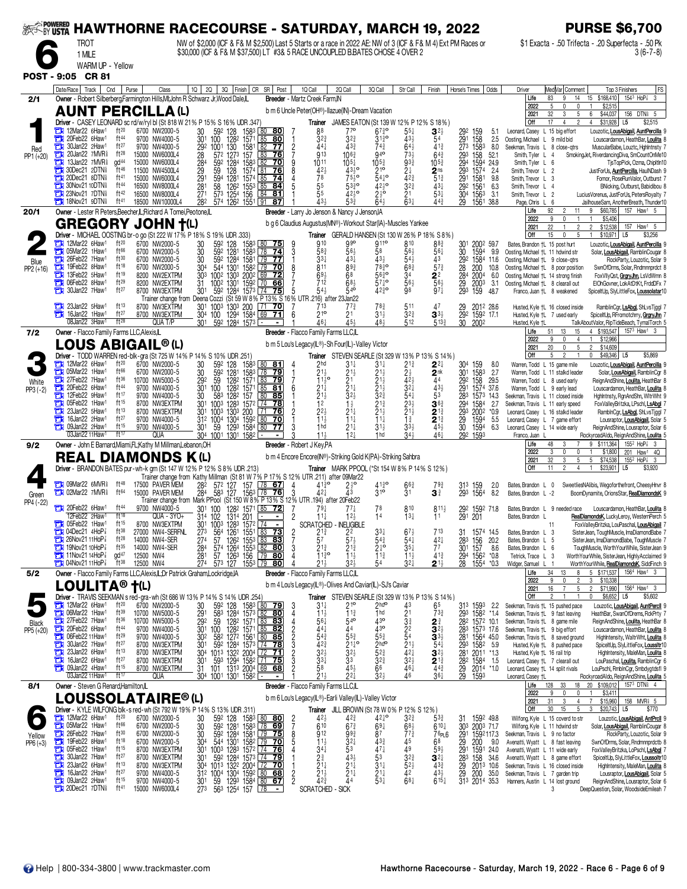# HAWTHORNE RACECOURSE - SATURDAY, MARCH 19, 2022

**PURSE $6,700**

**6** TROT 1 MILE WARM UP - Yellow

NW of $2,000 (ICF & F&M $2,500) Last 5 Starts or a race in 2022 AE: NW of 3 (ICF & F&M 4) Ext PM Races or $30,000 (ICF & F&M $37,500) LT #3& 5 RACE UNCOUPLED B.BATES CHOSE 4 OVER 2

$1 Exacta - .50 Trifecta - .20 Superfecta - .50 Pk 3 (6-7-8)

**POST - 9:05 CR 81**

---

## 1 — AUNT PERCILLA (L) — 2/1 — Red — PP1 (+20)

Owner - Robert Silberberg,Farmington Hills,MI;John R Schwarz Jr,Wood Dale,IL — Breeder - Martz Creek Farm,IN

b m 6 Uncle Peter(OH®)-Ilazue(IN)-Dream Vacation

Driver - CASEY LEONARD sc rd/w/ryl bl (St 818 W 21% P 15% S 16% UDR .347) — Trainer JAMES EATON (St 139 W 12% P 12% S 18%)

| | Starts | Win | Place | Show | Earnings | Best |
|---|---|---|---|---|---|---|
| Life | 83 | 9 | 14 | 15 | $168,410 | 1543 HoP⅞ 3 |
| 2022 | 5 | 0 | 0 | 1 | $2,515 | |
| 2021 | 32 | 3 | 5 | 6 | $44,037 | 156 DTN⅝ 5 |
| Off | 17 | 4 | 2 | 4 | $31,928 | L5 $2,515 |

| Date/Race | Track | Cnd | Purse | Class | 1Q | 2Q | 3Q | Finish | CR | SR | Post | 1Q Call | 2Q Call | 3Q Call | Str Call | Finish | Horse's Times | Odds | Driver | Med/Var/Comment | Top 3 Finishers |
|---|---|---|---|---|---|---|---|---|---|---|---|---|---|---|---|---|---|---|---|---|---|
| 12Mar22 6Haw1 | | ft20 | 6700 | NW2000-5 | 30 | 592 | 128 | 1583 | 80 | 80 | 7 | 88 | 77o | 67½o | 55¼ | 32½ | 292 159 | 5.1 | Leonard, Casey | L 15 big effort | Louzotic, LousAbigail, AuntPercilla 9 |
| 20Feb22 6Haw1 | | ft44 | 9700 | NW4000-5 | 301 | 100 | 1282 | 1571 | 85 | 80 | 1 | 32¾ | 32¾ | 31¾o | 43½ | 54 | 291 158 | 2.5 | Oosting, Michael | L 9 mild bid | Louscardamon, HeathBar, Loulita 8 |
| 30Jan22 2Haw1 | | ft27 | 9700 | NW4000-5 | 292 | 1001 | 130 | 1581 | 82 | 77 | 2 | 44¼ | 43¾ | 74¾ | 64½ | 41¾ | 273 1583 | 8.0 | Seekman, Travis | L 8 close-qtrs | MuscularBabe, Louztc, HghIntnsty 7 |
| 20Jan22 7MVR⅝ | | ft28 | 15000 | NW6000L4 | 28 | 572 | 1273 | 157 | 83 | 76 | 7 | 913 | 106¾ | 94o | 73¼ | 64¾ | 293 158 | 52.1 | Smith, Tyler | L 4 | SmokingJet, RiverdancingDiva, SmCountOnMe10 |
| 13Jan22 7MVR⅝ | | gd44 | 15000 | NW6000L4 | 284 | 592 | 1284 | 1583 | 82 | 70 | 9 | 1011 | 105¼ | 105¾ | 93¾ | 105¾ | 294 1594 | 24.9 | Smith, Tyler | L 6 | TjsTopPick, Ozma, ChipItIn10 |
| 30Dec21 2DTN⅝ | | ft46 | 11500 | NW4500L4 | 29 | 59 | 128 | 1574 | 81 | 76 | 8 | 42½ | 43½o | 21o | 2¼ | 2ns | 293 1574 | 2.4 | Smith, Trevor | L 2 | JustForUs, AuntPercilla, HaulNDash 9 |
| 20Dec21 8DTN⅝ | | ft41 | 15000 | NW6000L4 | 291 | 594 | 1281 | 1574 | 85 | 74 | 4 | 78 | 75½o | 54¼o | 42¾ | 51¾ | 291 1581 | 9.8 | Smith, Trevor | L 3 | Fomor, RoseRunValor, Outburst 7 |
| 30Nov21 10DTN⅝ | | ft44 | 16500 | NW8000L4 | 281 | 58 | 1262 | 1553 | 85 | 84 | 5 | 55 | 53¾o | 42¾o | 32¾ | 43¼ | 292 1561 | 6.3 | Smith, Trevor | L 4 | BNicking, Outburst, Babidibou 8 |
| 23Nov21 7DTN⅝ | | ft42 | 16500 | NW8000L4 | 271 | 573 | 1254 | 156 | 84 | 81 | 1 | 55 | 42½o | 2½o | 21 | 53¼ | 304 1563 | 3.1 | Smith, Trevor | L 2 | LuciusVorenus, JustForUs, PetersRoyalty 7 |
| 18Nov21 9DTN⅝ | | ft41 | 18500 | NW10000L4 | 282 | 574 | 1262 | 1551 | 91 | 87 | 1 | 43½ | 53¾ | 64½ | 63¼ | 44¾ | 29 1561 | 38.8 | Page, Chris | L 6 | JailhouseSam, AnotherBreath, Thunder10 |

---

## 2 — GREGORY JOHN †(L) — 20/1 — Blue — PP2 (+16)

Owner - Lester R Peters,Beecher,IL;Richard A Tomei,Peotone,IL — Breeder - Larry Jo Jenson & Nancy J Jenson,IA

b g 6 Claudius Augustus(MN®)-Workout Star(IA)-Muscles Yankee

Driver - MICHAEL OOSTING br-o go (St 222 W 17% P 18% S 19% UDR .333) — Trainer GERALD HANSEN (St 130 W 26% P 18% S 8%)

| | Starts | Win | Place | Show | Earnings | Best |
|---|---|---|---|---|---|---|
| Life | 92 | 2 | 11 | 9 | $60,785 | 157 Haw1 5 |
| 2022 | 9 | 0 | 1 | 1 | $5,406 | |
| 2021 | 22 | 1 | 2 | 2 | $12,538 | 157 Haw1 5 |
| Off | 15 | 0 | 5 | 1 | $10,971 | L5 $3,256 |

| Date/Race | Track | Cnd | Purse | Class | 1Q | 2Q | 3Q | Finish | CR | SR | Post | 1Q Call | 2Q Call | 3Q Call | Str Call | Finish | Horse's Times | Odds | Driver | Med/Var/Comment | Top 3 Finishers |
|---|---|---|---|---|---|---|---|---|---|---|---|---|---|---|---|---|---|---|---|---|---|
| 12Mar22 6Haw1 | | ft20 | 6700 | NW2000-5 | 30 | 592 | 128 | 1583 | 80 | 75 | 9 | 910 | 99o | 911o | 810 | 88¾ | 301 2002 | 59.7 | Bates, Brandon †L | 15 post hurt | Louzotic, LousAbigail, AuntPercilla 9 |
| 05Mar22 1Haw1 | | ft66 | 6700 | NW2000-5 | 30 | 592 | 1281 | 1583 | 78 | 74 | 3 | 56¾ | 56½ | 58 | 56½ | 56¼ | 30 1594 | 9.9 | Oosting, Michael †L | 11 hdwind str | Solar, LousAbigail, RamblinCougar 8 |
| 26Feb22 7Haw1 | | ft30 | 6700 | NW2000-5 | 30 | 592 | 1284 | 1581 | 79 | 77 | 1 | 33¼ | 43½ | 43¾ | 54½ | 43 | 292 1584 | 11.6 | Oosting, Michael †L | 9 close-qtrs | RockParty, Louzotic, Solar 9 |
| 19Feb22 8Haw1 | | ft18 | 6700 | NW2000-5 | 304 | 544 | 1301 | 1582 | 78 | 70 | 8 | 811 | 89¾ | 78¾o | 68¾ | 57¾ | 28 200 | 10.8 | Oosting, Michael †L | 8 poor position | SwnOfDrms, Solar, Rndmnnprdct 8 |
| 13Feb22 5Haw1 | | ft19 | 8200 | NW2EXTPM | 303 | 1002 | 1303 | 2002 | 69 | 72 | 7 | 69½ | 68 | 56¾o | 34 | 22 | 284 2004 | 6.0 | Oosting, Michael †L | 14 strong finish | FoxVllyQst, GrgryJhn, LsVdWmn 8 |
| 06Feb22 8Haw1 | | ft29 | 8200 | NW2EXTPM | 31 | 1002 | 1301 | 1592 | 70 | 66 | 7 | 712 | 68½ | 57½o | 56½ | 56½ | 29 2003 | 3.1 | Oosting, Michael †L | 8 clearall out | ElOhGovner, LokAtDtKt, FrddDFx 7 |
| 30Jan22 7Haw1 | | ft27 | 8700 | NW3EXTPM | 301 | 592 | 1284 | 1573 | 74 | 75 | 5 | 54½ | 54o | 42¾o | 98 | 97¼ | 293 159 | 48.7 | Franco, Juan †L | 8 weakened | SpiceItUp, SlyLittleFox, Loussolatar10 |

Trainer change from Deena Cozzi (St 59 W 8% P 13% S 16% UTR .216) after 23Jan22

| Date/Race | Track | Cnd | Purse | Class | 1Q | 2Q | 3Q | Finish | CR | SR | Post | 1Q Call | 2Q Call | 3Q Call | Str Call | Finish | Horse's Times | Odds | Driver | Med/Var/Comment | Top 3 Finishers |
|---|---|---|---|---|---|---|---|---|---|---|---|---|---|---|---|---|---|---|---|---|---|
| 23Jan22 5Haw1 | | ft13 | 8700 | NW3EXTPM | 301 | 1003 | 1303 | 200 | 71 | 70 | 7 | 713 | 77¾ | 78¾ | 511 | 47 | 29 2012 | 28.6 | Husted, Kyle †L | 16 closed inside | RamblinCgr, LsAbgl, ShLvsTjggl 7 |
| 16Jan22 1Haw1 | | ft27 | 8700 | NW3EXTPM | 304 | 100 | 1294 | 1584 | 69 | 71 | 6 | 21o | 21 | 31½ | 32¾ | 33½ | 292 1592 | 17.1 | Husted, Kyle †L | 7 used early | SpiceItUp, RFromotchrry, GrgryJhn 7 |
| 08Jan22 3Haw1 | | ft28 | | QUA T/P | 301 | 592 | 1284 | 1573 | - | - | 1 | 46¼ | 45½ | 48½ | 512 | 513¾ | 30 2002 | | Husted, Kyle †L | | TalkAboutValor, RipTideBeach, TymalTorch 5 |

---

## 3 — LOUS ABIGAIL® (L) — 7/2 — White — PP3 (-2)

Owner - Flacco Family Farms LLC,Alexis,IL — Breeder - Flacco Family Farms LLC,IL

b m 5 Lou's Legacy(IL®)-Sh Four(IL)-Valley Victor

Driver - TODD WARREN red-blk-gra (St 725 W 14% P 14% S 10% UDR .251) — Trainer STEVEN SEARLE (St 329 W 13% P 13% S 14%)

| | Starts | Win | Place | Show | Earnings | Best |
|---|---|---|---|---|---|---|
| Life | 51 | 13 | 15 | 4 | $193,547 | 1573 Haw1 3 |
| 2022 | 9 | 0 | 4 | 1 | $12,966 | |
| 2021 | 20 | 0 | 5 | 2 | $14,609 | |
| Off | 5 | 2 | 1 | 0 | $49,346 | L5 $5,869 |

| Date/Race | Track | Cnd | Purse | Class | 1Q | 2Q | 3Q | Finish | CR | SR | Post | 1Q Call | 2Q Call | 3Q Call | Str Call | Finish | Horse's Times | Odds | Driver | Med/Var/Comment | Top 3 Finishers |
|---|---|---|---|---|---|---|---|---|---|---|---|---|---|---|---|---|---|---|---|---|---|
| 12Mar22 6Haw1 | | ft20 | 6700 | NW2000-5 | 30 | 592 | 128 | 1583 | 80 | 81 | 4 | 2hd | 31¼ | 31¼ | 21¾ | 22¼ | 304 159 | 8.0 | Warren, Todd | L 15 game mile | Louzotic, LousAbigail, AuntPercilla 9 |
| 05Mar22 1Haw1 | | ft66 | 6700 | NW2000-5 | 30 | 592 | 1281 | 1583 | 78 | 79 | 1 | 21½ | 21½ | 21¾ | 2½ | 2nk | 301 1583 | 2.7 | Warren, Todd | L 11 stalkd leader | Solar, LousAbigail, RamblinCgr 8 |
| 27Feb22 7Haw1 | | ft36 | 10700 | NW5000-5 | 292 | 59 | 1282 | 1571 | 83 | 79 | 7 | 11½o | 21 | 21¾ | 42½ | 44 | 292 158 | 29.5 | Warren, Todd | L 8 used early | ReignAndShine, Loulita, HeathBar 8 |
| 20Feb22 6Haw1 | | ft44 | 9700 | NW4000-5 | 301 | 100 | 1282 | 1571 | 85 | 81 | 6 | 21¼ | 21¼ | 21¾ | 32½ | 43½ | 291 1574 | 37.6 | Warren, Todd | L 9 early lead | Louscardamon, HeathBar, Loulita 8 |
| 12Feb22 9Haw1 | | ft17 | 9700 | NW4000-5 | 30 | 583 | 1282 | 157 | 80 | 85 | 1 | 21½ | 32½ | 32¾ | 54½ | 53 | 283 1573 | 14.3 | Seekman, Travis | L 11 closed inside | HghIntnsty, RgnAndShn, WltrWht 9 |
| 05Feb22 1Haw1 | | ft15 | 8700 | NW3EXTPM | 301 | 1003 | 1283 | 1572 | 74 | 78 | 1 | 12 | 1½ | 21¾ | 23½ | 36¾ | 294 1584 | 2.0 | Seekman, Travis | L 11 early speed | FoxValleyBritzka, LPschl, LsAbgl 7 |
| 23Jan22 5Haw1 | | ft13 | 8700 | NW3EXTPM | 301 | 1003 | 1303 | 200 | 71 | 76 | 2 | 22½ | 21¼ | 21½ | 21½ | 21¾ | 293 2002 | *0.9 | Leonard, Casey | L 16 stalkd leader | RamblinCgr, LsAbgl, ShLvsTjggl 7 |
| 16Jan22 2Haw1 | | ft27 | 9700 | NW4000-5 | 312 | 1004 | 1304 | 1592 | 80 | 70 | 1 | 11½ | 11¼ | 11¼ | 1¾ | 21¾ | 29 1594 | 5.5 | Leonard, Casey | L 7 game effort | Lousraptor, LousAbigail, Solar 5 |
| 09Jan22 2Haw1 | | ft15 | 9700 | NW4000-5 | 301 | 59 | 1293 | 1584 | 80 | 77 | 3 | 1hd | 21¼ | 31½ | 33½ | 45½ | 30 1594 | 6.3 | Leonard, Casey | L 14 wide early | ReignAndShine, Lousraptor, Solar 6 |
| 03Jan22 11Haw1 | | ft17 | | QUA | 304 | 1001 | 1301 | 1582 | - | - | 3 | 11½ | 12¼ | 1hd | 34½ | 46¼ | 292 1593 | | Franco, Juan | L | RockyroadAldo, ReignAndShine, Loulita 5 |

---

## 4 — REAL DIAMONDS K (L) — 9/2 — Green — PP4 (-22)

Owner - John E Barnard,Miami,FL;Kathy M Millman,Lebanon,OH — Breeder - Robert J Key,PA

b m 4 Encore Encore(IN®)-Striking Gold K(PA)-Striking Sahbra

Driver - BRANDON BATES pur-wh-k grn (St 147 W 12% P 12% S 8% UDR .213) — Trainer MARK PPOOL (*St 154 W 8% P 14% S 12%)

| | Starts | Win | Place | Show | Earnings | Best |
|---|---|---|---|---|---|---|
| Life | 48 | 3 | 7 | 9 | $111,364 | 1552 HoP⅞ 3 |
| 2022 | 3 | 0 | 0 | 1 | $1,800 | 201 Haw1 4Q |
| 2021 | 32 | 3 | 5 | 5 | $74,538 | 1552 HoP⅞ 3 |
| Off | 11 | 2 | 4 | 1 | $23,901 | L5 $3,920 |

Trainer change from Kathy Millman (St 81 W 7% P 17% S 12% UTR .211) after 09Mar22

| Date/Race | Track | Cnd | Purse | Class | 1Q | 2Q | 3Q | Finish | CR | SR | Post | 1Q Call | 2Q Call | 3Q Call | Str Call | Finish | Horse's Times | Odds | Driver | Med/Var/Comment | Top 3 Finishers |
|---|---|---|---|---|---|---|---|---|---|---|---|---|---|---|---|---|---|---|---|---|---|
| 09Mar22 6MVR⅝ | | ft48 | 17500 | PAVER MEM | 282 | 572 | 127 | 157 | 78 | 67 | 4 | 41¾o | 2½o | 41¾o | 66¾ | 79¾ | 313 159 | 2.0 | Bates, Brandon | L 0 | SweetliesNAlibis, Wegofortheffront, ChesyHnvr 8 |
| 02Mar22 7MVR⅝ | | ft64 | 15000 | PAVER MEM | 284 | 583 | 127 | 1563 | 78 | 76 | 3 | 42¼ | 43 | 31o | 31 | 3¾ | 293 1564 | 8.2 | Bates, Brandon | L -2 | BoomDynamite, OrionsStar, RealDiamondsK 9 |

Trainer change from Mark PPool (St 150 W 8% P 13% S 12% UTR .194) after 20Feb22

| Date/Race | Track | Cnd | Purse | Class | 1Q | 2Q | 3Q | Finish | CR | SR | Post | 1Q Call | 2Q Call | 3Q Call | Str Call | Finish | Horse's Times | Odds | Driver | Med/Var/Comment | Top 3 Finishers |
|---|---|---|---|---|---|---|---|---|---|---|---|---|---|---|---|---|---|---|---|---|---|
| 20Feb22 6Haw1 | | ft44 | 9700 | NW4000-5 | 301 | 100 | 1282 | 1571 | 85 | 72 | 7 | 79¼ | 77¼ | 78 | 810 | 811¼ | 292 1592 | 71.8 | Bates, Brandon | L 9 needed race | Louscardamon, HeathBar, Loulita 8 |
| 12Feb22 2Haw1 | | ft18 | | QUA - 3YO+ | 314 | 102 | 1314 | 201 | - | - | 2 | 11¼ | 12½ | 14 | 13¼ | 11 | 291 201 | | Bates, Brandon | L | RealDiamondsK, LuckyLeroy, WesternPerch 5 |
| 05Feb22 1Haw1 | | ft15 | 8700 | NW3EXTPM | 301 | 1003 | 1283 | 1572 | 74 | - | | SCRATCHED - INELIGIBLE | | | | | | | | 11 | FoxValleyBritzka, LouPaschal, LousAbigail 7 |
| 04Dec21 4HoP⅞ | | ft38 | 27000 | NW4-SERFNL | 273 | 564 | 1261 | 1551 | 83 | 73 | 2 | 21¾ | 22 | 33¼ | 67½ | 713 | 31 1574 | 14.5 | Bates, Brandon | L 3 | SisterJean, ToughMuscle, ImaDiamondBabe 7 |
| 26Nov21 11HoP⅞ | | ft28 | 14000 | NW4-SER | 274 | 57 | 1262 | 1553 | 83 | 83 | 7 | 57 | 57½ | 54¾ | 54¼ | 42¼ | 283 156 | 20.2 | Bates, Brandon | L 5 | SisterJean, ImaDiamondBabe, ToughMuscle 7 |
| 19Nov21 10HoP⅞ | | ft35 | 14000 | NW4-SER | 284 | 574 | 1264 | 1553 | 82 | 80 | 3 | 21¾ | 21¾ | 21o | 35¼ | 77 | 301 157 | 8.6 | Bates, Brandon | L 6 | ToughMuscle, WorthYourWhile, SisterJean 9 |
| 11Nov21 14HoP⅞ | | gd47 | 12500 | NW4 | 281 | 57 | 1263 | 156 | 79 | 80 | 4 | 11¾o | 11½ | 11¾ | 11½ | 41¾ | 294 1562 | *0.8 | Tetrick, Trace | L 3 | WorthYourWhile, SisterJean, HighlyAcclaimed 9 |
| 04Nov21 11HoP⅞ | | ft38 | 12500 | NW4 | 274 | 573 | 127 | 1553 | 79 | 80 | 4 | 21½ | 32½ | 54 | 32¼ | 21½ | 28 1554 | *0.3 | Widger, Samuel | L 1 | WorthYourWhile, RealDiamondsK, SiddFinch 9 |

---

## 5 — LOULITA® †(L) — 5/2 — Black — PP5 (+20)

Owner - Flacco Family Farms LLC,Alexis,IL;Dr Patrick Graham,Lockridge,IA — Breeder - Flacco Family Farms LLC,IL

b m 4 Lou's Legacy(IL®)-Olives And Caviar(IL)-SJ's Caviar

Driver - TRAVIS SEEKMAN s red-gra-wh (St 686 W 13% P 14% S 14% UDR .254) — Trainer STEVEN SEARLE (St 329 W 13% P 13% S 14%)

| | Starts | Win | Place | Show | Earnings | Best |
|---|---|---|---|---|---|---|
| Life | 34 | 13 | 8 | 5 | $171,537 | 1564 Haw1 3 |
| 2022 | 9 | 0 | 2 | 3 | $10,338 | |
| 2021 | 16 | 7 | 5 | 2 | $71,990 | 1564 Haw1 3 |
| Off | 2 | 1 | 1 | 0 | $6,652 | L5 $5,602 |

| Date/Race | Track | Cnd | Purse | Class | 1Q | 2Q | 3Q | Finish | CR | SR | Post | 1Q Call | 2Q Call | 3Q Call | Str Call | Finish | Horse's Times | Odds | Driver | Med/Var/Comment | Top 3 Finishers |
|---|---|---|---|---|---|---|---|---|---|---|---|---|---|---|---|---|---|---|---|---|---|
| 12Mar22 6Haw1 | | ft20 | 6700 | NW2000-5 | 30 | 592 | 128 | 1583 | 80 | 79 | 3 | 31½ | 21o | 2hdo | 43 | 65 | 313 1593 | 2.2 | Seekman, Travis †L | 15 pushed pace | Louzotic, LousAbigail, AuntPercill 9 |
| 06Mar22 1Haw1 | | ft39 | 10700 | NW5000-5 | 291 | 583 | 1284 | 1573 | 82 | 80 | 4 | 11½ | 11¾ | 1hd | 21 | 73¾ | 293 1582 | *1.4 | Seekman, Travis †L | 9 fast leaving | HeathBar, SwanOfDrems, RckPrty 7 |
| 27Feb22 7Haw1 | | ft36 | 10700 | NW5000-5 | 292 | 59 | 1282 | 1571 | 83 | 83 | 4 | 56¼ | 54o | 43o | 33 | 2¾ | 282 1572 | 10.1 | Seekman, Travis †L | 8 game mile | ReignAndShine, Loulita, HeathBar 8 |
| 20Feb22 6Haw1 | | ft44 | 9700 | NW4000-5 | 301 | 100 | 1282 | 1571 | 85 | 82 | 2 | 44¼ | 44 | 43o | 32 | 32½ | 283 1573 | 17.6 | Seekman, Travis †L | 9 big effort | Louscardamon, HeathBar, Loulita 8 |
| 06Feb22 11Haw1 | | ft29 | 9700 | NW4000-5 | 302 | 582 | 1272 | 1561 | 80 | 85 | 2 | 54¾ | 55¾ | 55¾ | 54 | 33½ | 281 1564 | 45.0 | Seekman, Travis †L | 8 saved ground | HighIntensity, WaltrWht, Loulita 8 |
| 30Jan22 7Haw1 | | ft27 | 8700 | NW3EXTPM | 301 | 592 | 1284 | 1573 | 74 | 78 | 3 | 42¾ | 21½o | 2hdo | 21½ | 54¼ | 293 1582 | 5.9 | Husted, Kyle †L | 8 pushed pace | SpiceItUp, SlyLittleFox, Lousstr10 |
| 23Jan22 6Haw1 | | ft13 | 8700 | NW3EXTPM | 304 | 1013 | 1322 | 2004 | 72 | 71 | 2 | 32½ | 32½ | 52¾ | 42¼ | 32½ | 281 2011 | 3.6 | Husted, Kyle †L | 16 rail trip | HighIntensity, MaleMan, Loulita 8 |
| 16Jan22 1Haw1 | | ft27 | 8700 | NW3EXTPM | 301 | 593 | 1294 | 1582 | 71 | 75 | 3 | 33¼ | 33 | 32¾ | 32½ | 21¾ | 282 1584 | 1.5 | Leonard, Casey †L | 7 clearall out | LouPaschal, Loulita, RamblinCgr 6 |
| 09Jan22 4Haw1 | | ft15 | 8700 | NW3EXTPM | 31 | 101 | 1313 | 2004 | 69 | 68 | 2 | 58 | 45½ | 66 | 46¼ | 44¾ | 29 2014 | *1.0 | Leonard, Casey †L | 14 split rivals | LouPschl, RmblnCgr, Smbdygtdsfl 9 |
| 03Jan22 11Haw1 | | ft17 | | QUA | 304 | 1001 | 1301 | 1582 | - | - | 1 | 21½ | 22¼ | 32½ | 46 | 36¼ | 29 1593 | | Leonard, Casey †L | | RockyroadAldo, ReignAndShine, Loulita 5 |

---

## 6 — LOUSSOLATAIRE® (L) — 8/1 — Yellow — PP6 (+3)

Owner - Steven G Renard,Hamilton,IL — Breeder - Flacco Family Farms LLC,IL

b m 6 Lou's Legacy(IL®)-Earli Valley(IL)-Valley Victor

Driver - KYLE WILFONG blk-s red-wh (St 792 W 19% P 14% S 13% UDR .311) — Trainer JILL BROWN (St 78 W 0% P 12% S 12%)

| | Starts | Win | Place | Show | Earnings | Best |
|---|---|---|---|---|---|---|
| Life | 128 | 33 | 18 | 20 | $109,012 | 1573 DTN⅝ 4 |
| 2022 | 9 | 0 | 0 | 1 | $3,411 | |
| 2021 | 31 | 3 | 4 | 7 | $15,960 | 158 MVR⅝ 5 |
| Off | 30 | 15 | 5 | 3 | $20,743 | L5 $770 |

| Date/Race | Track | Cnd | Purse | Class | 1Q | 2Q | 3Q | Finish | CR | SR | Post | 1Q Call | 2Q Call | 3Q Call | Str Call | Finish | Horse's Times | Odds | Driver | Med/Var/Comment | Top 3 Finishers |
|---|---|---|---|---|---|---|---|---|---|---|---|---|---|---|---|---|---|---|---|---|---|
| 12Mar22 6Haw1 | | ft20 | 6700 | NW2000-5 | 30 | 592 | 128 | 1583 | 80 | 80 | 2 | 42½ | 42¾ | 42½o | 32¾ | 53¾ | 31 1592 | 49.8 | Wilfong, Kyle | L 15 coverd to str | Louzotic, LousAbigail, AntPrcll 9 |
| 05Mar22 1Haw1 | | ft66 | 6700 | NW2000-5 | 30 | 592 | 1281 | 1583 | 78 | 69 | 7 | 610 | 67¾ | 69¼ | 68½ | 610¼ | 303 2003 | 71.7 | Wilfong, Kyle | L 11 hdwind str | Solar, LousAbigail, RamblinCougar 8 |
| 26Feb22 7Haw1 | | ft30 | 6700 | NW2000-5 | 30 | 592 | 1284 | 1581 | 79 | 75 | 8 | 912 | 99¾ | 87 | 77¾ | 76pL6 | 291 1592 | 117.3 | Seekman, Travis | L 9 no factor | RockParty, Louzotic, Solar 9 |
| 19Feb22 8Haw1 | | ft18 | 6700 | NW2000-5 | 304 | 544 | 1301 | 1582 | 79 | 70 | 5 | 11½ | 32¼ | 43¾ | 45 | 68 | 29 200 | 9.0 | Avenatti, Wyatt | L 8 fast leaving | SwnOfDrms, Solar, Rndmnnprdctb 8 |
| 05Feb22 1Haw1 | | ft15 | 8700 | NW3EXTPM | 301 | 1003 | 1283 | 1572 | 74 | 76 | 4 | 34½ | 53 | 47¼ | 49 | 59½ | 291 1591 | 24.0 | Avenatti, Wyatt | L 11 wide early | FoxValleyBritzka, LoPschl, LsAbgl 7 |
| 30Jan22 7Haw1 | | ft27 | 8700 | NW3EXTPM | 301 | 592 | 1284 | 1573 | 74 | 79 | 1 | 2¾ | 43½ | 53 | 32¾ | 32¼ | 283 158 | 34.6 | Avenatti, Wyatt | L 8 game effort | SpiceItUp, SlyLittleFox, Loussoltr10 |
| 23Jan22 6Haw1 | | ft13 | 8700 | NW3EXTPM | 304 | 1013 | 1322 | 2004 | 72 | 70 | 3 | 21¼ | 21¼ | 31½ | 52½ | 43¾ | 29 2013 | 10.6 | Seekman, Travis | L 16 closed inside | HighIntensity, MaleMan, Loulita 8 |
| 16Jan22 2Haw1 | | ft27 | 9700 | NW4000-5 | 312 | 1004 | 1304 | 1592 | 80 | 68 | 2 | 21½ | 21¼ | 21¼ | 42 | 43½ | 29 200 | 35.0 | Seekman, Travis | L 7 garden trip | Lousraptor, LousAbigail, Solar 5 |
| 09Jan22 2Haw1 | | ft15 | 9700 | NW4000-5 | 301 | 59 | 1293 | 1584 | 80 | 67 | 2 | 42¾ | 44 | 53¼ | 68¼ | 615¼ | 313 2014 | 35.3 | Hanners, Austin | L 14 lost ground | ReignAndShine, Lousraptor, Solar 6 |
| 20Dec21 7DTN⅝ | | ft41 | 15000 | NW6000L4 | 273 | 563 | 1254 | 157 | 78 | - | | SCRATCHED - SICK | | | | | | | | 3 | DeepQuestion, Solar, WoodsideEmileah 7 |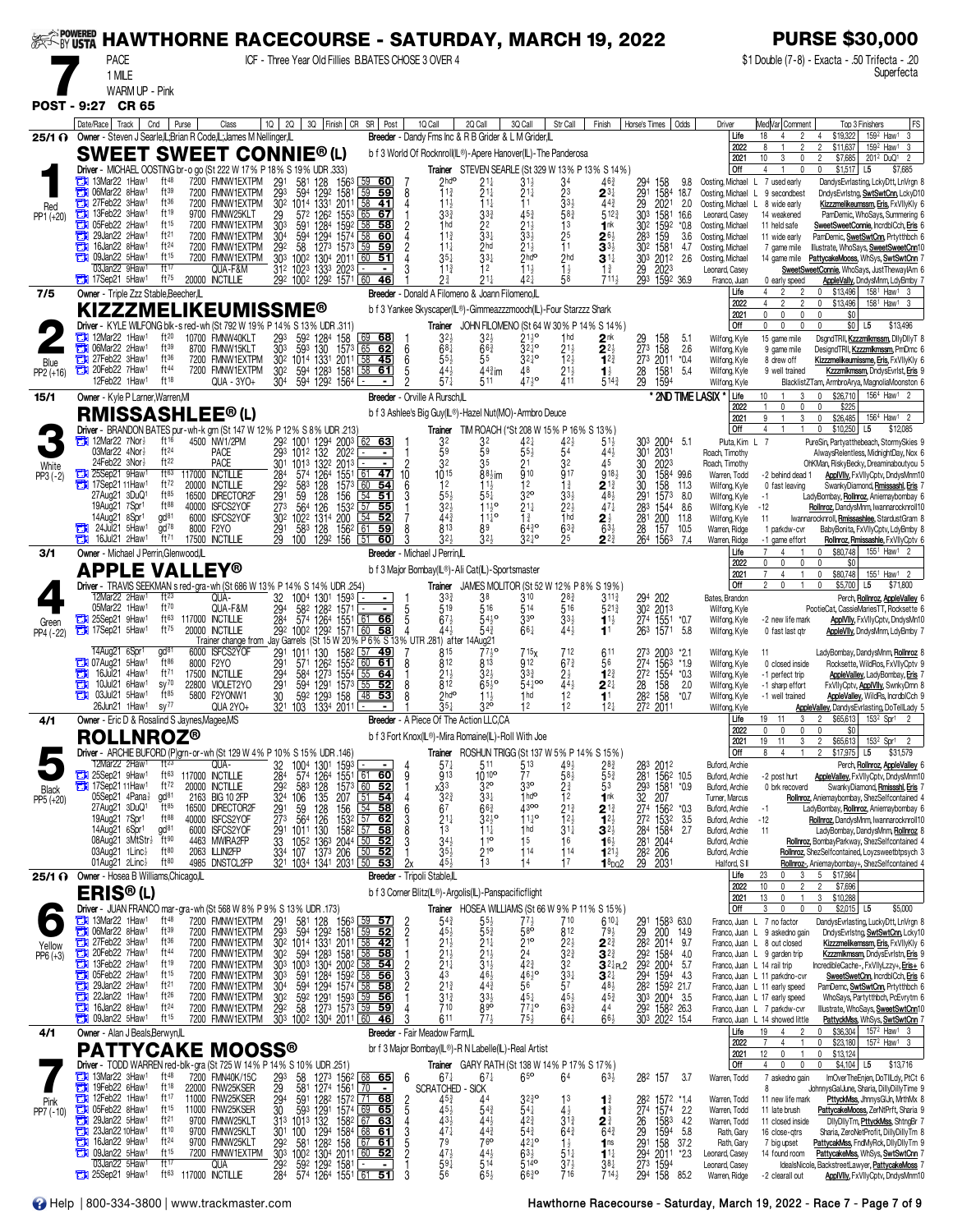# HAWTHORNE RACECOURSE - SATURDAY, MARCH 19, 2022

**PURSE $30,000**

**7** PACE 1 MILE — ICF - Three Year Old Fillies B.BATES CHOSE 3 OVER 4 — $1 Double (7-8) - Exacta - .50 Trifecta - .20 Superfecta

WARM UP - Pink

**POST - 9:27 CR 65**

---

## 1 — SWEET SWEET CONNIE® (L) — 25/1 — Red — PP1 (+20)

Owner - Steven J Searle,IL;Brian R Code,IL;James M Nellinger,IL
Breeder - Dandy Fms Inc & R B Grider & L M Grider,IL
b f 3 World Of Rocknroll(IL®)-Apere Hanover(IL)-The Panderosa
Driver - MICHAEL OOSTING br-o go (St 222 W 17% P 18% S 19% UDR .333)
Trainer STEVEN SEARLE (St 329 W 13% P 13% S 14%)

| Life | 18 | 4 | 2 | 4 | $19,322 | 159² Haw¹ 3 |
|---|---|---|---|---|---|---|
| 2022 | 8 | 1 | 2 | 2 | $11,637 | 159² Haw¹ 3 |
| 2021 | 10 | 3 | 0 | 2 | $7,685 | 201² DuQ¹ 2 |
| Off | 4 | 1 | 0 | 0 | $1,517 | L5 $7,685 |

| Date/Race | Track | Cnd | Purse | Class | 1Q | 2Q | 3Q | Finish | CR | SR | Post | 1Q Call | 2Q Call | 3Q Call | Str Call | Finish | Horse's Times | Odds | Driver | Comment | Top 3 Finishers | FS |
|---|---|---|---|---|---|---|---|---|---|---|---|---|---|---|---|---|---|---|---|---|---|---|
| 13Mar22 1Haw¹ | | ft48 | 7200 | FMNW1EXTPM | 29¹ | 58¹ | 128 | 156³ | 59 | 60 | 7 | 2ho° | 2½ | 3½ | 3⁴ | 4⁶¾ | 29⁴ 158 | 9.8 | Oosting, Michael L | 7 used early | DandysEvrlasting, LckyDtt, LnVrgn | 8 |
| 06Mar22 8Haw¹ | | ft39 | 7200 | FMNW1EXTPM | 29³ | 59⁴ | 129² | 158¹ | 59 | 59 | 8 | 1½ | 2½ | 2½ | 2³ | 2¾ | 29¹ 158⁴ | 18.7 | Oosting, Michael L | 9 secondbest | DndysEvrlstng, SwtSwtCnn, LckyDt | 10 |
| 27Feb22 3Haw¹ | | ft36 | 7200 | FMNW1EXTPM | 30² | 101⁴ | 133¹ | 201¹ | 58 | 41 | 4 | 1½ | 1½ | 1¹ | 3³½ | 4⁴¾ | 29 202¹ | 2.0 | Oosting, Michael L | 8 wide early | Kizzzmelikeumssm, Eris, FxVllyKly | 6 |
| 13Feb22 3Haw¹ | | ft19 | 9700 | FMNW25KLT | 29 | 57² | 126² | 155³ | 65 | 67 | 1 | 3³¾ | 3³¾ | 4⁵¾ | 5⁸¾ | 5¹²¾ | 30³ 158¹ | 16.6 | Leonard, Casey | 14 weakened | PamDemic, WhoSays, Summering | 6 |
| 05Feb22 2Haw¹ | | ft15 | 7200 | FMNW1EXTPM | 30³ | 59¹ | 128⁴ | 159² | 58 | 58 | 2 | 1hd | 2² | 2½ | 1³ | 1nk | 30² 159² | *0.8 | Oosting, Michael | 11 held safe | SweetSweetConnie, IncrdblCch, Eris | 6 |
| 29Jan22 2Haw¹ | | ft21 | 7200 | FMNW1EXTPM | 30⁴ | 59⁴ | 129⁴ | 157⁴ | 58 | 60 | 4 | 1½ | 3³½ | 3³½ | 2⁵ | 2⁶½ | 28³ 159 | 3.6 | Oosting, Michael | 11 wide early | PamDemic, SwetSwtCnn, Prtytthbch | 6 |
| 16Jan22 8Haw¹ | | ft24 | 7200 | FMNW1EXTPM | 29² | 58 | 127³ | 157³ | 59 | 59 | 2 | 1½ | 2hd | 2½ | 1¹ | 3³½ | 30² 158¹ | 4.7 | Oosting, Michael | 7 game mile | Illustrate, WhoSays, SweetSweetCnn | 10 |
| 09Jan22 5Haw¹ | | ft15 | 7200 | FMNW1EXTPM | 30³ | 100² | 130⁴ | 201¹ | 60 | 51 | 4 | 3⁵½ | 3³½ | 2ho° | 2hd | 3¹½ | 30³ 201² | 2.6 | Oosting, Michael | 14 game mile | PattycakeMooss, WhSys, SwtSwtCnn | 7 |
| 03Jan22 9Haw¹ | | ft17 | | QUA-F&M | 31² | 102³ | 133³ | 202³ | - | - | 3 | 1½ | 1² | 1½ | 1½ | 1¾ | 29 202³ | | Leonard, Casey | | SweetSweetConnie, WhoSays, JustThewaylAm | 6 |
| 17Sep21 5Haw¹ | | ft75 | 20000 | INCTILLIE | 29² | 100² | 129² | 157¹ | 60 | 46 | 1 | 2¾ | 2½ | 4²½ | 5⁸ | 7¹¹½ | 29³ 159² | 36.9 | Franco, Juan | 0 early speed | AppleVally, DndysMnm, LdyBmby | 7 |

## 2 — KIZZZMELIKEUMISSME® — 7/5 — Blue — PP2 (+16)

Owner - Triple Zzz Stable,Beecher,IL
Breeder - Donald A Filomeno & Joann Filomeno,IL
b f 3 Yankee Skyscaper(IL®)-Gimmeazzzmooch(IL)-Four Starzzz Shark
Driver - KYLE WILFONG blk-s red-wh (St 792 W 19% P 14% S 13% UDR .311)
Trainer JOHN FILOMENO (St 64 W 30% P 14% S 14%)

| Life | 4 | 2 | 2 | 0 | $13,496 | 158¹ Haw¹ 3 |
|---|---|---|---|---|---|---|
| 2022 | 4 | 2 | 2 | 0 | $13,496 | 158¹ Haw¹ 3 |
| 2021 | 0 | 0 | 0 | 0 | $0 | |
| Off | 0 | 0 | 0 | 0 | $0 | L5 $13,496 |

| Date/Race | Track | Cnd | Purse | Class | 1Q | 2Q | 3Q | Finish | CR | SR | Post | 1Q Call | 2Q Call | 3Q Call | Str Call | Finish | Horse's Times | Odds | Driver | Comment | Top 3 Finishers | FS |
|---|---|---|---|---|---|---|---|---|---|---|---|---|---|---|---|---|---|---|---|---|---|---|
| 12Mar22 1Haw¹ | | ft20 | 10700 | FMNW40KLT | 29³ | 59² | 128⁴ | 158 | 69 | 68 | 1 | 3²½ | 3²½ | 2¹½° | 1hd | 2nk | 29 158 | 5.1 | Wilfong, Kyle | 15 game mile | DsgndTRll, Kzzzmlkmssm, DllyDllyT | 8 |
| 06Mar22 2Haw¹ | | ft39 | 8700 | FMNW15KLT | 30³ | 59³ | 130 | 157³ | 65 | 62 | 6 | 6⁶½ | 6⁶¾ | 3²½° | 2¹½ | 2²½ | 27³ 158 | 2.6 | Wilfong, Kyle | 9 game mile | DesigndTRll, Kzzzmlkmssm, PmDmc | 6 |
| 27Feb22 3Haw¹ | | ft36 | 7200 | FMNW1EXTPM | 30² | 101⁴ | 133¹ | 201¹ | 58 | 45 | 6 | 5⁵½ | 5⁵ | 3²½° | 1²½ | 1²¾ | 27³ 201¹ | *0.4 | Wilfong, Kyle | 8 drew off | Kizzzmelikeumissme, Eris, FxVllyKly | 6 |
| 20Feb22 7Haw¹ | | ft44 | 7200 | FMNW1EXTPM | 30² | 59⁴ | 128³ | 158¹ | 58 | 61 | 5 | 4⁴½ | 4⁴¾im | 4⁸ | 2¹½ | 1½ | 28 158¹ | 5.4 | Wilfong, Kyle | 9 well trained | Kzzzmlkmssm, DndysEvrlst, Eris | 9 |
| 12Feb22 1Haw¹ | | ft18 | | QUA - 3YO+ | 30⁴ | 59⁴ | 129² | 156⁴ | - | - | 2 | 5⁷½ | 5¹¹ | 4⁷½° | 4¹¹ | 5¹⁴¾ | 29 159⁴ | | Wilfong, Kyle | | BlacklistZTam, ArmbroArya, MagnoliaMoonston | 6 |

## 3 — RMISSASHLEE® (L) — 15/1 — White — PP3 (-2)

Owner - Kyle P Larner,Warren,MI
Breeder - Orville A Rursch,IL
b f 3 Ashlee's Big Guy(IL®)-Hazel Nut(MO)-Armbro Deuce
Driver - BRANDON BATES pur-wh-k grn (St 147 W 12% P 12% S 8% UDR .213)
Trainer TIM ROACH (*St 208 W 15% P 16% S 13%)
*** 2ND TIME LASIX ***

| Life | 10 | 1 | 3 | 0 | $26,710 | 156⁴ Haw¹ 2 |
|---|---|---|---|---|---|---|
| 2022 | 1 | 0 | 0 | 0 | $225 | |
| 2021 | 9 | 1 | 3 | 0 | $26,485 | 156⁴ Haw¹ 2 |
| Off | 4 | 1 | 1 | 0 | $10,250 | L5 $12,085 |

| Date/Race | Track | Cnd | Purse | Class | 1Q | 2Q | 3Q | Finish | CR | SR | Post | 1Q Call | 2Q Call | 3Q Call | Str Call | Finish | Horse's Times | Odds | Driver | Comment | Top 3 Finishers | FS |
|---|---|---|---|---|---|---|---|---|---|---|---|---|---|---|---|---|---|---|---|---|---|---|
| 12Mar22 7Nor½ | | ft16 | 4500 | NW1/2PM | 29² | 100¹ | 129⁴ | 200³ | 62 | 63 | 1 | 3² | 3² | 4²½ | 4²½ | 5¹½ | 30³ 200⁴ | 5.1 | Pluta, Kim L | 7 | PureSin, Partyatthebeach, StormySkies | 9 |
| 03Mar22 4Nor½ | | ft24 | | PACE | 29³ | 101² | 132 | 202² | - | - | 1 | 5⁹ | 5⁹ | 5⁵½ | 5⁴ | 4⁴½ | 30¹ 203¹ | | Roach, Timothy | | AlwaysRelentless, MidnightDay, Nox | 6 |
| 24Feb22 3Nor½ | | ft22 | | PACE | 30¹ | 101³ | 132² | 201³ | - | - | 2 | 3² | 3⁵ | 2¹ | 3² | 4⁵ | 30 202³ | | Roach, Timothy | | OhKMan, RiskyBecky, Dreaminaboutyou | 5 |
| 25Sep21 9Haw¹ | | ft63 | 117000 | INCTILLIE | 28⁴ | 57⁴ | 126⁴ | 155¹ | 61 | 47 | 10 | 10¹⁵ | 8⁸½im | 9¹⁰ | 9¹⁷ | 9¹⁸½ | 30 158⁴ | 99.6 | Warren, Todd | -2 behind dead 1 | ApplVlly, FxVllyCptv, DndysMnm | 10 |
| 17Sep21 11Haw¹ | | ft72 | 20000 | INCTILLIE | 29² | 58³ | 128 | 157³ | 60 | 54 | 6 | 1² | 1½ | 1² | 1¾ | 2¹¾ | 30 158 | 11.3 | Wilfong, Kyle | 0 fast leaving | SwankyDiamond, Rmissashl, Eris | 7 |
| 27Aug21 3DuQ¹ | | ft85 | 16500 | DIRECTOR2F | 29¹ | 59 | 128 | 156 | 54 | 51 | 3 | 5⁵½ | 5⁵½ | 3²° | 3³½ | 4⁸½ | 29¹ 157³ | 8.0 | Wilfong, Kyle | -1 | LadyBombay, Rollnroz, Aniemaybombay | 6 |
| 19Aug21 7Spr¹ | | ft88 | 40000 | ISFCS2YOF | 27³ | 56⁴ | 126 | 153² | 57 | 55 | 1 | 3²½ | 1¹½° | 2¹¼ | 2²½ | 4⁷½ | 28³ 154⁴ | 8.6 | Wilfong, Kyle | -12 | Rollnroz, DandysMnm, Iwannarocknroll | 10 |
| 14Aug21 6Spr¹ | | gd81 | 6000 | ISFCS2YOF | 30² | 102² | 131⁴ | 200 | 54 | 52 | 2 | 4⁴¾ | 1¹½° | 1¾ | 1hd | 2¾ | 28¹ 200 | 11.8 | Wilfong, Kyle | 11 | Iwannarocknroll, Rmissashlee, StardustGram | 8 |
| 24Jul21 5Haw¹ | | gd78 | 8000 | F2YO | 29¹ | 58³ | 128 | 156² | 61 | 59 | 8 | 8¹³ | 8⁹ | 6⁴¾° | 6³¾ | 6³½ | 28 157 | 10.5 | Warren, Ridge | 1 parkdw-cvr | BabyBonita, FxVllyCptv, LdyBmby | 8 |
| 16Jul21 2Haw¹ | | ft71 | 17500 | INCTILLIE | 29 | 100 | 129² | 156 | 51 | 60 | 3 | 3²½ | 3²½ | 3²½° | 2⁵ | 2²¾ | 26⁴ 156³ | 7.4 | Warren, Ridge | -1 game effort | Rollnroz, Rmissashle, FxVllyCptv | 6 |

## 4 — APPLE VALLEY® — 3/1 — Green — PP4 (-22)

Owner - Michael J Perrin,Glenwood,IL
Breeder - Michael J Perrin,IL
b f 3 Major Bombay(IL®)-Ali Cat(IL)-Sportsmaster
Driver - TRAVIS SEEKMAN s red-gra-wh (St 686 W 13% P 14% S 14% UDR .254)
Trainer JAMES MOLITOR (St 52 W 12% P 8% S 19%)

| Life | 7 | 4 | 1 | 0 | $80,748 | 155¹ Haw¹ 2 |
|---|---|---|---|---|---|---|
| 2022 | 0 | 0 | 0 | 0 | $0 | |
| 2021 | 7 | 4 | 1 | 0 | $80,748 | 155¹ Haw¹ 2 |
| Off | 2 | 0 | 1 | 0 | $5,700 | L5 $71,800 |

| Date/Race | Track | Cnd | Purse | Class | 1Q | 2Q | 3Q | Finish | CR | SR | Post | 1Q Call | 2Q Call | 3Q Call | Str Call | Finish | Horse's Times | Odds | Driver | Comment | Top 3 Finishers | FS |
|---|---|---|---|---|---|---|---|---|---|---|---|---|---|---|---|---|---|---|---|---|---|---|
| 12Mar22 2Haw¹ | | ft23 | | QUA- | 32 | 100⁴ | 130¹ | 159³ | - | - | 1 | 3³¾ | 3⁸ | 3¹⁰ | 2⁸¾ | 3¹¹¾ | 29⁴ 202 | | Bates, Brandon | | Perch, Rollnroz, AppleValley | 6 |
| 05Mar22 1Haw¹ | | ft70 | | QUA-F&M | 29⁴ | 58² | 128² | 157¹ | - | - | 5 | 5¹⁹ | 5¹⁶ | 5¹⁴ | 5¹⁶ | 5²¹¾ | 30² 201³ | | Wilfong, Kyle | | PootieCat, CassieMariesTT, Rocksette | 6 |
| 25Sep21 9Haw¹ | | ft63 | 117000 | INCTILLIE | 28⁴ | 57⁴ | 126⁴ | 155¹ | 61 | 66 | 5 | 6⁷½ | 5⁴½° | 3³° | 3³½ | 1¹½ | 27⁴ 155¹ | *0.7 | Wilfong, Kyle | -2 new life mark | ApplVlly, FxVllyCptv, DndysMnm | 10 |
| 17Sep21 5Haw¹ | | ft75 | 20000 | INCTILLIE | 29² | 100² | 129² | 157¹ | 60 | 58 | 4 | 4⁴½ | 5⁴¾ | 6⁶½ | 4⁴½ | 1¹ | 26³ 157¹ | 5.8 | Wilfong, Kyle | 0 fast last qtr | AppleVally, DndysMnm, LdyBmby | 7 |

Trainer change from Jay Garrels (St 15 W 20% P 6% S 13% UTR .281) after 14Aug21

| Date/Race | Track | Cnd | Purse | Class | 1Q | 2Q | 3Q | Finish | CR | SR | Post | 1Q Call | 2Q Call | 3Q Call | Str Call | Finish | Horse's Times | Odds | Driver | Comment | Top 3 Finishers | FS |
|---|---|---|---|---|---|---|---|---|---|---|---|---|---|---|---|---|---|---|---|---|---|---|
| 14Aug21 6Spr¹ | | gd81 | 6000 | ISFCS2YOF | 29¹ | 101¹ | 130 | 158² | 57 | 49 | 7 | 8¹⁵ | 7⁷½° | 7¹⁵x | 7¹² | 6¹¹ | 27³ 200³ | *2.1 | Wilfong, Kyle | 11 | LadyBombay, DandysMnm, Rollnroz | 8 |
| 07Aug21 5Haw¹ | | ft86 | 8000 | F2YO | 29¹ | 57¹ | 126² | 155² | 60 | 61 | 8 | 8¹² | 8¹³ | 9¹² | 6⁷¾ | 5⁶ | 27⁴ 156³ | *1.9 | Wilfong, Kyle | 0 closed inside | Rocksette, WildRos, FxVllyCptv | 9 |
| 16Jul21 4Haw¹ | | ft71 | 17500 | INCTILLIE | 29⁴ | 58⁴ | 127³ | 155⁴ | 55 | 64 | 1 | 2¹½ | 3²½ | 3³¾ | 2½ | 1²¾ | 27² 155⁴ | *0.3 | Wilfong, Kyle | -1 perfect trip | AppleValley, LadyBombay, Eris | 7 |
| 10Jul21 6Haw¹ | | sy70 | 22800 | VIOLET2YO | 29¹ | 59⁴ | 129¹ | 158³ | 55 | 52 | 8 | 8¹² | 6⁵½° | 5⁴½°° | 4⁴½ | 2²½ | 28 158 | 2.0 | Wilfong, Kyle | -1 sharp effort | FxVllyCptv, ApplVlly, SwnkyDmn | 8 |
| 03Jul21 5Haw¹ | | ft85 | 5800 | F2YONW1 | 30 | 59² | 129³ | 158 | 48 | 53 | 8 | 2ho° | 1¹½ | 1hd | 1² | 1¹ | 28² 158 | *0.7 | Wilfong, Kyle | -1 well trained | AppleValley, WildRs, IncrdblCch | 9 |
| 26Jun21 1Haw¹ | | sy77 | | QUA 2YO+ | 32¹ | 103 | 133⁴ | 201¹ | - | - | 1 | 3⁵½ | 3²° | 1² | 1² | 1²½ | 27² 201¹ | | Wilfong, Kyle | | AppleValley, DandysEvrlasting, DoTellLady | 5 |

## 5 — ROLLNROZ® — 4/1 — Black — PP5 (+20)

Owner - Eric D & Rosalind S Jaynes,Magee,MS
Breeder - A Piece Of The Action LLC,CA
b f 3 Fort Knox(IL®)-Mira Romaine(IL)-Roll With Joe
Driver - ARCHIE BUFORD (P)grn-or-wh (St 129 W 4% P 10% S 15% UDR .146)
Trainer ROSHUN TRIGG (St 137 W 5% P 14% S 15%)

| Life | 19 | 11 | 3 | 2 | $65,613 | 153² Spr¹ 2 |
|---|---|---|---|---|---|---|
| 2022 | 0 | 0 | 0 | 0 | $0 | |
| 2021 | 19 | 11 | 3 | 2 | $65,613 | 153² Spr¹ 2 |
| Off | 8 | 4 | 1 | 2 | $17,975 | L5 $31,579 |

| Date/Race | Track | Cnd | Purse | Class | 1Q | 2Q | 3Q | Finish | CR | SR | Post | 1Q Call | 2Q Call | 3Q Call | Str Call | Finish | Horse's Times | Odds | Driver | Comment | Top 3 Finishers | FS |
|---|---|---|---|---|---|---|---|---|---|---|---|---|---|---|---|---|---|---|---|---|---|---|
| 12Mar22 2Haw¹ | | ft23 | | QUA- | 32 | 100⁴ | 130¹ | 159³ | - | - | 4 | 5⁷½ | 5¹¹ | 5¹³ | 4⁹½ | 2⁸¾ | 28³ 201² | | Buford, Archie | | Perch, Rollnroz, AppleValley | 6 |
| 25Sep21 9Haw¹ | | ft63 | 117000 | INCTILLIE | 28⁴ | 57⁴ | 126⁴ | 155¹ | 61 | 60 | 9 | 9¹³ | 10¹⁰° | 7⁷ | 5⁸½ | 5⁵¾ | 28¹ 156² | 10.5 | Buford, Archie | -2 post hurt | AppleValley, FxVllyCptv, DndysMnm | 10 |
| 17Sep21 11Haw¹ | | ft72 | 20000 | INCTILLIE | 29² | 58³ | 128 | 157³ | 60 | 52 | 1 | x3³ | 3²° | 3³° | 2¾ | 5³ | 29³ 158¹ | *0.9 | Buford, Archie | 0 brk recoverd | SwankyDiamond, Rmissshl, Eris | 7 |
| 05Sep21 4Pana½ | | gd81 | 2163 | BIG 10 2FP | 32⁴ | 106 | 135 | 207 | 51 | 54 | 4 | 3²¾ | 3³½ | 1hd° | 1² | 1nk | 32 207 | | Turner, Marcus | | Rollnroz, Aniemaybombay, ShezSelfcontained | 4 |
| 27Aug21 3DuQ¹ | | ft85 | 16500 | DIRECTOR2F | 29¹ | 59 | 128 | 156 | 54 | 58 | 6 | 6⁷ | 6⁶¾ | 4³°° | 2¹½ | 2¹¾ | 27⁴ 156² | 10.5 | Buford, Archie | -1 | LadyBombay, Rollnroz, Aniemaybombay | 6 |
| 19Aug21 7Spr¹ | | ft88 | 40000 | ISFCS2YOF | 27³ | 56⁴ | 126 | 153² | 57 | 62 | 3 | 2¹½ | 3²½° | 1¹½° | 1²½ | 1²½ | 27² 153² | 3.5 | Buford, Archie | -12 | Rollnroz, DandysMnm, Iwannarocknroll | 10 |
| 14Aug21 6Spr¹ | | gd81 | 6000 | ISFCS2YOF | 29¹ | 101¹ | 130 | 158² | 57 | 58 | 8 | 1³ | 1½ | 1hd | 3¹½ | 3²½ | 28⁴ 158⁴ | 2.7 | Buford, Archie | 11 | LadyBombay, DandysMnm, Rollnroz | 8 |
| 08Aug21 3MtStr½ | | ft90 | 4463 | MWIRA2FP | 33 | 105² | 136³ | 204⁴ | 50 | 52 | 3 | 3⁴½ | 1¹° | 1⁵ | 1⁶ | 1⁶½ | 28¹ 204⁴ | | Buford, Archie | | Rollnroz, BombayParkway, ShezSelfcontained | 4 |
| 03Aug21 1Linc½ | | ft80 | 2063 | ILLIN2FP | 33⁴ | 107 | 137³ | 206 | 50 | 52 | 2 | 3⁵½ | 2¹° | 1¹⁴ | 1¹⁴ | 1²¹½ | 28² 206 | | Buford, Archie | | Rollnroz, ShezSelfcontained, Loyzsweetbtpsych | 3 |
| 01Aug21 2Linc½ | | ft80 | 4985 | DNSTCL2FP | 32¹ | 103⁴ | 134¹ | 203¹ | 50 | 53 | 2x | 4⁵½ | 1³ | 1⁴ | 1⁷ | 1⁸DQ2 | 29 203¹ | | Halford, S II | | Rollnroz-, Aniemaybombay+, ShezSelfcontained | 4 |

## 6 — ERIS® (L) — 25/1 — Yellow — PP6 (+3)

Owner - Hosea B Williams,Chicago,IL
Breeder - Tripoli Stable,IL
b f 3 Corner Blitz(IL®)-Argolis(IL)-Panspacificflight
Driver - JUAN FRANCO mar-gra-wh (St 568 W 8% P 9% S 13% UDR .173)
Trainer HOSEA WILLIAMS (St 66 W 9% P 11% S 15%)

| Life | 23 | 0 | 3 | 5 | $17,984 | |
|---|---|---|---|---|---|---|
| 2022 | 10 | 0 | 2 | 2 | $7,696 | |
| 2021 | 13 | 0 | 1 | 3 | $10,288 | |
| Off | 3 | 0 | 0 | 0 | $2,015 | L5 $5,000 |

| Date/Race | Track | Cnd | Purse | Class | 1Q | 2Q | 3Q | Finish | CR | SR | Post | 1Q Call | 2Q Call | 3Q Call | Str Call | Finish | Horse's Times | Odds | Driver | Comment | Top 3 Finishers | FS |
|---|---|---|---|---|---|---|---|---|---|---|---|---|---|---|---|---|---|---|---|---|---|---|
| 13Mar22 1Haw¹ | | ft48 | 7200 | FMNW1EXTPM | 29¹ | 58¹ | 128 | 156³ | 59 | 57 | 2 | 5⁴¾ | 5⁵½ | 7⁷½ | 7¹⁰ | 6¹⁰¼ | 29¹ 158³ | 63.0 | Franco, Juan L | 7 no factor | DandysEvrlasting, LuckyDtt, LnVrgn | 8 |
| 06Mar22 8Haw¹ | | ft39 | 7200 | FMNW1EXTPM | 29³ | 59⁴ | 129² | 158¹ | 59 | 52 | 2 | 4⁵½ | 5⁵¾ | 5⁸° | 8¹² | 7⁹½ | 29 200 | 14.9 | Franco, Juan L | 9 askedno gain | DndysEvrlstng, SwtSwtCnn, LckyDt | 10 |
| 27Feb22 3Haw¹ | | ft36 | 7200 | FMNW1EXTPM | 30² | 101⁴ | 133¹ | 201¹ | 58 | 42 | 1 | 2¹½ | 2¹½ | 2¹° | 2²½ | 2²¾ | 28² 201⁴ | 9.7 | Franco, Juan L | 8 out closed | Kizzzmelikeumssm, Eris, FxVllyKly | 6 |
| 20Feb22 7Haw¹ | | ft44 | 7200 | FMNW1EXTPM | 30² | 59⁴ | 128³ | 158¹ | 58 | 58 | 1 | 2¹½ | 2¹½ | 2⁴ | 3²¾ | 3²¾ | 29² 158⁴ | 4.0 | Franco, Juan L | 9 garden trip | Kzzzmlkmssm, DndysEvrlstn, Eris | 9 |
| 13Feb22 2Haw¹ | | ft19 | 7200 | FMNW1EXTPM | 30³ | 100³ | 130⁴ | 200² | 58 | 54 | 2 | 2¹½ | 3¹½ | 4²¾ | 3² | 3²½PL2 | 29² 200⁴ | 5.7 | Franco, Juan L | 14 rail trip | IncredibleCache-, FxVllyLzzy+, Eris+ | 6 |
| 05Feb22 2Haw¹ | | ft15 | 7200 | FMNW1EXTPM | 30³ | 59¹ | 128⁴ | 159² | 58 | 56 | 3 | 4³ | 4⁶½ | 4⁶¾° | 3³½ | 3²¼ | 29⁴ 159⁴ | 4.3 | Franco, Juan L | 11 parkdno-cvr | SweetSwetCnn, IncrdblCch, Eris | 6 |
| 29Jan22 2Haw¹ | | ft21 | 7200 | FMNW1EXTPM | 30⁴ | 59⁴ | 129⁴ | 157⁴ | 58 | 58 | 2 | 2¹¾ | 4⁴¾ | 5⁶ | 5⁷ | 4⁸½ | 28² 159² | 21.7 | Franco, Juan L | 11 early speed | PamDemc, SwtSwtCnn, Prtytthbch | 6 |
| 22Jan22 1Haw¹ | | ft26 | 7200 | FMNW1EXTPM | 30² | 59² | 129¹ | 159³ | 59 | 56 | 1 | 3¹¾ | 3³½ | 4⁵½ | 4⁵ | 4⁵¾ | 30³ 200⁴ | 3.5 | Franco, Juan L | 17 early speed | WhoSays, Partytthbch, PcEvrytm | 6 |
| 16Jan22 8Haw¹ | | ft24 | 7200 | FMNW1EXTPM | 29² | 58 | 127³ | 157³ | 59 | 59 | 4 | 7¹⁰ | 8⁹° | 7⁷½° | 6³¾ | 4⁴ | 29² 158² | 26.3 | Franco, Juan L | 7 parkdw-cvr | Illustrate, WhoSays, SweetSwtCnn | 10 |
| 09Jan22 5Haw¹ | | ft15 | 7200 | FMNW1EXTPM | 30³ | 100² | 130⁴ | 201¹ | 60 | 46 | 3 | 6¹¹ | 7⁷½ | 7⁵½ | 6⁴½ | 6⁶½ | 30³ 202² | 15.4 | Franco, Juan L | 14 showed little | PattyckMooss, WhSys, SwtSwtCnn | 7 |

## 7 — PATTYCAKE MOOSS® — 4/1 — Pink — PP7 (-10)

Owner - Alan J Beals,Berwyn,IL
Breeder - Fair Meadow Farm,IL
br f 3 Major Bombay(IL®)-R N Labelle(IL)-Real Artist
Driver - TODD WARREN red-blk-gra (St 725 W 14% P 14% S 10% UDR .251)
Trainer GARY RATH (St 138 W 14% P 17% S 17%)

| Life | 19 | 4 | 2 | 0 | $36,304 | 157² Haw¹ 3 |
|---|---|---|---|---|---|---|
| 2022 | 7 | 4 | 1 | 0 | $23,180 | 157² Haw¹ 3 |
| 2021 | 12 | 0 | 1 | 0 | $13,124 | |
| Off | 4 | 0 | 0 | 0 | $4,104 | L5 $13,716 |

| Date/Race | Track | Cnd | Purse | Class | 1Q | 2Q | 3Q | Finish | CR | SR | Post | 1Q Call | 2Q Call | 3Q Call | Str Call | Finish | Horse's Times | Odds | Driver | Comment | Top 3 Finishers | FS |
|---|---|---|---|---|---|---|---|---|---|---|---|---|---|---|---|---|---|---|---|---|---|---|
| 13Mar22 3Haw¹ | | ft48 | 7200 | FMN40K/15C | 29³ | 58 | 127³ | 156² | 68 | 65 | 6 | 6⁷½ | 6⁷½ | 6⁵° | 6⁴ | 6³½ | 28² 157 | 3.7 | Warren, Todd | 7 askedno gain | ImOverTheEnjen, DoTllLdy, PtCt | 6 |
| 19Feb22 6Haw¹ | | ft18 | 22000 | FNW25KSER | 29 | 58¹ | 127⁴ | 156¹ | 70 | - | | SCRATCHED - SICK | | | | | | | | 8 | JohnnysGlJn, Sharia, DillyDillyTime | 9 |
| 12Feb22 1Haw¹ | | ft17 | 11000 | FNW25KSER | 29⁴ | 59¹ | 128² | 157² | 71 | 68 | 2 | 4⁵¾ | 4⁴ | 3²¾° | 1³ | 1¾ | 28² 157² | *1.4 | Warren, Todd | 11 new life mark | PttyckMss, JhnnysGlJn, MrthMx | 8 |
| 05Feb22 8Haw¹ | | ft15 | 11000 | FNW25KSER | 30 | 59³ | 129¹ | 157⁴ | 69 | 65 | 5 | 4⁵½ | 5⁴¾ | 5⁴½ | 4½ | 1½ | 27⁴ 157⁴ | 2.2 | Warren, Todd | 11 late brush | PattycakeMooss, ZerNtPrft, Sharia | 9 |
| 29Jan22 5Haw¹ | | ft21 | 9700 | FMNW25KLT | 31³ | 101³ | 132 | 158² | 67 | 63 | 4 | 4³½ | 4⁴½ | 4²¾ | 3¹¾ | 2¾ | 26 158³ | 4.2 | Warren, Todd | 11 closed inside | DllyDllyTm, PttyckMss, ShtngBr | 7 |
| 23Jan22 10Haw¹ | | ft10 | 9700 | FMNW25KLT | 30¹ | 100 | 129⁴ | 158⁴ | 68 | 61 | 3 | 4⁷½ | 4⁴¾ | 5⁴½ | 6⁴½ | 6⁴¾ | 29 159⁴ | 5.8 | Rath, Gary | 16 close-qtrs | Sharia, ZeroNetPrft, DillyDillyTm | 8 |
| 16Jan22 9Haw¹ | | ft24 | 9700 | FMNW25KLT | 29² | 58¹ | 128² | 158 | 67 | 61 | 5 | 7⁹ | 7⁶° | 4²½° | 1½ | 1ns | 29¹ 158 | 37.2 | Rath, Gary | 7 big upset | PattycakMss, FndMyRck, DllyDllyTm | 9 |
| 09Jan22 5Haw¹ | | ft15 | 7200 | FMNW1EXTPM | 30³ | 100² | 130⁴ | 201¹ | 60 | 52 | 2 | 4⁷½ | 4⁴½ | 6³½ | 5¹½ | 1¹½ | 29⁴ 201¹ | *2.3 | Leonard, Casey | 14 found room | PattycakeMooss, WhSys, SwtSwtCnn | 7 |
| 03Jan22 9Haw¹ | | ft17 | | QUA | 29² | 59² | 129² | 158¹ | - | - | 2 | 5⁹½ | 5¹⁴ | 5¹⁴° | 3⁷½ | 3⁸½ | 27³ 159⁴ | | Leonard, Casey | | IdealsNicole, BackstreetLawyer, PattycakeMooss | 7 |
| 25Sep21 9Haw¹ | | ft63 | 117000 | INCTILLIE | 28⁴ | 57⁴ | 126⁴ | 155¹ | 61 | 51 | 3 | 5⁶ | 6⁵½ | 6⁶¾° | 7¹⁶ | 7¹⁴½ | 29⁴ 158 | 85.2 | Warren, Ridge | -2 clearall out | ApplVlly, FxVllyCptv, DndysMnm | 10 |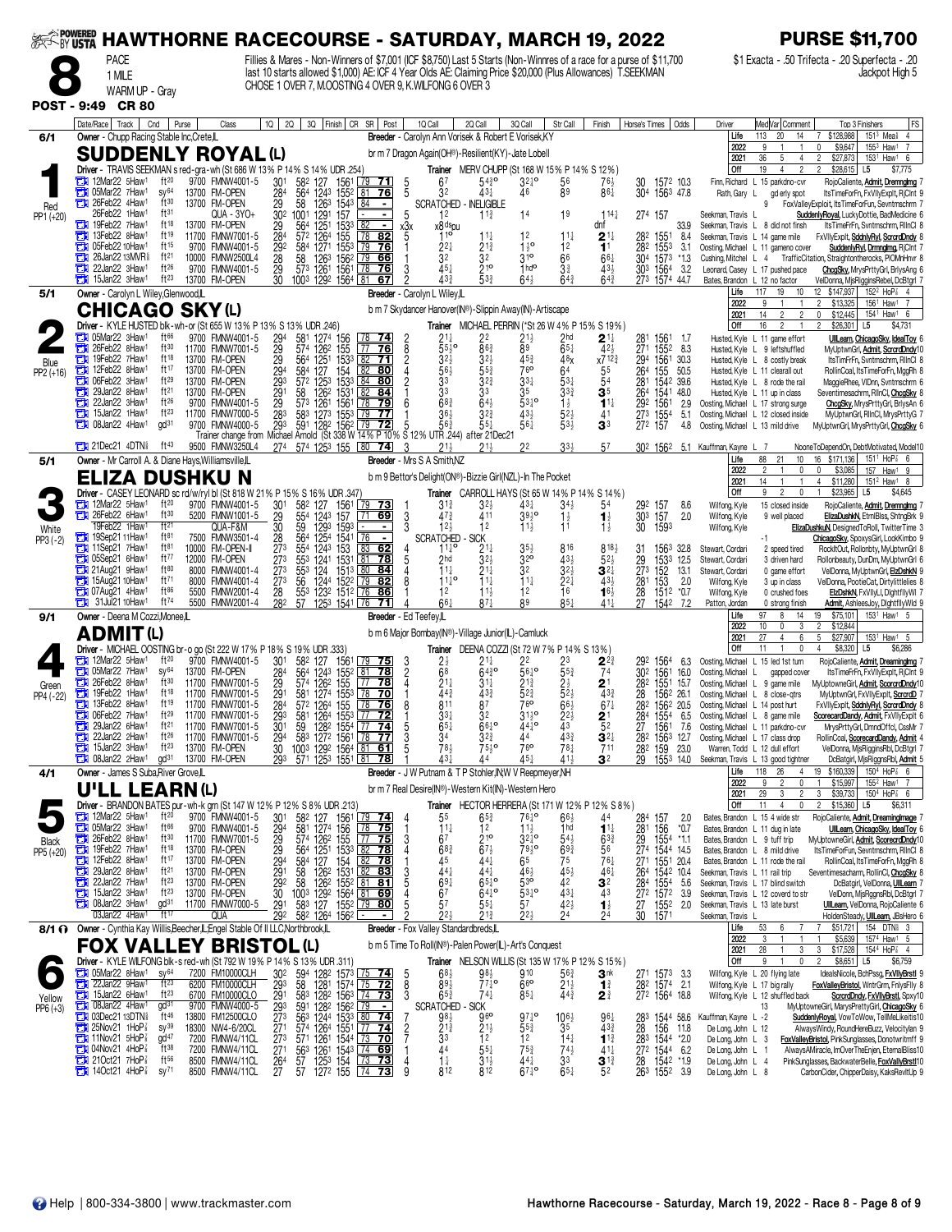# HAWTHORNE RACECOURSE - SATURDAY, MARCH 19, 2022

**PURSE $11,700**

**8** PACE 1 MILE WARM UP - Gray

Fillies & Mares - Non-Winners of $7,001 (ICF $8,750) Last 5 Starts (Non-Winnres of a race for a purse of $11,700 last 10 starts allowed $1,000) AE: ICF 4 Year Olds AE: Claiming Price $20,000 (Plus Allowances) T.SEEKMAN CHOSE 1 OVER 7, M.OOSTING 4 OVER 9, K.WILFONG 6 OVER 3

$1 Exacta - .50 Trifecta - .20 Superfecta - .20 Jackpot High 5

**POST - 9:49 CR 80**

---

## 1 — SUDDENLY ROYAL (L) — Red — PP1 (+20) — 6/1

Owner - Chupp Racing Stable Inc,Crete,IL
Breeder - Carolyn Ann Vorisek & Robert E Vorisek,KY
br m 7 Dragon Again(OH®)-Resilient(KY)-Jate Lobell
Driver - TRAVIS SEEKMAN s red-gra-wh (St 686 W 13% P 14% S 14% UDR .254)
Trainer MERV CHUPP (St 168 W 15% P 14% S 12%)

| | Starts | Win | Place | Show | Earnings | Record |
|---|---|---|---|---|---|---|
| Life | 113 | 20 | 14 | 7 | $128,988 | 151[3] Mea[1] 4 |
| 2022 | 9 | 1 | 1 | 0 | $9,647 | 155[3] Haw[1] 7 |
| 2021 | 36 | 5 | 4 | 2 | $27,873 | 153[1] Haw[1] 6 |
| Off | 19 | 4 | 2 | 2 | $28,615 | L5 $7,775 |

| Date/Race | Track | Cnd | Purse | Class | 1Q | 2Q | 3Q | Finish | CR | SR | Post | 1Q Call | 2Q Call | 3Q Call | Str Call | Finish | Horse's Times | Odds | Driver | Comment | Top 3 Finishers | FS |
|---|---|---|---|---|---|---|---|---|---|---|---|---|---|---|---|---|---|---|---|---|---|---|
| 12Mar22 5Haw[1] | ft[20] | | 9700 | FMNW4001-5 | 30[1] | 58[2] | 127 | 156[1] | 79 | 71 | 5 | 6[7] | 5[4¾]o | 3[2½]o | 5[6] | 7[6½] | 30 157[2] | 10.3 | Finn, Richard L | 15 parkdno-cvr | RojoCaliente, Admit, Drmmnglmg | 7 |
| 05Mar22 7Haw[1] | sy[64] | | 13700 | FM-OPEN | 28[4] | 56[4] | 124[3] | 155[2] | 81 | 76 | 5 | 3[2] | 4[3½] | 4[6] | 8[9] | 8[6¼] | 30[4] 156[3] | 47.8 | Rath, Gary L | gd erly spot | ItsTimeForFn, FxVllyExplt, RjClnt | 9 |
| 26Feb22 4Haw[1] | ft[30] | | 13700 | FM-OPEN | 29 | 58 | 126[3] | 154[3] | 84 | - | | SCRATCHED - INELIGIBLE | | | | | | | | 9 | FoxValleyExploit, ItsTimeForFun, Sevntmschrm | 7 |
| 26Feb22 1Haw[1] | ft[31] | | | QUA - 3YO+ | 30[2] | 100[1] | 129[1] | 157 | - | - | 5 | 1[2] | 1[1¾] | 1[4] | 1[9] | 1[14¼] | 27[4] 157 | | Seekman, Travis L | | SuddenlyRoyal, LuckyDottie, BadMedicine | 6 |
| 19Feb22 7Haw[1] | ft[18] | | 13700 | FM-OPEN | 29 | 56[4] | 125[1] | 153[3] | 82 | - | x3x | x8[dis]pu | | | | dnf | | 33.9 | Seekman, Travis L | 8 did not finsh | ItsTimeFrFn, Svntmschrm, RllnCl | 8 |
| 13Feb22 8Haw[1] | ft[19] | | 11700 | FMNW7001-5 | 28[4] | 57[2] | 126[4] | 155 | 78 | 82 | 5 | 1[1]o | 1[1½] | 1[2] | 1[1½] | 2[1¼] | 28[2] 155[1] | 8.4 | Seekman, Travis L | 14 game mile | FxVllyExplt, SddnlyRyl, ScrordDndy | 8 |
| 05Feb22 10Haw[1] | ft[15] | | 9700 | FMNW4001-5 | 29[2] | 58[4] | 127[1] | 155[3] | 79 | 76 | 1 | 2[2½] | 2[1¾] | 1[½]o | 1[2] | 1[1] | 28[2] 155[3] | 3.1 | Oosting, Michael L | 11 gameno cover | SuddenlyRyl, Drmmglmg, RjClnt | 7 |
| 26Jan22 13MVR⅝ | ft[21] | | 10000 | FMNW2500L4 | 28 | 58 | 126[3] | 156[2] | 79 | 66 | 1 | 3[2] | 3[2] | 3[1]o | 6[6] | 6[6¼] | 30[4] 157[3] | *1.3 | Cushing, Mitchel L | 4 | TrafficCitation, Straightontherocks, PlOMnHnvr | 8 |
| 22Jan22 3Haw[1] | ft[26] | | 9700 | FMNW4001-5 | 29 | 57[3] | 126[1] | 156[1] | 78 | 76 | 3 | 4[5½] | 2[1]o | 1[hd]o | 3[¾] | 4[3½] | 30[3] 156[4] | 3.2 | Leonard, Casey L | 17 pushed pace | ChcgSky, MrysPrttyGrl, BrlysAng | 6 |
| 15Jan22 3Haw[1] | ft[23] | | 13700 | FM-OPEN | 30 | 100[3] | 129[2] | 156[4] | 81 | 67 | 2 | 4[3¾] | 5[3¾] | 6[4½] | 6[4¾] | 6[4¾] | 27[3] 157[4] | 44.7 | Bates, Brandon L | 12 no factor | VelDonna, MjsRigginsRebel, DcBtgrl | 7 |

---

## 2 — CHICAGO SKY (L) — Blue — PP2 (+16) — 5/1

Owner - Carolyn L Wiley,Glenwood,IL
Breeder - Carolyn L Wiley,IL
b m 7 Skydancer Hanover(IN®)-Slippin Away(IN)-Artiscape
Driver - KYLE HUSTED blk-wh-or (St 655 W 13% P 13% S 13% UDR .246)
Trainer MICHAEL PERRIN (*St 26 W 4% P 15% S 19%)

| | Starts | Win | Place | Show | Earnings | Record |
|---|---|---|---|---|---|---|
| Life | 117 | 19 | 10 | 12 | $147,937 | 152[2] HoP⅞ 4 |
| 2022 | 9 | 1 | 1 | 2 | $13,325 | 156[1] Haw[1] 7 |
| 2021 | 14 | 2 | 2 | 0 | $12,445 | 154[1] Haw[1] 6 |
| Off | 16 | 2 | 1 | 2 | $26,301 | L5 $4,731 |

| Date/Race | Track | Cnd | Purse | Class | 1Q | 2Q | 3Q | Finish | CR | SR | Post | 1Q Call | 2Q Call | 3Q Call | Str Call | Finish | Horse's Times | Odds | Driver | Comment | Top 3 Finishers | FS |
|---|---|---|---|---|---|---|---|---|---|---|---|---|---|---|---|---|---|---|---|---|---|---|
| 05Mar22 8Haw[1] | ft[66] | | 9700 | FMNW4001-5 | 29[4] | 58[1] | 127[4] | 156 | 78 | 74 | 2 | 2[1¼] | 2[2] | 2[1½] | 2[hd] | 2[1¼] | 28[1] 156[1] | 1.7 | Husted, Kyle L | 11 game effort | UllLearn, ChicagoSky, IdealToy | 6 |
| 26Feb22 8Haw[1] | ft[30] | | 11700 | FMNW7001-5 | 29 | 57[4] | 126[2] | 155 | 77 | 76 | 8 | 5[5½]o | 8[6¾] | 8[9] | 6[5¼] | 4[2½] | 27[1] 155[2] | 8.3 | Husted, Kyle L | 9 leftshuffled | MyUptwnGrl, Admit, ScrordDndy | 10 |
| 19Feb22 7Haw[1] | ft[18] | | 13700 | FM-OPEN | 29 | 56[4] | 125[1] | 153[3] | 82 | 71 | 2 | 3[2½] | 3[2½] | 4[5¾] | 4[8]x | x7[12¾] | 29[4] 156[1] | 30.3 | Husted, Kyle L | 8 costly break | ItsTimFrFn, Svntmschrm, RllnCl | 8 |
| 12Feb22 8Haw[1] | ft[17] | | 13700 | FM-OPEN | 29[4] | 58[4] | 127 | 154 | 82 | 80 | 4 | 5[6½] | 5[5¾] | 7[6]o | 6[4] | 5[5] | 26[4] 155 | 50.5 | Husted, Kyle L | 11 clearall out | RollinCoal, ItsTimeForFn, MggRh | 8 |
| 06Feb22 3Haw[1] | ft[29] | | 13700 | FM-OPEN | 29[3] | 57[2] | 125[3] | 153[3] | 84 | 80 | 2 | 3[3] | 3[2¾] | 3[3¼] | 5[3¼] | 5[4] | 28[1] 154[2] | 39.6 | Husted, Kyle L | 8 rode the rail | MaggieRhee, VlDnn, Svntmschrm | 6 |
| 29Jan22 8Haw[1] | ft[21] | | 13700 | FM-OPEN | 29[1] | 58 | 126[2] | 153[1] | 82 | 84 | 1 | 3[3] | 3[3] | 3[5] | 3[3¾] | 3[5] | 26[4] 154[1] | 48.0 | Husted, Kyle L | 11 up in class | Seventimesacharm, RllnCl, ChcgSky | 8 |
| 22Jan22 3Haw[1] | ft[26] | | 9700 | FMNW4001-5 | 29 | 57[3] | 126[1] | 156[1] | 78 | 79 | 6 | 6[8¾] | 6[4½] | 5[3½]o | 1[½] | 1[1¼] | 29[2] 156[1] | 2.9 | Oosting, Michael L | 17 strong surge | ChcgSky, MrysPrttyGrl, BrlysAn | 6 |
| 15Jan22 1Haw[1] | ft[23] | | 11700 | FMNW7000-5 | 28[3] | 58[3] | 127[3] | 155[3] | 79 | 77 | 1 | 3[6½] | 3[2¾] | 4[3½] | 5[2½] | 4[1] | 27[3] 155[4] | 5.1 | Oosting, Michael L | 12 closed inside | MyUptwnGrl, RllnCl, MrysPrttyG | 7 |
| 08Jan22 4Haw[1] | gd[31] | | 9700 | FMNW4000-5 | 29[3] | 59[1] | 128[2] | 156[2] | 79 | 72 | 5 | 5[6½] | 5[5½] | 5[6¼] | 5[3½] | 3[3] | 27[2] 157 | 4.8 | Oosting, Michael L | 13 mild drive | MyUptwnGrl, MrysPrttyGrl, ChcgSky | 6 |

Trainer change from Michael Arnold (St 338 W 14% P 10% S 12% UTR .244) after 21Dec21

| Date/Race | Track | Cnd | Purse | Class | 1Q | 2Q | 3Q | Finish | CR | SR | Post | 1Q Call | 2Q Call | 3Q Call | Str Call | Finish | Horse's Times | Odds | Driver | Comment | Top 3 Finishers | FS |
|---|---|---|---|---|---|---|---|---|---|---|---|---|---|---|---|---|---|---|---|---|---|---|
| 21Dec21 4DTN⅝ | ft[43] | | 9500 | FMNW3250L4 | 27[4] | 57[4] | 125[3] | 155 | 80 | 74 | 3 | 2[1½] | 2[1½] | 2[2] | 3[3½] | 5[7] | 30[2] 156[2] | 5.1 | Kaufman, Kayne L | 7 | NooneToDependOn, DebtMotivated, Model10 | |

---

## 3 — ELIZA DUSHKU N — White — PP3 (-2) — 5/1

Owner - Mr Carroll A. & Diane Hays,Williamsville,IL
Breeder - Mrs S A Smith,NZ
b m 9 Bettor's Delight(ON®)-Bizzie Girl(NZL)-In The Pocket
Driver - CASEY LEONARD sc rd/w/ryl bl (St 818 W 21% P 15% S 16% UDR .347)
Trainer CARROLL HAYS (St 65 W 14% P 14% S 14%)

| | Starts | Win | Place | Show | Earnings | Record |
|---|---|---|---|---|---|---|
| Life | 88 | 21 | 10 | 16 | $171,136 | 151[1] HoP⅞ 6 |
| 2022 | 2 | 1 | 0 | 0 | $3,085 | 157 Haw[1] 9 |
| 2021 | 14 | 1 | 1 | 4 | $11,280 | 151[2] Haw[1] 8 |
| Off | 9 | 2 | 0 | 1 | $23,965 | L5 $4,645 |

| Date/Race | Track | Cnd | Purse | Class | 1Q | 2Q | 3Q | Finish | CR | SR | Post | 1Q Call | 2Q Call | 3Q Call | Str Call | Finish | Horse's Times | Odds | Driver | Comment | Top 3 Finishers | FS |
|---|---|---|---|---|---|---|---|---|---|---|---|---|---|---|---|---|---|---|---|---|---|---|
| 12Mar22 5Haw[1] | ft[20] | | 9700 | FMNW4001-5 | 30[1] | 58[2] | 127 | 156[1] | 79 | 73 | 1 | 3[1¾] | 3[2½] | 4[3¼] | 3[4½] | 5[4] | 29[2] 157 | 8.6 | Wilfong, Kyle | 15 closed inside | RojoCaliente, Admit, Drmmnglmg | 7 |
| 26Feb22 6Haw[1] | ft[30] | | 5200 | FMNW1001-5 | 29 | 55[4] | 124[3] | 157 | 71 | 69 | 3 | 4[7¾] | 4[11] | 3[9½]o | 1[½] | 1[½] | 30[3] 157 | 2.0 | Wilfong, Kyle | 9 well placed | ElizaDushkN, EtrnlBlss, ShtngBrk | 9 |
| 19Feb22 1Haw[1] | ft[21] | | | QUA-F&M | 30 | 59 | 129[3] | 159[3] | | | 3 | 1[2½] | 1[2] | 1[1½] | 1[1] | 1[½] | 30 159[3] | | Wilfong, Kyle | | ElizaDushkuN, DesignedToRoll, TwitterTime | 3 |
| 19Sep21 11Haw[1] | ft[81] | | 7500 | FMNW3501-4 | 28 | 56[4] | 125[4] | 154[1] | 76 | - | | SCRATCHED - SICK | | | | | | | | -1 | ChicagoSky, SpoxysGirl, LookKimbo | 9 |
| 11Sep21 7Haw[1] | ft[81] | | 10000 | FM-OPEN-II | 27[3] | 55[4] | 124[3] | 153 | 83 | 62 | 4 | 1[1½]o | 2[1¼] | 3[5½] | 8[16] | 8[18½] | 31 156[3] | 32.8 | Stewart, Cordari | 2 speed tired | RockltOut, Rollonbty, MyUptwnGrl | 8 |
| 05Sep21 6Haw[1] | ft[77] | | 12000 | FM-OPEN | 27[3] | 55[3] | 124[1] | 153[1] | 81 | 78 | 5 | 2[hd] | 3[2½] | 3[2]o | 4[3½] | 5[2½] | 29 153[3] | 12.5 | Stewart, Cordari | 3 driven hard | Rollonbeauty, DunDm, MyUptwnGrl | 6 |
| 21Aug21 9Haw[1] | ft[80] | | 8000 | FMNW4001-4 | 27[3] | 55[3] | 124 | 151[3] | 80 | 84 | 4 | 1[1¼] | 2[1½] | 3[2] | 3[2½] | 3[2¼] | 27[3] 152 | 13.1 | Stewart, Cordari | 0 game effort | VelDonna, MyUptwnGrl, ElzDshkN | 9 |
| 15Aug21 10Haw[1] | ft[71] | | 8000 | FMNW4001-4 | 27[3] | 56 | 124[4] | 152[2] | 79 | 82 | 8 | 1[1½]o | 1[1½] | 1[1¼] | 2[2½] | 4[3½] | 28[1] 153 | 2.0 | Wilfong, Kyle | 3 up in class | VelDonna, PootieCat, Dirtylittlelies | 8 |
| 07Aug21 4Haw[1] | ft[86] | | 5500 | FMNW2001-4 | 28 | 55[3] | 123[2] | 151[2] | 76 | 86 | 1 | 1[2] | 1[1½] | 1[2] | 1[6] | 1[6½] | 28 151[2] | *0.7 | Wilfong, Kyle | 0 crushed foes | ElzDshkN, FxVllyLl, Dlghtfllywl | 7 |
| 31Jul21 10Haw[1] | ft[74] | | 5500 | FMNW2001-4 | 28[2] | 57 | 125[3] | 154[1] | 76 | 71 | 4 | 6[6½] | 8[7½] | 8[9] | 8[5½] | 4[1½] | 27 154[2] | 7.2 | Patton, Jordan | 0 strong finish | Admit, AshleesJoy, Dlghtfllywld | 9 |

---

## 4 — ADMIT (L) — Green — PP4 (-22) — 9/1

Owner - Deena M Cozzi,Monee,IL
Breeder - Ed Teefey,IL
b m 6 Major Bombay(IN®)-Village Junior(IL)-Camluck
Driver - MICHAEL OOSTING br-o go (St 222 W 17% P 18% S 19% UDR .333)
Trainer DEENA COZZI (St 72 W 7% P 14% S 13%)

| | Starts | Win | Place | Show | Earnings | Record |
|---|---|---|---|---|---|---|
| Life | 97 | 8 | 14 | 19 | $75,101 | 153[1] Haw[1] 5 |
| 2022 | 10 | 0 | 3 | 2 | $12,844 | |
| 2021 | 27 | 4 | 6 | 5 | $27,907 | 153[1] Haw[1] 5 |
| Off | 11 | 1 | 0 | 4 | $8,320 | L5 $6,286 |

| Date/Race | Track | Cnd | Purse | Class | 1Q | 2Q | 3Q | Finish | CR | SR | Post | 1Q Call | 2Q Call | 3Q Call | Str Call | Finish | Horse's Times | Odds | Driver | Comment | Top 3 Finishers | FS |
|---|---|---|---|---|---|---|---|---|---|---|---|---|---|---|---|---|---|---|---|---|---|---|
| 12Mar22 5Haw[1] | ft[20] | | 9700 | FMNW4001-5 | 30[1] | 58[2] | 127 | 156[1] | 79 | 75 | 3 | 2[½] | 2[1½] | 2[2] | 2[3] | 2[2¾] | 29[2] 156[4] | 6.3 | Oosting, Michael L | 15 led 1st turn | RojoCaliente, Admit, Dreamingimag | 7 |
| 05Mar22 7Haw[1] | sy[64] | | 13700 | FM-OPEN | 28[4] | 56[4] | 124[3] | 155[2] | 81 | 78 | 2 | 6[8] | 6[4¾]o | 5[6½]o | 5[3¾] | 7[4] | 30[2] 156[1] | 16.0 | Oosting, Michael L | gapped cover | ItsTimeFrFn, FxVllyExplt, RjClnt | 9 |
| 26Feb22 8Haw[1] | ft[30] | | 11700 | FMNW7001-5 | 29 | 57[4] | 126[2] | 155 | 77 | 78 | 4 | 2[1¼] | 3[1½] | 2[1¾] | 2[½] | 2[1] | 28[2] 155[1] | 15.7 | Oosting, Michael L | 9 game mile | MyUptowneGirl, Admit, ScorcrdDndy | 10 |
| 19Feb22 1Haw[1] | ft[18] | | 11700 | FMNW7001-5 | 29[1] | 58[1] | 127[4] | 155[3] | 78 | 70 | 1 | 4[4¾] | 4[3¾] | 5[2¾] | 5[2½] | 4[3¾] | 28 156[2] | 26.1 | Oosting, Michael L | 8 close-qtrs | MyUptwnGrl, FxVllyExplt, ScrcrdD | 7 |
| 13Feb22 8Haw[1] | ft[19] | | 11700 | FMNW7001-5 | 28[4] | 57[2] | 126[4] | 155 | 78 | 76 | 8 | 8[11] | 8[7] | 7[6]o | 6[6½] | 6[7¼] | 28[2] 156[2] | 20.5 | Oosting, Michael L | 14 post hurt | FxVllyExplt, SddnlyRyl, ScrordDndy | 8 |
| 06Feb22 7Haw[1] | ft[29] | | 11700 | FMNW7001-5 | 29[3] | 58[1] | 126[4] | 155[3] | 77 | 72 | 1 | 3[3½] | 3[2] | 3[1½]o | 2[2½] | 2[1] | 28[4] 155[4] | 6.5 | Oosting, Michael L | 8 game mile | ScorecardDandy, Admit, FxVllyExplt | 6 |
| 29Jan22 6Haw[1] | ft[21] | | 11700 | FMNW7001-5 | 30[1] | 59 | 128[2] | 155[4] | 77 | 74 | 5 | 6[5¼] | 6[6½]o | 4[4½]o | 4[3] | 5[2] | 27 156[1] | 7.6 | Oosting, Michael L | 11 parkdno-cvr | MrysPrttyGrl, DrmndOffcl, CssMr | 7 |
| 22Jan22 2Haw[1] | ft[26] | | 11700 | FMNW7001-5 | 29[4] | 58[3] | 127[2] | 156[1] | 78 | 77 | 5 | 3[4] | 3[2¾] | 4[4] | 4[3¾] | 3[2¼] | 28[2] 156[3] | 12.7 | Oosting, Michael L | 17 class drop | RollinCoal, ScorecardDandy, Admit | 4 |
| 15Jan22 3Haw[1] | ft[23] | | 13700 | FM-OPEN | 30 | 100[3] | 129[2] | 156[4] | 81 | 61 | 5 | 7[8½] | 7[5½]o | 7[6]o | 7[8½] | 7[11] | 28[2] 159 | 23.0 | Warren, Todd L | 12 dull effort | VelDonna, MjsRigginsRbl, DcBtgrl | 7 |
| 08Jan22 2Haw[1] | gd[31] | | 13700 | FM-OPEN | 29[3] | 57[1] | 125[3] | 155[1] | 81 | 78 | 1 | 4[3¼] | 4[4] | 4[5½] | 4[1½] | 3[2] | 29 155[3] | 14.0 | Seekman, Travis L | 13 good tightner | DcBatgirl, MjsRigginsRbl, Admit | 5 |

---

## 5 — U'LL LEARN (L) — Black — PP5 (+20) — 4/1

Owner - James S Suba,River Grove,IL
Breeder - J W Putnam & T P Stohler,IN;W V Reepmeyer,NH
br m 7 Real Desire(IN®)-Western Kit(IN)-Western Hero
Driver - BRANDON BATES pur-wh-k grn (St 147 W 12% P 12% S 8% UDR .213)
Trainer HECTOR HERRERA (St 171 W 12% P 12% S 8%)

| | Starts | Win | Place | Show | Earnings | Record |
|---|---|---|---|---|---|---|
| Life | 118 | 26 | 4 | 19 | $160,339 | 150[4] HoP⅞ 6 |
| 2022 | 9 | 2 | 0 | 1 | $15,997 | 155[2] Haw[1] 7 |
| 2021 | 29 | 3 | 2 | 3 | $39,733 | 150[4] HoP⅞ 6 |
| Off | 11 | 4 | 0 | 2 | $15,360 | L5 $6,311 |

| Date/Race | Track | Cnd | Purse | Class | 1Q | 2Q | 3Q | Finish | CR | SR | Post | 1Q Call | 2Q Call | 3Q Call | Str Call | Finish | Horse's Times | Odds | Driver | Comment | Top 3 Finishers | FS |
|---|---|---|---|---|---|---|---|---|---|---|---|---|---|---|---|---|---|---|---|---|---|---|
| 12Mar22 5Haw[1] | ft[20] | | 9700 | FMNW4001-5 | 30[1] | 58[2] | 127 | 156[1] | 79 | 74 | 4 | 5[5] | 6[5½] | 7[6¾]o | 6[6¼] | 4[4] | 28[4] 157 | 2.0 | Bates, Brandon L | 15 4 wide str | RojoCaliente, Admit, Dreamingimage | 7 |
| 05Mar22 8Haw[1] | ft[66] | | 9700 | FMNW4001-5 | 29[4] | 58[1] | 127[4] | 156 | 78 | 75 | 1 | 1[1¼] | 1[2] | 1[1½] | 1[hd] | 1[1¼] | 28[1] 156 | *0.7 | Bates, Brandon L | 11 dug in late | UllLearn, ChicagoSky, IdealToy | 6 |
| 26Feb22 8Haw[1] | ft[30] | | 11700 | FMNW7001-5 | 29 | 57[4] | 126[2] | 155 | 77 | 75 | 3 | 6[7] | 2[1]o | 3[2½]o | 5[4½] | 6[3¾] | 29 155[4] | *1.1 | Bates, Brandon L | 9 tuff trip | MyUptowneGirl, Admit, ScorecrdDndy | 10 |
| 19Feb22 7Haw[1] | ft[18] | | 13700 | FM-OPEN | 29 | 56[4] | 125[1] | 153[3] | 82 | 78 | 4 | 6[8¾] | 6[7½] | 7[9¾]o | 6[9¾] | 5[6] | 27[4] 154[4] | 14.5 | Bates, Brandon L | 8 mild drive | ItsTimeForFun, Sevntmschrm, RllnCl | 8 |
| 12Feb22 8Haw[1] | ft[17] | | 13700 | FM-OPEN | 29[4] | 58[4] | 127 | 154 | 82 | 78 | 1 | 4[5] | 4[4½] | 6[5] | 7[5] | 7[6¼] | 27[1] 155[1] | 20.4 | Bates, Brandon L | 11 rode the rail | RollinCoal, ItsTimeForFn, MggRh | 8 |
| 29Jan22 8Haw[1] | ft[21] | | 13700 | FM-OPEN | 29[1] | 58 | 126[2] | 153[1] | 82 | 83 | 3 | 4[4¼] | 4[4½] | 4[6½] | 4[5½] | 4[6½] | 26[4] 154[2] | 10.4 | Seekman, Travis L | 11 rail trip | Seventimesacharm, RollinCl, ChcgSky | 8 |
| 22Jan22 7Haw[1] | ft[23] | | 13700 | FM-OPEN | 29[2] | 58 | 126[2] | 155[2] | 81 | 81 | 5 | 6[9½] | 6[5½]o | 5[3]o | 4[2] | 3[2] | 28[4] 155[4] | 5.6 | Seekman, Travis L | 17 blind switch | DcBatgirl, VelDonna, UllLearn | 7 |
| 15Jan22 3Haw[1] | ft[23] | | 13700 | FM-OPEN | 30 | 100[3] | 129[2] | 156[4] | 81 | 69 | 4 | 6[7] | 6[4½]o | 5[3½]o | 4[3½] | 4[3] | 27[2] 157[2] | 3.9 | Seekman, Travis L | 12 coverd to str | VelDonn, MjsRggnsRbl, DcBtgrl | 7 |
| 08Jan22 3Haw[1] | gd[31] | | 11700 | FMNW7000-5 | 29[1] | 58[3] | 127[2] | 155[2] | 79 | 80 | 5 | 5[7] | 5[5½] | 5[7] | 4[2½] | 1[½] | 27 155[2] | 2.0 | Seekman, Travis L | 13 late burst | UllLearn, VelDonna, RojoCaliente | 6 |
| 03Jan22 4Haw[1] | ft[17] | | | QUA | 29[2] | 58[2] | 126[4] | 156[2] | - | - | 2 | 2[2½] | 2[1¾] | 2[2½] | 2[4] | 2[4] | 30 157[1] | | Seekman, Travis L | | HoldenSteady, UllLearn, JBsHero | 6 |

---

## 6 — FOX VALLEY BRISTOL (L) — Yellow — PP6 (+3) — 8/1

Owner - Cynthia Kay Willis,Beecher,IL;Engel Stable Of Il LLC,Northbrook,IL
Breeder - Fox Valley Standardbreds,IL
b m 5 Time To Roll(IN®)-Palen Power(IL)-Art's Conquest
Driver - KYLE WILFONG blk-s red-wh (St 792 W 19% P 14% S 13% UDR .311)
Trainer NELSON WILLIS (St 135 W 17% P 12% S 15%)

| | Starts | Win | Place | Show | Earnings | Record |
|---|---|---|---|---|---|---|
| Life | 53 | 6 | 7 | 7 | $51,721 | 154 DTN⅝ 3 |
| 2022 | 3 | 0 | 1 | 1 | $5,639 | 157[4] Haw[1] 5 |
| 2021 | 28 | 1 | 3 | 3 | $17,528 | 154[4] HoP⅞ 4 |
| Off | 9 | 1 | 0 | 2 | $8,651 | L5 $6,759 |

| Date/Race | Track | Cnd | Purse | Class | 1Q | 2Q | 3Q | Finish | CR | SR | Post | 1Q Call | 2Q Call | 3Q Call | Str Call | Finish | Horse's Times | Odds | Driver | Comment | Top 3 Finishers | FS |
|---|---|---|---|---|---|---|---|---|---|---|---|---|---|---|---|---|---|---|---|---|---|---|
| 05Mar22 6Haw[1] | sy[64] | | 7200 | FMNW10000CL | 30[2] | 59[4] | 128[2] | 157[3] | 75 | 74 | 5 | 6[8½] | 9[8½] | 9[10] | 5[6¾] | 3[nk] | 27[1] 157[3] | 3.3 | Wilfong, Kyle | L 20 flying late | IdealsNicole, BchPssg, FxVllyBrstl | 9 |
| 22Jan22 9Haw[1] | ft[23] | | 6200 | FMNW10000CLH | 29[3] | 58 | 128[1] | 157[4] | 75 | 72 | 8 | 8[9½] | 7[7½]o | 6[6]o | 2[1½] | 1[¾] | 28[2] 157[4] | 2.1 | Wilfong, Kyle | L 17 big rally | FoxValleyBristol, WntrGrm, FnlysFlly | 8 |
| 15Jan22 6Haw[1] | ft[23] | | 6700 | FMNW10000CL | 29[1] | 58[3] | 128[2] | 156[3] | 74 | 73 | 3 | 6[5¾] | 7[4½] | 8[5½] | 4[4¾] | 2[¾] | 27[2] 156[4] | 18.8 | Wilfong, Kyle | L 12 shuffled back | ScrordDndy, FxVllyBrstl, Spxy10 | |
| 08Jan22 4Haw[1] | gd[31] | | 9700 | FMNW4000-5 | 29[3] | 59[1] | 128[2] | 156[2] | 79 | - | | SCRATCHED - SICK | | | | | | | | 13 | MyUptowneGirl, MarysPrettyGirl, ChicagoSky | 6 |
| 03Dec21 13DTN⅝ | ft[46] | | 13800 | FM12500CL4 | 27[3] | 56[3] | 124[4] | 153[3] | 80 | 74 | 7 | 9[8½] | 9[6]o | 9[7½]o | 10[6½] | 9[6¼] | 28[3] 154[4] | 58.6 | Kauffman, Kayne | L -2 | SuddenlyRoyal, VowToWow, TellMeLikeits10 | |
| 25Nov21 1HoP⅞ | sy[39] | | 18300 | NW4-6/20CL | 27[1] | 57[4] | 126[4] | 155[1] | 77 | 74 | 2 | 2[1¾] | 2[1½] | 5[5¾] | 3[5] | 4[3¾] | 28 156 | 11.8 | De Long, John | L 12 | AlwaysWindy, RoundHereBuzz, Velocitylan | 9 |
| 11Nov21 5HoP⅞ | gd[47] | | 7200 | FMNW4/11CL | 27[3] | 57[1] | 126[1] | 154[4] | 73 | 70 | 7 | 3[3] | 1[2] | 1[2] | 1[2] | 1[1¾] | 28[3] 154[4] | *2.0 | De Long, John | L 3 | FoxValleyBristol, PinkSunglasses, Donotwritmff | 9 |
| 04Nov21 4HoP⅞ | ft[38] | | 7200 | FMNW4/11CL | 27[1] | 56[3] | 126[1] | 154[3] | 74 | 69 | 1 | 4[4] | 5[5½] | 7[5¾] | 7[4½] | 4[1½] | 27[2] 154[4] | 6.2 | De Long, John | L 1 | AlwaysAMiracle, ImOverTheEnjen, EternalBliss10 | |
| 21Oct21 7HoP⅞ | ft[56] | | 8500 | FMNW4/11CL | 26[4] | 57 | 125[3] | 154 | 73 | 73 | 4 | 1[½] | 3[1½] | 4[4½] | 3[3] | 3[1¾] | 28 154[2] | *1.9 | De Long, John | L 4 | PinkSunglasses, BackwaterBelle, FoxValyBrstl | 10 |
| 14Oct21 4HoP⅞ | sy[71] | | 8500 | FMNW4/11CL | 27 | 57 | 127[2] | 155 | 74 | 73 | 9 | 8[12] | 8[12] | 6[7½]o | 6[5¼] | 5[2] | 26[3] 155[2] | 3.9 | De Long, John | L 8 | CarbonCider, ChipperDaisy, KaksRevltUp | 9 |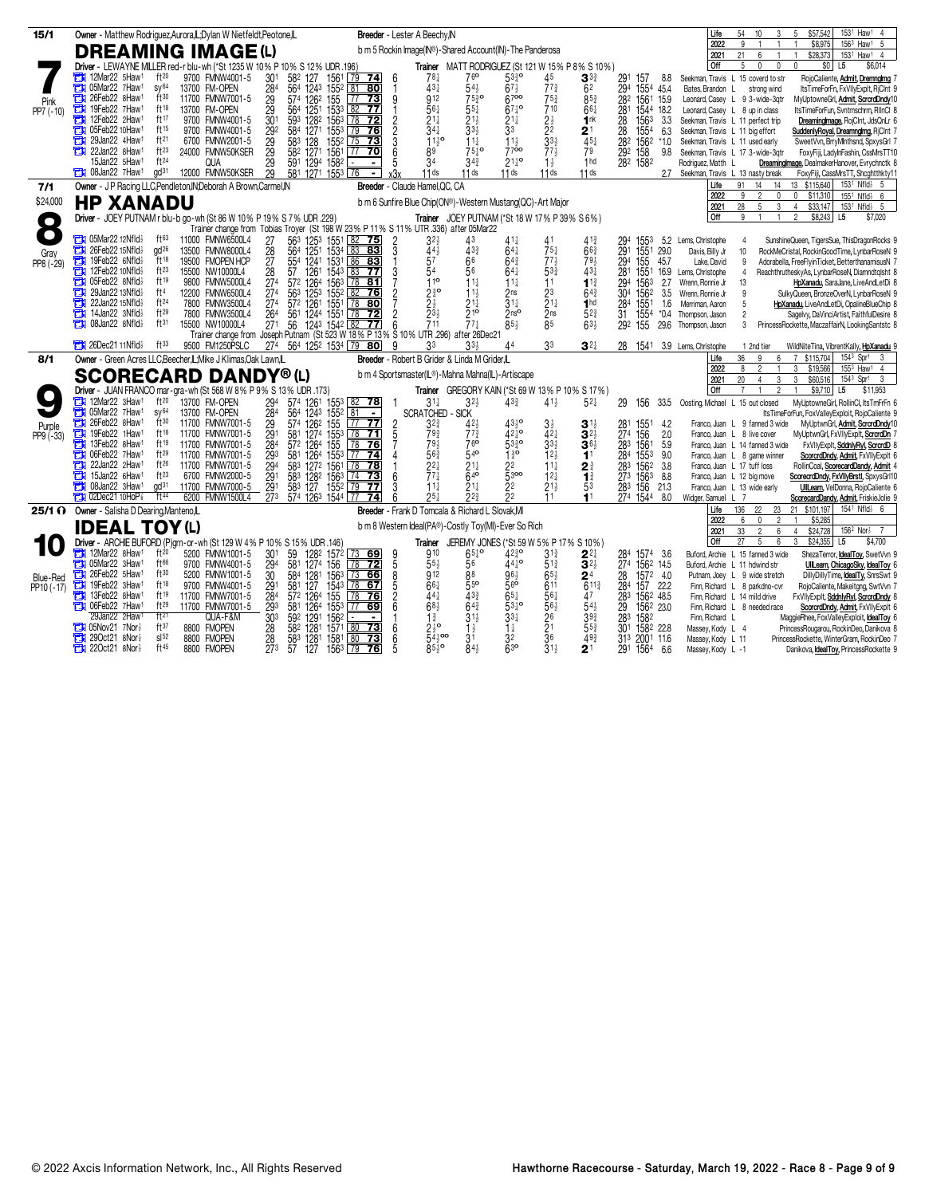## 7 — DREAMING IMAGE (L) — 15/1 — Pink — PP7 (-10)

Owner - Matthew Rodriguez,Aurora,IL;Dylan W Nietfeldt,Peotone,IL

Breeder - Lester A Beechy,IN

b m 5 Rockin Image(IN®)-Shared Account(IN)-The Panderosa

Driver - LEWAYNE MILLER red-r blu-wh (\*St 1235 W 10% P 10% S 12% UDR .196)

Trainer MATT RODRIGUEZ (St 121 W 15% P 8% S 10%)

| | Starts | W | P | S | Earnings | Best |
|---|---|---|---|---|---|---|
| Life | 54 | 10 | 3 | 5 | $57,542 | 153¹ Haw¹ 4 |
| 2022 | 9 | 1 | 1 | 1 | $8,975 | 156³ Haw¹ 5 |
| 2021 | 21 | 6 | 1 | 1 | $28,373 | 153¹ Haw¹ 4 |
| Off | 5 | 0 | 0 | 0 | $0 | L5 $6,014 |

| Date | Trk | Cond | Purse | Class | Fractions | SR | PP | 1/4 | 1/2 | 3/4 | Str | Fin | Time | Odds | Driver / Comment | Order of Finish |
|---|---|---|---|---|---|---|---|---|---|---|---|---|---|---|---|---|
| 12Mar22 5Haw¹ | | ft²⁰ | 9700 | FMNW4001-5 | 30¹ 58² 127 156¹ | 79 74 | 6 | 7⁸¼ | 7⁸° | 5³¾° | 4⁵ | 3³¾ | 29¹ 157 | 8.8 | Seekman, Travis L 15 coverd to str | RojoCaliente, Admit, Dreamgimg 7 |
| 05Mar22 7Haw¹ | | sy⁶⁴ | 13700 | FM-OPEN | 28⁴ 56⁴ 124³ 155² | 81 80 | 1 | 4³¼ | 5⁴½ | 6⁷½ | 7⁷¾ | 6² | 29⁴ 155⁴ | 45.4 | Bates, Brandon L strong wind | ItsTimeForFrn, FxVllyExplt, RjClnt 9 |
| 26Feb22 8Haw¹ | | ft³⁰ | 11700 | FMNW7001-5 | 29 57⁴ 126² 155 | 77 73 | 9 | 9¹² | 7⁵¾° | 6⁷°° | 7⁵¾ | 8⁵¾ | 28² 156¹ | 15.9 | Leonard, Casey L 9 3-wide-3qtr | MyUptowneGrl, Admit, ScrordDndy10 |
| 19Feb22 7Haw¹ | | ft¹⁸ | 13700 | FM-OPEN | 29 56⁴ 125¹ 153³ | 82 77 | 1 | 5⁶¼ | 5⁵½ | 6⁷½° | 7¹⁰ | 6⁸¼ | 28¹ 154⁴ | 18.2 | Leonard, Casey L 8 up in class | ItsTimeForFun, Svntmschrm, RllnCl 8 |
| 12Feb22 2Haw¹ | | ft¹⁷ | 9700 | FMNW4001-5 | 30¹ 59³ 128² 156³ | 78 72 | 2 | 2¹¼ | 2¹½ | 2¹¼ | 2½ | 1nk | 28 156³ | 3.3 | Seekman, Travis L 11 perfect trip | DreamingImage, RojClnt, JdsQnLr 6 |
| 05Feb22 10Haw¹ | | ft¹⁵ | 9700 | FMNW4001-5 | 29² 58⁴ 127¹ 155³ | 79 76 | 2 | 3⁴¼ | 3³½ | 3³ | 2² | 2¹ | 28 155⁴ | 6.3 | Seekman, Travis L 11 big effort | SuddenlyRoyal, Dreamnglmg, RjClnt 7 |
| 29Jan22 4Haw¹ | | ft²¹ | 6700 | FMNW2001-5 | 29 58³ 128 155² | 75 73 | 3 | 1¹½° | 1¹¼ | 1¹½ | 3³½ | 4⁵¼ | 28² 156² | \*1.0 | Seekman, Travis L 11 used early | SweetVvn, BrryMnthsnd, SpxysGrl 7 |
| 22Jan22 8Haw¹ | | ft²³ | 24000 | FMNW50KSER | 29 58² 127¹ 156¹ | 77 70 | 6 | 8⁹ | 7⁵½° | 7⁷°° | 7⁷½ | 7⁹ | 29² 158 | 9.8 | Seekman, Travis L 17 3-wide-3qtr | FoxyFiji, LadylnFashin, CssMrsTT10 |
| 15Jan22 5Haw¹ | | ft²⁴ | | QUA | 29 59¹ 129⁴ 158² | - - | 5 | 3⁴ | 3⁴¾ | 2¹½° | 1½ | 1hd | 28² 158² | | Rodriguez, Matth L | DreamingImage, DealmakerHanover, Evrychnctk 8 |
| 08Jan22 7Haw¹ | | gd³¹ | 12000 | FMNW50KSER | 29 58¹ 127¹ 155³ | 76 - | x3x | 11ds | 11ds | 11ds | 11ds | 11ds | | 2.7 | Seekman, Travis L 13 nasty break | FoxyFiji, CassMrsTT, Shcghtthkty11 |

## 8 — HP XANADU — 7/1 — $24,000 — Gray — PP8 (-29)

Owner - J P Racing LLC,Pendleton,IN;Deborah A Brown,Carmel,IN

Breeder - Claude Hamel,QC, CA

b m 6 Sunfire Blue Chip(ON®)-Western Mustang(QC)-Art Major

Driver - JOEY PUTNAM r blu-b go-wh (St 86 W 10% P 19% S 7% UDR .229)

Trainer JOEY PUTNAM (\*St 18 W 17% P 39% S 6%)

| | Starts | W | P | S | Earnings | Best |
|---|---|---|---|---|---|---|
| Life | 91 | 14 | 14 | 13 | $115,640 | 153¹ Nfld⅝ 5 |
| 2022 | 9 | 2 | 0 | 0 | $11,310 | 155¹ Nfld⅝ 6 |
| 2021 | 28 | 5 | 3 | 4 | $33,147 | 153¹ Nfld⅝ 5 |
| Off | 9 | 1 | 1 | 2 | $8,243 | L5 $7,020 |

Trainer change from Tobias Troyer (St 198 W 23% P 11% S 11% UTR .336) after 05Mar22

| Date | Trk | Cond | Purse | Class | Fractions | SR | PP | 1/4 | 1/2 | 3/4 | Str | Fin | Time | Odds | Driver / Comment | Order of Finish |
|---|---|---|---|---|---|---|---|---|---|---|---|---|---|---|---|---|
| 05Mar22 12Nfld⅝ | | ft⁶³ | 11000 | FMNW6500L4 | 27 56³ 125³ 155¹ | 82 75 | 2 | 3²½ | 4³ | 4¹¼ | 4¹ | 4¹¾ | 29⁴ 155³ | 5.2 | Lems, Christophe 4 | SunshineQueen, TigersSue, ThisDragonRocks 9 |
| 26Feb22 15Nfld⅝ | | gd²⁶ | 13500 | FMNW8000L4 | 28 56⁴ 125¹ 153⁴ | 83 83 | 3 | 4⁴½ | 4³¾ | 6⁴¼ | 7⁵¼ | 6⁶¾ | 29¹ 155¹ | 29.0 | Davis, Billy Jr 10 | RockMeCristal, RockinGoodTime, LynbarRoseN 9 |
| 19Feb22 6Nfld⅝ | | ft¹⁸ | 19500 | FMOPEN HCP | 27 55⁴ 124¹ 153¹ | 86 83 | 1 | 5⁷ | 6⁶ | 6⁴¾ | 7⁷½ | 7⁹½ | 29⁴ 155 | 45.7 | Lake, David 9 | Adorabella, FreeFlyinTicket, BetterthanamisusN 7 |
| 12Feb22 10Nfld⅝ | | ft²³ | 15500 | NW10000L4 | 28 57 126¹ 154³ | 83 77 | 3 | 5⁴ | 5⁶ | 6⁴¼ | 5³¾ | 4³¼ | 28¹ 155¹ | 16.9 | Lems, Christophe 4 | ReachfrtheskyAs, LynbarRoseN, Diamndtqlsht 8 |
| 05Feb22 8Nfld⅝ | | ft¹⁹ | 9800 | FMNW5000L4 | 27⁴ 57² 126⁴ 156³ | 78 81 | 7 | 1¹° | 1¹½ | 1¹½ | 1¹ | 1¹¾ | 29⁴ 156³ | 2.7 | Wrenn, Ronnie Jr 13 | HpXanadu, SaraJane, LiveAndLetDi 8 |
| 29Jan22 13Nfld⅝ | | ft⁴ | 12200 | FMNW6500L4 | 27⁴ 56³ 125³ 155² | 82 76 | 2 | 2¾° | 1¹½ | 2ns | 2³ | 6⁴¾ | 30⁴ 156² | 3.5 | Wrenn, Ronnie Jr 9 | SulkyQueen, BronzeOverN, LynbarRoseN 9 |
| 22Jan22 15Nfld⅝ | | ft²⁴ | 7800 | FMNW3500L4 | 27⁴ 57² 126¹ 155¹ | 78 80 | 7 | 2½ | 2¹¼ | 3¹¼ | 2¹¼ | 1hd | 28⁴ 155¹ | 1.6 | Merriman, Aaron 5 | HpXanadu, LiveAndLetDi, OpalineBlueChip 8 |
| 14Jan22 3Nfld⅝ | | ft²⁹ | 7800 | FMNW3500L4 | 26⁴ 56¹ 124⁴ 155¹ | 78 72 | 2 | 2³½ | 2¹° | 2ns° | 2ns | 5²¾ | 31 155⁴ | \*0.4 | Thompson, Jason 2 | Sagelvy, DaVinciArtist, FaithfulDesire 8 |
| 08Jan22 8Nfld⅝ | | ft³¹ | 15500 | NW10000L4 | 27¹ 56 124³ 154² | 82 77 | 6 | 7¹¹ | 7⁷½ | 8⁵½ | 8⁵ | 6³½ | 29² 155 | 29.6 | Thompson, Jason 3 | PrincessRockette, MaczaffairN, LookingSantstc 8 |

Trainer change from Joseph Putnam (St 523 W 18% P 13% S 10% UTR .296) after 26Dec21

| Date | Trk | Cond | Purse | Class | Fractions | SR | PP | 1/4 | 1/2 | 3/4 | Str | Fin | Time | Odds | Driver / Comment | Order of Finish |
|---|---|---|---|---|---|---|---|---|---|---|---|---|---|---|---|---|
| 26Dec21 11Nfld⅝ | | ft³³ | 9500 | FM1250PSLC | 27⁴ 56⁴ 125² 153⁴ | 79 80 | 9 | 3³ | 3³½ | 4⁴ | 3³ | 3²¼ | 28 154¹ | 3.9 | Lems, Christophe 1 2nd tier | WildNiteTina, VibrentKally, HpXanadu 9 |

## 9 — SCORECARD DANDY® (L) — 8/1 — Purple — PP9 (-33)

Owner - Green Acres LLC,Beecher,IL;Mike J Klimas,Oak Lawn,IL

Breeder - Robert B Grider & Linda M Grider,IL

b m 4 Sportsmaster(IL®)-Mahna Mahna(IL)-Artiscape

Driver - JUAN FRANCO mar-gra-wh (St 568 W 8% P 9% S 13% UDR .173)

Trainer GREGORY KAIN (\*St 69 W 13% P 10% S 17%)

| | Starts | W | P | S | Earnings | Best |
|---|---|---|---|---|---|---|
| Life | 36 | 9 | 6 | 7 | $115,704 | 154³ Spr¹ 3 |
| 2022 | 8 | 2 | 1 | 3 | $19,566 | 155³ Haw¹ 4 |
| 2021 | 20 | 4 | 3 | 3 | $60,516 | 154³ Spr¹ 3 |
| Off | 7 | 1 | 2 | 1 | $9,710 | L5 $11,953 |

| Date | Trk | Cond | Purse | Class | Fractions | SR | PP | 1/4 | 1/2 | 3/4 | Str | Fin | Time | Odds | Driver / Comment | Order of Finish |
|---|---|---|---|---|---|---|---|---|---|---|---|---|---|---|---|---|
| 12Mar22 3Haw¹ | | ft²⁰ | 13700 | FM-OPEN | 29⁴ 57⁴ 126¹ 155³ | 82 78 | 1 | 3¹½ | 3²½ | 4³¾ | 4¹½ | 5²¼ | 29 156 | 33.5 | Oosting, Michael L 15 outr closed | MyUptowneGirl, RollinCl, ItsTmFrFn 6 |
| 05Mar22 7Haw¹ | | sy⁶⁴ | 13700 | FM-OPEN | 28⁴ 56⁴ 124³ 155² | 81 - | | SCRATCHED - SICK | | | | | | | | ItsTimeForFun, FoxValleyExploit, RojoCaliente 9 |
| 26Feb22 8Haw¹ | | ft³⁰ | 11700 | FMNW7001-5 | 29 57⁴ 126² 155 | 77 77 | 2 | 3²¾ | 4²½ | 4³½° | 3½ | 3¹½ | 28¹ 155¹ | 4.2 | Franco, Juan L 9 fanned 3 wide | MyUptwnGrl, Admit, ScrordDndy10 |
| 19Feb22 1Haw¹ | | ft¹⁸ | 11700 | FMNW7001-5 | 29¹ 58¹ 127⁴ 155³ | 78 71 | 5 | 7⁹¾ | 7⁷¾ | 4²½° | 4²¼ | 3²½ | 27⁴ 156 | 2.0 | Franco, Juan L 8 live cover | MyUptwnGrl, FxVllyExplt, ScrcrdDn 7 |
| 13Feb22 8Haw¹ | | ft¹⁹ | 11700 | FMNW7001-5 | 28⁴ 57² 126⁴ 155 | 78 76 | 7 | 7⁹½ | 7⁶° | 5³¾° | 3³½ | 3⁶½ | 28³ 156¹ | 5.9 | Franco, Juan L 14 fanned 3 wide | FxVllyExplt, SddnlyRyl, ScrcrdD 8 |
| 06Feb22 7Haw¹ | | ft²⁹ | 11700 | FMNW7001-5 | 29³ 58¹ 126⁴ 155³ | 77 74 | 4 | 5⁶¾ | 5⁴° | 1¾° | 1²½ | 1¹ | 28⁴ 155³ | 9.0 | Franco, Juan L 8 game winner | ScorcrdDndy, Admit, FxVllyExplt 6 |
| 22Jan22 2Haw¹ | | ft²⁶ | 11700 | FMNW7001-5 | 29⁴ 58³ 127² 156¹ | 78 78 | 1 | 2²¼ | 2¹½ | 2² | 1¹¼ | 2¾ | 28³ 156² | 3.8 | Franco, Juan L 17 tuff loss | RollinCoal, ScorecardDandy, Admit 4 |
| 15Jan22 6Haw¹ | | ft²³ | 6700 | FMNW2000-5 | 29¹ 58³ 128² 156³ | 74 73 | 6 | 7⁷¼ | 6⁴° | 5³°° | 1²½ | 1¾ | 27³ 156³ | 8.8 | Franco, Juan L 12 big move | ScorecrdDndy, FxVllyBrstl, SpxysGrl10 |
| 08Jan22 3Haw¹ | | gd³¹ | 11700 | FMNW7000-5 | 29¹ 58³ 127 155² | 79 77 | 3 | 1¹¼ | 2¹½ | 2² | 2¹½ | 5³ | 28³ 156 | 21.3 | Franco, Juan L 13 wide early | UllLearn, VelDonna, RojoCaliente 6 |
| 02Dec21 10HoP⅞ | | ft⁴⁴ | 6200 | FMNW1500L4 | 27³ 57⁴ 126³ 154⁴ | 77 74 | 6 | 2⁵½ | 2²¾ | 2² | 1¹ | 1¹ | 27⁴ 154⁴ | 8.0 | Widger, Samuel L 7 | ScorecardDandy, Admit, FriskieJolie 9 |

## 10 — IDEAL TOY (L) — 25/1 — Blue-Red — PP10 (-17)

Owner - Salisha D Dearing,Manteno,IL

Breeder - Frank D Tomcala & Richard L Slovak,MI

b m 8 Western Ideal(PA®)-Costly Toy(MI)-Ever So Rich

Driver - ARCHIE BUFORD (P)grn-or-wh (St 129 W 4% P 10% S 15% UDR .146)

Trainer JEREMY JONES (\*St 59 W 5% P 17% S 10%)

| | Starts | W | P | S | Earnings | Best |
|---|---|---|---|---|---|---|
| Life | 136 | 22 | 23 | 21 | $101,197 | 154¹ Nfld⅝ 6 |
| 2022 | 6 | 0 | 2 | 1 | $5,285 | |
| 2021 | 33 | 2 | 6 | 4 | $24,728 | 156² Nor⅝ 7 |
| Off | 27 | 5 | 6 | 3 | $24,355 | L5 $4,700 |

| Date | Trk | Cond | Purse | Class | Fractions | SR | PP | 1/4 | 1/2 | 3/4 | Str | Fin | Time | Odds | Driver / Comment | Order of Finish |
|---|---|---|---|---|---|---|---|---|---|---|---|---|---|---|---|---|
| 12Mar22 8Haw¹ | | ft²⁰ | 5200 | FMNW1001-5 | 30¹ 59 128² 157² | 73 69 | 9 | 9¹⁰ | 6⁵¼° | 4²¾° | 3¹¾ | 2²¼ | 28⁴ 157⁴ | 3.6 | Buford, Archie L 15 fanned 3 wide | ShezaTerror, IdealToy, SwetVvn 9 |
| 05Mar22 3Haw¹ | | ft⁶⁶ | 9700 | FMNW4001-5 | 29⁴ 58¹ 127⁴ 156 | 78 72 | 5 | 5⁵½ | 5⁶ | 4⁴½° | 5¹¾ | 3²½ | 27⁴ 156² | 14.5 | Buford, Archie L 11 hdwind str | UllLearn, ChicagoSky, IdealToy 6 |
| 26Feb22 5Haw¹ | | ft³⁰ | 5200 | FMNW1001-5 | 30 58⁴ 128¹ 156³ | 73 66 | 8 | 9¹² | 8⁸ | 9⁶½ | 6⁵½ | 2⁴ | 28 157² | 4.0 | Putnam, Joey L 9 wide stretch | DillyDillyTime, IdealTy, SnrsSwt 9 |
| 19Feb22 3Haw¹ | | ft¹⁸ | 9700 | FMNW4001-5 | 29¹ 58¹ 127 154³ | 78 67 | 5 | 6⁶¼ | 5⁵° | 5⁶° | 6¹¹ | 6¹¹¾ | 28⁴ 157 | 22.2 | Finn, Richard L 8 parkdno-cvr | RojoCaliente, Makeitgng, SwtVvn 7 |
| 13Feb22 8Haw¹ | | ft¹⁹ | 11700 | FMNW7001-5 | 28⁴ 57² 126⁴ 155 | 78 76 | 2 | 4⁴¼ | 4³¾ | 6⁵¼ | 5⁶¼ | 4⁷ | 28³ 156² | 48.5 | Finn, Richard L 14 mild drive | FxVllyExplt, SddnlyRyl, ScrcrdDndy 8 |
| 06Feb22 7Haw¹ | | ft²⁹ | 11700 | FMNW7001-5 | 29³ 58¹ 126⁴ 155³ | 77 69 | 6 | 6⁸½ | 6⁴¾ | 5³½° | 5⁶½ | 5⁴½ | 29 156² | 23.0 | Finn, Richard L 8 needed race | ScorcrdDndy, Admit, FxVllyExplt 6 |
| 29Jan22 2Haw¹ | | ft²¹ | | QUA-F&M | 30³ 59² 129¹ 156² | - - | | 1¾ | 3¹½ | 3³¼ | 2⁶ | 3⁹¾ | 28³ 158² | | Finn, Richard L | MaggieRhee, FoxValleyExploit, IdealToy 6 |
| 05Nov21 7Nor⅝ | | ft³⁷ | 8800 | FMOPEN | 28 58² 128¹ 157¹ | 80 73 | 6 | 2¾° | 1½ | 1½ | 2¹ | 5⁵¾ | 30¹ 158² | 22.8 | Massey, Kody L 4 | PrincessRougarou, RockinDeo, Danikova 8 |
| 29Oct21 8Nor⅝ | | sl⁵² | 8800 | FMOPEN | 28 58³ 128¹ 158¹ | 80 73 | 6 | 5⁴½°° | 3¹ | 3² | 3⁶ | 4⁹¾ | 31³ 200¹ | 11.6 | Massey, Kody L 11 | PrincessRockette, WinterGram, RockinDeo 7 |
| 22Oct21 8Nor⅝ | | ft⁴⁵ | 8800 | FMOPEN | 27³ 57 127 156³ | 79 76 | 5 | 8⁵½° | 8⁴½ | 6³° | 3¹½ | 2¹ | 29¹ 156⁴ | 6.6 | Massey, Kody L -1 | Danikova, IdealToy, PrincessRockette 9 |

© 2022 Axcis Information Network, Inc., All Rights Reserved

Hawthorne Racecourse - Saturday, March 19, 2022 - Race 8